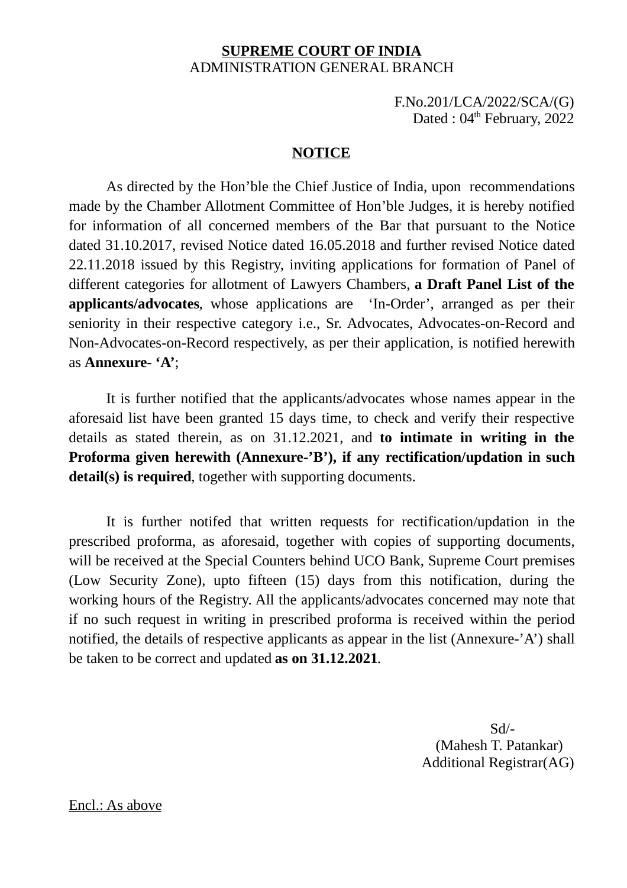**SUPREME COURT OF INDIA**
ADMINISTRATION GENERAL BRANCH

F.No.201/LCA/2022/SCA/(G)
Dated : 04th February, 2022

**NOTICE**

As directed by the Hon'ble the Chief Justice of India, upon recommendations made by the Chamber Allotment Committee of Hon'ble Judges, it is hereby notified for information of all concerned members of the Bar that pursuant to the Notice dated 31.10.2017, revised Notice dated 16.05.2018 and further revised Notice dated 22.11.2018 issued by this Registry, inviting applications for formation of Panel of different categories for allotment of Lawyers Chambers, **a Draft Panel List of the applicants/advocates**, whose applications are 'In-Order', arranged as per their seniority in their respective category i.e., Sr. Advocates, Advocates-on-Record and Non-Advocates-on-Record respectively, as per their application, is notified herewith as **Annexure- 'A'**;

It is further notified that the applicants/advocates whose names appear in the aforesaid list have been granted 15 days time, to check and verify their respective details as stated therein, as on 31.12.2021, and **to intimate in writing in the Proforma given herewith (Annexure-'B'), if any rectification/updation in such detail(s) is required**, together with supporting documents.

It is further notifed that written requests for rectification/updation in the prescribed proforma, as aforesaid, together with copies of supporting documents, will be received at the Special Counters behind UCO Bank, Supreme Court premises (Low Security Zone), upto fifteen (15) days from this notification, during the working hours of the Registry. All the applicants/advocates concerned may note that if no such request in writing in prescribed proforma is received within the period notified, the details of respective applicants as appear in the list (Annexure-'A') shall be taken to be correct and updated **as on 31.12.2021**.

Sd/-
(Mahesh T. Patankar)
Additional Registrar(AG)

Encl.: As above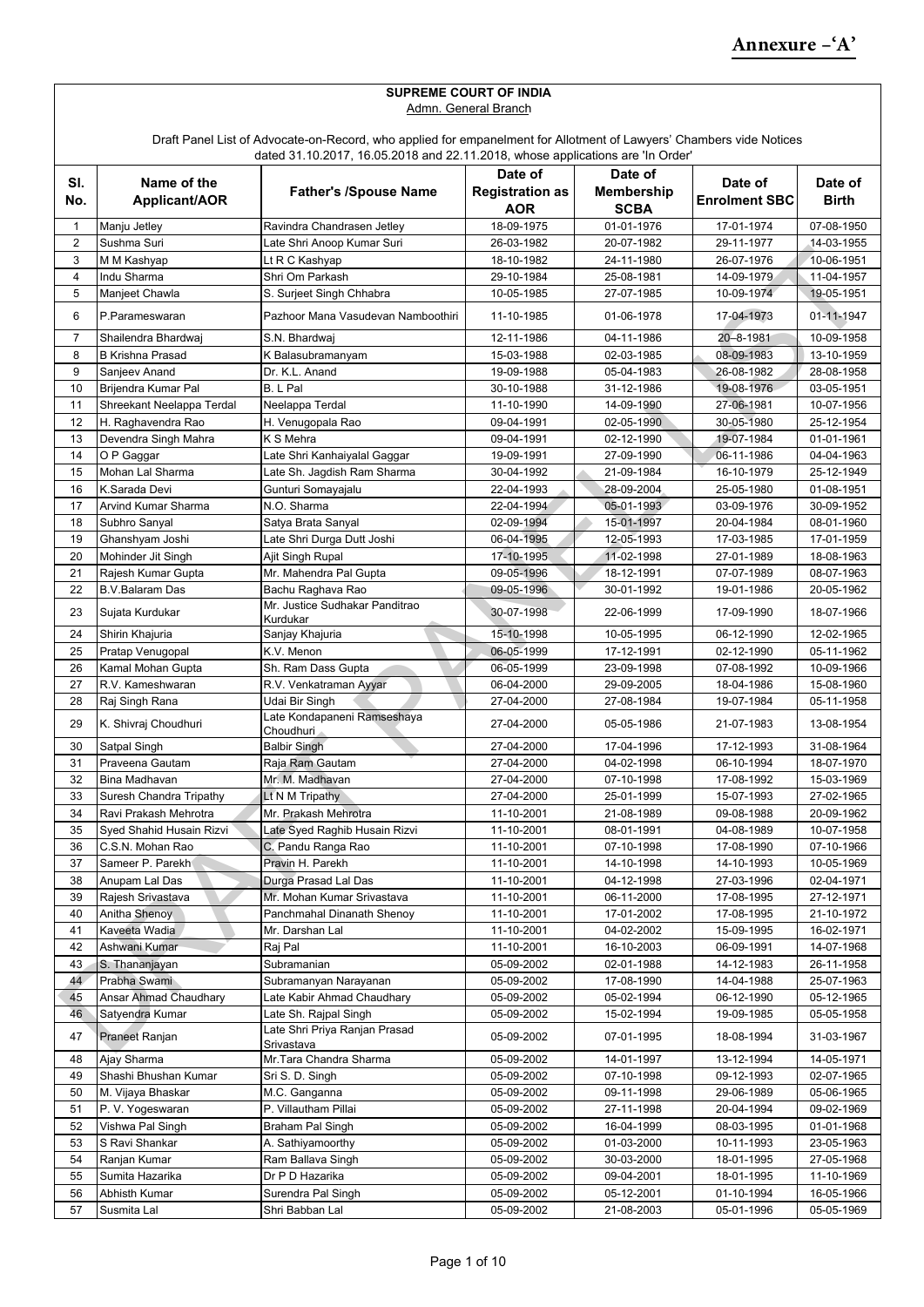# Annexure –'A'

**SUPREME COURT OF INDIA**

Admn. General Branch

Draft Panel List of Advocate-on-Record, who applied for empanelment for Allotment of Lawyers' Chambers vide Notices dated 31.10.2017, 16.05.2018 and 22.11.2018, whose applications are 'In Order'

| Sl. No. | Name of the Applicant/AOR | Father's /Spouse Name | Date of Registration as AOR | Date of Membership SCBA | Date of Enrolment SBC | Date of Birth |
|---|---|---|---|---|---|---|
| 1 | Manju Jetley | Ravindra Chandrasen Jetley | 18-09-1975 | 01-01-1976 | 17-01-1974 | 07-08-1950 |
| 2 | Sushma Suri | Late Shri Anoop Kumar Suri | 26-03-1982 | 20-07-1982 | 29-11-1977 | 14-03-1955 |
| 3 | M M Kashyap | Lt R C Kashyap | 18-10-1982 | 24-11-1980 | 26-07-1976 | 10-06-1951 |
| 4 | Indu Sharma | Shri Om Parkash | 29-10-1984 | 25-08-1981 | 14-09-1979 | 11-04-1957 |
| 5 | Manjeet Chawla | S. Surjeet Singh Chhabra | 10-05-1985 | 27-07-1985 | 10-09-1974 | 19-05-1951 |
| 6 | P.Parameswaran | Pazhoor Mana Vasudevan Namboothiri | 11-10-1985 | 01-06-1978 | 17-04-1973 | 01-11-1947 |
| 7 | Shailendra Bhardwaj | S.N. Bhardwaj | 12-11-1986 | 04-11-1986 | 20--8-1981 | 10-09-1958 |
| 8 | B Krishna Prasad | K Balasubramanyam | 15-03-1988 | 02-03-1985 | 08-09-1983 | 13-10-1959 |
| 9 | Sanjeev Anand | Dr. K.L. Anand | 19-09-1988 | 05-04-1983 | 26-08-1982 | 28-08-1958 |
| 10 | Brijendra Kumar Pal | B. L Pal | 30-10-1988 | 31-12-1986 | 19-08-1976 | 03-05-1951 |
| 11 | Shreekant Neelappa Terdal | Neelappa Terdal | 11-10-1990 | 14-09-1990 | 27-06-1981 | 10-07-1956 |
| 12 | H. Raghavendra Rao | H. Venugopala Rao | 09-04-1991 | 02-05-1990 | 30-05-1980 | 25-12-1954 |
| 13 | Devendra Singh Mahra | K S Mehra | 09-04-1991 | 02-12-1990 | 19-07-1984 | 01-01-1961 |
| 14 | O P Gaggar | Late Shri Kanhaiyalal Gaggar | 19-09-1991 | 27-09-1990 | 06-11-1986 | 04-04-1963 |
| 15 | Mohan Lal Sharma | Late Sh. Jagdish Ram Sharma | 30-04-1992 | 21-09-1984 | 16-10-1979 | 25-12-1949 |
| 16 | K.Sarada Devi | Gunturi Somayajalu | 22-04-1993 | 28-09-2004 | 25-05-1980 | 01-08-1951 |
| 17 | Arvind Kumar Sharma | N.O. Sharma | 22-04-1994 | 05-01-1993 | 03-09-1976 | 30-09-1952 |
| 18 | Subhro Sanyal | Satya Brata Sanyal | 02-09-1994 | 15-01-1997 | 20-04-1984 | 08-01-1960 |
| 19 | Ghanshyam Joshi | Late Shri Durga Dutt Joshi | 06-04-1995 | 12-05-1993 | 17-03-1985 | 17-01-1959 |
| 20 | Mohinder Jit Singh | Ajit Singh Rupal | 17-10-1995 | 11-02-1998 | 27-01-1989 | 18-08-1963 |
| 21 | Rajesh Kumar Gupta | Mr. Mahendra Pal Gupta | 09-05-1996 | 18-12-1991 | 07-07-1989 | 08-07-1963 |
| 22 | B.V.Balaram Das | Bachu Raghava Rao | 09-05-1996 | 30-01-1992 | 19-01-1986 | 20-05-1962 |
| 23 | Sujata Kurdukar | Mr. Justice Sudhakar Panditrao Kurdukar | 30-07-1998 | 22-06-1999 | 17-09-1990 | 18-07-1966 |
| 24 | Shirin Khajuria | Sanjay Khajuria | 15-10-1998 | 10-05-1995 | 06-12-1990 | 12-02-1965 |
| 25 | Pratap Venugopal | K.V. Menon | 06-05-1999 | 17-12-1991 | 02-12-1990 | 05-11-1962 |
| 26 | Kamal Mohan Gupta | Sh. Ram Dass Gupta | 06-05-1999 | 23-09-1998 | 07-08-1992 | 10-09-1966 |
| 27 | R.V. Kameshwaran | R.V. Venkatraman Ayyar | 06-04-2000 | 29-09-2005 | 18-04-1986 | 15-08-1960 |
| 28 | Raj Singh Rana | Udai Bir Singh | 27-04-2000 | 27-08-1984 | 19-07-1984 | 05-11-1958 |
| 29 | K. Shivraj Choudhuri | Late Kondapaneni Ramseshaya Choudhuri | 27-04-2000 | 05-05-1986 | 21-07-1983 | 13-08-1954 |
| 30 | Satpal Singh | Balbir Singh | 27-04-2000 | 17-04-1996 | 17-12-1993 | 31-08-1964 |
| 31 | Praveena Gautam | Raja Ram Gautam | 27-04-2000 | 04-02-1998 | 06-10-1994 | 18-07-1970 |
| 32 | Bina Madhavan | Mr. M. Madhavan | 27-04-2000 | 07-10-1998 | 17-08-1992 | 15-03-1969 |
| 33 | Suresh Chandra Tripathy | Lt N M Tripathy | 27-04-2000 | 25-01-1999 | 15-07-1993 | 27-02-1965 |
| 34 | Ravi Prakash Mehrotra | Mr. Prakash Mehrotra | 11-10-2001 | 21-08-1989 | 09-08-1988 | 20-09-1962 |
| 35 | Syed Shahid Husain Rizvi | Late Syed Raghib Husain Rizvi | 11-10-2001 | 08-01-1991 | 04-08-1989 | 10-07-1958 |
| 36 | C.S.N. Mohan Rao | C. Pandu Ranga Rao | 11-10-2001 | 07-10-1998 | 17-08-1990 | 07-10-1966 |
| 37 | Sameer P. Parekh | Pravin H. Parekh | 11-10-2001 | 14-10-1998 | 14-10-1993 | 10-05-1969 |
| 38 | Anupam Lal Das | Durga Prasad Lal Das | 11-10-2001 | 04-12-1998 | 27-03-1996 | 02-04-1971 |
| 39 | Rajesh Srivastava | Mr. Mohan Kumar Srivastava | 11-10-2001 | 06-11-2000 | 17-08-1995 | 27-12-1971 |
| 40 | Anitha Shenoy | Panchmahal Dinanath Shenoy | 11-10-2001 | 17-01-2002 | 17-08-1995 | 21-10-1972 |
| 41 | Kaveeta Wadia | Mr. Darshan Lal | 11-10-2001 | 04-02-2002 | 15-09-1995 | 16-02-1971 |
| 42 | Ashwani Kumar | Raj Pal | 11-10-2001 | 16-10-2003 | 06-09-1991 | 14-07-1968 |
| 43 | S. Thananjayan | Subramanian | 05-09-2002 | 02-01-1988 | 14-12-1983 | 26-11-1958 |
| 44 | Prabha Swami | Subramanyan Narayanan | 05-09-2002 | 17-08-1990 | 14-04-1988 | 25-07-1963 |
| 45 | Ansar Ahmad Chaudhary | Late Kabir Ahmad Chaudhary | 05-09-2002 | 05-02-1994 | 06-12-1990 | 05-12-1965 |
| 46 | Satyendra Kumar | Late Sh. Rajpal Singh | 05-09-2002 | 15-02-1994 | 19-09-1985 | 05-05-1958 |
| 47 | Praneet Ranjan | Late Shri Priya Ranjan Prasad Srivastava | 05-09-2002 | 07-01-1995 | 18-08-1994 | 31-03-1967 |
| 48 | Ajay Sharma | Mr.Tara Chandra Sharma | 05-09-2002 | 14-01-1997 | 13-12-1994 | 14-05-1971 |
| 49 | Shashi Bhushan Kumar | Sri S. D. Singh | 05-09-2002 | 07-10-1998 | 09-12-1993 | 02-07-1965 |
| 50 | M. Vijaya Bhaskar | M.C. Ganganna | 05-09-2002 | 09-11-1998 | 29-06-1989 | 05-06-1965 |
| 51 | P. V. Yogeswaran | P. Villautham Pillai | 05-09-2002 | 27-11-1998 | 20-04-1994 | 09-02-1969 |
| 52 | Vishwa Pal Singh | Braham Pal Singh | 05-09-2002 | 16-04-1999 | 08-03-1995 | 01-01-1968 |
| 53 | S Ravi Shankar | A. Sathiyamoorthy | 05-09-2002 | 01-03-2000 | 10-11-1993 | 23-05-1963 |
| 54 | Ranjan Kumar | Ram Ballava Singh | 05-09-2002 | 30-03-2000 | 18-01-1995 | 27-05-1968 |
| 55 | Sumita Hazarika | Dr P D Hazarika | 05-09-2002 | 09-04-2001 | 18-01-1995 | 11-10-1969 |
| 56 | Abhisth Kumar | Surendra Pal Singh | 05-09-2002 | 05-12-2001 | 01-10-1994 | 16-05-1966 |
| 57 | Susmita Lal | Shri Babban Lal | 05-09-2002 | 21-08-2003 | 05-01-1996 | 05-05-1969 |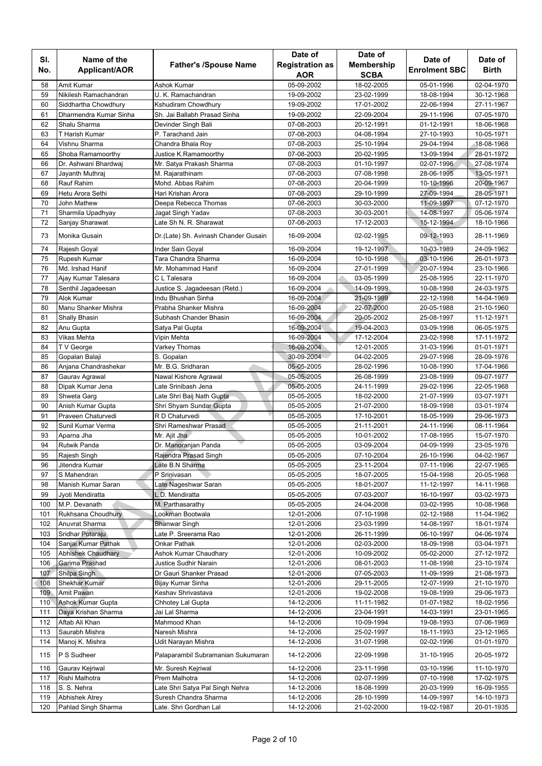| Sl. No. | Name of the Applicant/AOR | Father's /Spouse Name | Date of Registration as AOR | Date of Membership SCBA | Date of Enrolment SBC | Date of Birth |
|---|---|---|---|---|---|---|
| 58 | Amit Kumar | Ashok Kumar | 05-09-2002 | 18-02-2005 | 05-01-1996 | 02-04-1970 |
| 59 | Nikilesh Ramachandran | U. K. Ramachandran | 19-09-2002 | 23-02-1999 | 18-08-1994 | 30-12-1968 |
| 60 | Siddhartha Chowdhury | Kshudiram Chowdhury | 19-09-2002 | 17-01-2002 | 22-06-1994 | 27-11-1967 |
| 61 | Dharmendra Kumar Sinha | Sh. Jai Ballabh Prasad Sinha | 19-09-2002 | 22-09-2004 | 29-11-1996 | 07-05-1970 |
| 62 | Shalu Sharma | Devinder Singh Bali | 07-08-2003 | 20-12-1991 | 01-12-1991 | 18-06-1968 |
| 63 | T Harish Kumar | P. Tarachand Jain | 07-08-2003 | 04-08-1994 | 27-10-1993 | 10-05-1971 |
| 64 | Vishnu Sharma | Chandra Bhala Roy | 07-08-2003 | 25-10-1994 | 29-04-1994 | 18-08-1968 |
| 65 | Shoba Ramamoorthy | Justice K.Ramamoorthy | 07-08-2003 | 20-02-1995 | 13-09-1994 | 28-01-1972 |
| 66 | Dr. Ashwani Bhardwaj | Mr. Satya Prakash Sharma | 07-08-2003 | 01-10-1997 | 02-07-1996 | 27-08-1974 |
| 67 | Jayanth Muthraj | M. Rajarathinam | 07-08-2003 | 07-08-1998 | 28-06-1995 | 13-05-1971 |
| 68 | Rauf Rahim | Mohd. Abbas Rahim | 07-08-2003 | 20-04-1999 | 10-10-1996 | 20-09-1967 |
| 69 | Hetu Arora Sethi | Hari Krishan Arora | 07-08-2003 | 29-10-1999 | 27-09-1994 | 28-05-1971 |
| 70 | John Mathew | Deepa Rebecca Thomas | 07-08-2003 | 30-03-2000 | 11-09-1997 | 07-12-1970 |
| 71 | Sharmila Upadhyay | Jagat Singh Yadav | 07-08-2003 | 30-03-2001 | 14-08-1997 | 05-06-1974 |
| 72 | Sanjay Sharawat | Late Sh N. R. Sharawat | 07-08-2003 | 17-12-2003 | 15-12-1994 | 18-10-1966 |
| 73 | Monika Gusain | Dr.(Late) Sh. Avinash Chander Gusain | 16-09-2004 | 02-02-1995 | 09-12-1993 | 28-11-1969 |
| 74 | Rajesh Goyal | Inder Sain Goyal | 16-09-2004 | 19-12-1997 | 10-03-1989 | 24-09-1962 |
| 75 | Rupesh Kumar | Tara Chandra Sharma | 16-09-2004 | 10-10-1998 | 03-10-1996 | 26-01-1973 |
| 76 | Md. Irshad Hanif | Mr. Mohammad Hanif | 16-09-2004 | 27-01-1999 | 20-07-1994 | 23-10-1966 |
| 77 | Ajay Kumar Talesara | C L Talesara | 16-09-2004 | 03-05-1999 | 25-08-1995 | 22-11-1970 |
| 78 | Senthil Jagadeesan | Justice S. Jagadeesan (Retd.) | 16-09-2004 | 14-09-1999 | 10-08-1998 | 24-03-1975 |
| 79 | Alok Kumar | Indu Bhushan Sinha | 16-09-2004 | 21-09-1999 | 22-12-1998 | 14-04-1969 |
| 80 | Manu Shanker Mishra | Prabha Shanker Mishra | 16-09-2004 | 22-07-2000 | 20-05-1988 | 21-10-1960 |
| 81 | Shally Bhasin | Subhash Chander Bhasin | 16-09-2004 | 20-05-2002 | 25-08-1997 | 11-12-1971 |
| 82 | Anu Gupta | Satya Pal Gupta | 16-09-2004 | 19-04-2003 | 03-09-1998 | 06-05-1975 |
| 83 | Vikas Mehta | Vipin Mehta | 16-09-2004 | 17-12-2004 | 23-02-1998 | 17-11-1972 |
| 84 | T V George | Varkey Thomas | 16-09-2004 | 12-01-2005 | 31-03-1996 | 01-01-1971 |
| 85 | Gopalan Balaji | S. Gopalan | 30-09-2004 | 04-02-2005 | 29-07-1998 | 28-09-1976 |
| 86 | Anjana Chandrashekar | Mr. B.G. Sridharan | 05-05-2005 | 28-02-1996 | 10-08-1990 | 17-04-1966 |
| 87 | Gaurav Agrawal | Nawal Kishore Agrawal | 05-05-2005 | 26-08-1999 | 23-08-1999 | 09-07-1977 |
| 88 | Dipak Kumar Jena | Late Srinibash Jena | 05-05-2005 | 24-11-1999 | 29-02-1996 | 22-05-1968 |
| 89 | Shweta Garg | Late Shri Baij Nath Gupta | 05-05-2005 | 18-02-2000 | 21-07-1999 | 03-07-1971 |
| 90 | Anish Kumar Gupta | Shri Shyam Sundar Gupta | 05-05-2005 | 21-07-2000 | 18-09-1998 | 03-01-1974 |
| 91 | Praveen Chaturvedi | R D Chaturvedi | 05-05-2005 | 17-10-2001 | 18-05-1999 | 29-06-1973 |
| 92 | Sunil Kumar Verma | Shri Rameshwar Prasad | 05-05-2005 | 21-11-2001 | 24-11-1996 | 08-11-1964 |
| 93 | Aparna Jha | Mr. Ajit Jha | 05-05-2005 | 10-01-2002 | 17-08-1995 | 15-07-1970 |
| 94 | Rutwik Panda | Dr. Manoranjan Panda | 05-05-2005 | 03-09-2004 | 04-09-1999 | 23-05-1976 |
| 95 | Rajesh Singh | Rajendra Prasad Singh | 05-05-2005 | 07-10-2004 | 26-10-1996 | 04-02-1967 |
| 96 | Jitendra Kumar | Late B.N Sharma | 05-05-2005 | 23-11-2004 | 07-11-1996 | 22-07-1965 |
| 97 | S Mahendran | P Srinivasan | 05-05-2005 | 18-07-2005 | 15-04-1998 | 20-05-1968 |
| 98 | Manish Kumar Saran | Late Nageshwar Saran | 05-05-2005 | 18-01-2007 | 11-12-1997 | 14-11-1968 |
| 99 | Jyoti Mendiratta | L.D. Mendiratta | 05-05-2005 | 07-03-2007 | 16-10-1997 | 03-02-1973 |
| 100 | M.P. Devanath | M. Parthasarathy | 05-05-2005 | 24-04-2008 | 03-02-1995 | 10-08-1968 |
| 101 | Rukhsana Choudhury | Lookman Bootwala | 12-01-2006 | 07-10-1998 | 02-12-1988 | 11-04-1962 |
| 102 | Anuvrat Sharma | Bhanwar Singh | 12-01-2006 | 23-03-1999 | 14-08-1997 | 18-01-1974 |
| 103 | Sridhar Potaraju | Late P. Sreerama Rao | 12-01-2006 | 26-11-1999 | 06-10-1997 | 04-06-1974 |
| 104 | Sanjai Kumar Pathak | Onkar Pathak | 12-01-2006 | 02-03-2000 | 18-09-1998 | 03-04-1971 |
| 105 | Abhishek Chaudhary | Ashok Kumar Chaudhary | 12-01-2006 | 10-09-2002 | 05-02-2000 | 27-12-1972 |
| 106 | Garima Prashad | Justice Sudhir Narain | 12-01-2006 | 08-01-2003 | 11-08-1998 | 23-10-1974 |
| 107 | Shilpa Singh | Dr Gauri Shanker Prasad | 12-01-2006 | 07-05-2003 | 11-09-1999 | 21-08-1973 |
| 108 | Shekhar Kumar | Bijay Kumar Sinha | 12-01-2006 | 29-11-2005 | 12-07-1999 | 21-10-1970 |
| 109 | Amit Pawan | Keshav Shrivastava | 12-01-2006 | 19-02-2008 | 19-08-1999 | 29-06-1973 |
| 110 | Ashok Kumar Gupta | Chhotey Lal Gupta | 14-12-2006 | 11-11-1982 | 01-07-1982 | 18-02-1956 |
| 111 | Daya Krishan Sharma | Jai Lal Sharma | 14-12-2006 | 23-04-1991 | 14-03-1991 | 23-01-1965 |
| 112 | Aftab Ali Khan | Mahmood Khan | 14-12-2006 | 10-09-1994 | 19-08-1993 | 07-06-1969 |
| 113 | Saurabh Mishra | Naresh Mishra | 14-12-2006 | 25-02-1997 | 18-11-1993 | 23-12-1965 |
| 114 | Manoj K. Mishra | Udit Narayan Mishra | 14-12-2006 | 31-07-1998 | 02-02-1996 | 01-01-1970 |
| 115 | P S Sudheer | Palaparambil Subramanian Sukumaran | 14-12-2006 | 22-09-1998 | 31-10-1995 | 20-05-1972 |
| 116 | Gaurav Kejriwal | Mr. Suresh Kejriwal | 14-12-2006 | 23-11-1998 | 03-10-1996 | 11-10-1970 |
| 117 | Rishi Malhotra | Prem Malhotra | 14-12-2006 | 02-07-1999 | 07-10-1998 | 17-02-1975 |
| 118 | S. S. Nehra | Late Shri Satya Pal Singh Nehra | 14-12-2006 | 18-08-1999 | 20-03-1999 | 16-09-1955 |
| 119 | Abhishek Atrey | Suresh Chandra Sharma | 14-12-2006 | 28-10-1999 | 14-09-1997 | 14-10-1973 |
| 120 | Pahlad Singh Sharma | Late. Shri Gordhan Lal | 14-12-2006 | 21-02-2000 | 19-02-1987 | 20-01-1935 |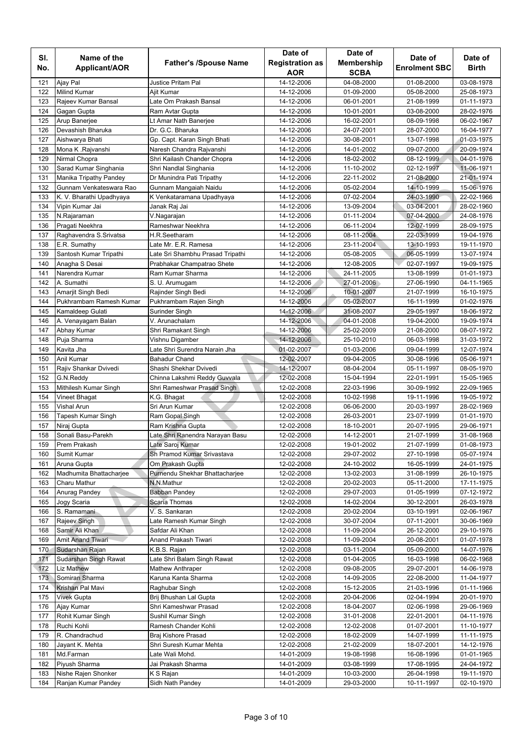| Sl. No. | Name of the Applicant/AOR | Father's /Spouse Name | Date of Registration as AOR | Date of Membership SCBA | Date of Enrolment SBC | Date of Birth |
|---|---|---|---|---|---|---|
| 121 | Ajay Pal | Justice Pritam Pal | 14-12-2006 | 04-08-2000 | 01-08-2000 | 03-08-1978 |
| 122 | Milind Kumar | Ajit Kumar | 14-12-2006 | 01-09-2000 | 05-08-2000 | 25-08-1973 |
| 123 | Rajeev Kumar Bansal | Late Om Prakash Bansal | 14-12-2006 | 06-01-2001 | 21-08-1999 | 01-11-1973 |
| 124 | Gagan Gupta | Ram Avtar Gupta | 14-12-2006 | 10-01-2001 | 03-08-2000 | 28-02-1976 |
| 125 | Arup Banerjee | Lt Amar Nath Banerjee | 14-12-2006 | 16-02-2001 | 08-09-1998 | 06-02-1967 |
| 126 | Devashish Bharuka | Dr. G.C. Bharuka | 14-12-2006 | 24-07-2001 | 28-07-2000 | 16-04-1977 |
| 127 | Aishwarya Bhati | Gp. Capt. Karan Singh Bhati | 14-12-2006 | 30-08-2001 | 13-07-1998 | 01-03-1975 |
| 128 | Mona K .Rajvanshi | Naresh Chandra Rajvanshi | 14-12-2006 | 14-01-2002 | 09-07-2000 | 20-09-1974 |
| 129 | Nirmal Chopra | Shri Kailash Chander Chopra | 14-12-2006 | 18-02-2002 | 08-12-1999 | 04-01-1976 |
| 130 | Sarad Kumar Singhania | Shri Nandlal Singhania | 14-12-2006 | 11-10-2002 | 02-12-1997 | 11-06-1971 |
| 131 | Manika Tripathy Pandey | Dr Munindra Pati Tripathy | 14-12-2006 | 22-11-2002 | 21-08-2000 | 21-01-1974 |
| 132 | Gunnam Venkateswara Rao | Gunnam Mangaiah Naidu | 14-12-2006 | 05-02-2004 | 14-10-1999 | 15-06-1976 |
| 133 | K. V. Bharathi Upadhyaya | K Venkataramana Upadhyaya | 14-12-2006 | 07-02-2004 | 24-03-1990 | 22-02-1966 |
| 134 | Vipin Kumar Jai | Janak Raj Jai | 14-12-2006 | 13-09-2004 | 03-04-2001 | 28-02-1960 |
| 135 | N.Rajaraman | V.Nagarajan | 14-12-2006 | 01-11-2004 | 07-04-2000 | 24-08-1976 |
| 136 | Pragati Neekhra | Rameshwar Neekhra | 14-12-2006 | 06-11-2004 | 12-07-1999 | 28-09-1975 |
| 137 | Raghavendra S.Srivatsa | H.R.Seetharam | 14-12-2006 | 08-11-2004 | 22-03-1999 | 19-04-1976 |
| 138 | E.R. Sumathy | Late Mr. E.R. Ramesa | 14-12-2006 | 23-11-2004 | 13-10-1993 | 19-11-1970 |
| 139 | Santosh Kumar Tripathi | Late Sri Shambhu Prasad Tripathi | 14-12-2006 | 05-08-2005 | 06-05-1999 | 13-07-1974 |
| 140 | Anagha S Desai | Prabhakar Champatrao Shete | 14-12-2006 | 12-08-2005 | 02-07-1997 | 19-09-1975 |
| 141 | Narendra Kumar | Ram Kumar Sharma | 14-12-2006 | 24-11-2005 | 13-08-1999 | 01-01-1973 |
| 142 | A. Sumathi | S. U. Arumugam | 14-12-2006 | 27-01-2006 | 27-06-1990 | 04-11-1965 |
| 143 | Amarjit Singh Bedi | Rajinder Singh Bedi | 14-12-2006 | 10-01-2007 | 21-07-1999 | 16-10-1975 |
| 144 | Pukhrambam Ramesh Kumar | Pukhrambam Rajen Singh | 14-12-2006 | 05-02-2007 | 16-11-1999 | 01-02-1976 |
| 145 | Kamaldeep Gulati | Surinder Singh | 14-12-2006 | 31-08-2007 | 29-05-1997 | 18-06-1972 |
| 146 | A. Venayagam Balan | V. Arunachalam | 14-12-2006 | 04-01-2008 | 19-04-2000 | 19-09-1974 |
| 147 | Abhay Kumar | Shri Ramakant Singh | 14-12-2006 | 25-02-2009 | 21-08-2000 | 08-07-1972 |
| 148 | Puja Sharma | Vishnu Digamber | 14-12-2006 | 25-10-2010 | 06-03-1998 | 31-03-1972 |
| 149 | Kavita Jha | Late Shri Surendra Narain Jha | 01-02-2007 | 01-03-2006 | 09-04-1999 | 12-07-1974 |
| 150 | Anil Kumar | Bahadur Chand | 12-02-2007 | 09-04-2005 | 30-08-1996 | 05-06-1971 |
| 151 | Rajiv Shankar Dvivedi | Shashi Shekhar Dvivedi | 14-12-2007 | 08-04-2004 | 05-11-1997 | 08-05-1970 |
| 152 | G.N.Reddy | Chinna Lakshmi Reddy Guvvala | 12-02-2008 | 15-04-1994 | 22-01-1991 | 15-05-1965 |
| 153 | Mithilesh Kumar Singh | Shri Rameshwar Prasad Singh | 12-02-2008 | 22-03-1996 | 30-09-1992 | 22-09-1965 |
| 154 | Vineet Bhagat | K.G. Bhagat | 12-02-2008 | 10-02-1998 | 19-11-1996 | 19-05-1972 |
| 155 | Vishal Arun | Sri Arun Kumar | 12-02-2008 | 06-06-2000 | 20-03-1997 | 28-02-1969 |
| 156 | Tapesh Kumar Singh | Ram Gopal Singh | 12-02-2008 | 26-03-2001 | 23-07-1999 | 01-01-1970 |
| 157 | Niraj Gupta | Ram Krishna Gupta | 12-02-2008 | 18-10-2001 | 20-07-1995 | 29-06-1971 |
| 158 | Sonali Basu-Parekh | Late Shri Ranendra Narayan Basu | 12-02-2008 | 14-12-2001 | 21-07-1999 | 31-08-1968 |
| 159 | Prem Prakash | Late Saroj Kumar | 12-02-2008 | 19-01-2002 | 21-07-1999 | 01-08-1973 |
| 160 | Sumit Kumar | Sh Pramod Kumar Srivastava | 12-02-2008 | 29-07-2002 | 27-10-1998 | 05-07-1974 |
| 161 | Aruna Gupta | Om Prakash Gupta | 12-02-2008 | 24-10-2002 | 16-05-1999 | 24-01-1975 |
| 162 | Madhumita Bhattacharjee | Purnendu Shekhar Bhattacharjee | 12-02-2008 | 13-02-2003 | 31-08-1999 | 26-10-1975 |
| 163 | Charu Mathur | N.N.Mathur | 12-02-2008 | 20-02-2003 | 05-11-2000 | 17-11-1975 |
| 164 | Anurag Pandey | Babban Pandey | 12-02-2008 | 29-07-2003 | 01-05-1999 | 07-12-1972 |
| 165 | Jogy Scaria | Scaria Thomas | 12-02-2008 | 14-02-2004 | 30-12-2001 | 26-03-1978 |
| 166 | S. Ramamani | V. S. Sankaran | 12-02-2008 | 20-02-2004 | 03-10-1991 | 02-06-1967 |
| 167 | Rajeev Singh | Late Ramesh Kumar Singh | 12-02-2008 | 30-07-2004 | 07-11-2001 | 30-06-1969 |
| 168 | Samir Ali Khan | Safdar Ali Khan | 12-02-2008 | 11-09-2004 | 26-12-2000 | 29-10-1976 |
| 169 | Amit Anand Tiwari | Anand Prakash Tiwari | 12-02-2008 | 11-09-2004 | 20-08-2001 | 01-07-1978 |
| 170 | Sudarshan Rajan | K.B.S. Rajan | 12-02-2008 | 03-11-2004 | 05-09-2000 | 14-07-1976 |
| 171 | Sudarshan Singh Rawat | Late Shri Balam Singh Rawat | 12-02-2008 | 01-04-2005 | 16-03-1998 | 06-02-1968 |
| 172 | Liz Mathew | Mathew Anthraper | 12-02-2008 | 09-08-2005 | 29-07-2001 | 14-06-1978 |
| 173 | Somiran Sharma | Karuna Kanta Sharma | 12-02-2008 | 14-09-2005 | 22-08-2000 | 11-04-1977 |
| 174 | Krishan Pal Mavi | Raghubar Singh | 12-02-2008 | 15-12-2005 | 21-03-1996 | 01-11-1966 |
| 175 | Vivek Gupta | Brij Bhushan Lal Gupta | 12-02-2008 | 20-04-2006 | 02-04-1994 | 20-01-1970 |
| 176 | Ajay Kumar | Shri Kameshwar Prasad | 12-02-2008 | 18-04-2007 | 02-06-1998 | 29-06-1969 |
| 177 | Rohit Kumar Singh | Sushil Kumar Singh | 12-02-2008 | 31-01-2008 | 22-01-2001 | 04-11-1976 |
| 178 | Ruchi Kohli | Ramesh Chander Kohli | 12-02-2008 | 12-02-2008 | 01-07-2001 | 11-10-1977 |
| 179 | R. Chandrachud | Braj Kishore Prasad | 12-02-2008 | 18-02-2009 | 14-07-1999 | 11-11-1975 |
| 180 | Jayant K. Mehta | Shri Suresh Kumar Mehta | 12-02-2008 | 21-02-2009 | 18-07-2001 | 14-12-1976 |
| 181 | Md.Farman | Late Wali Mohd. | 14-01-2009 | 19-08-1998 | 16-08-1996 | 01-01-1965 |
| 182 | Piyush Sharma | Jai Prakash Sharma | 14-01-2009 | 03-08-1999 | 17-08-1995 | 24-04-1972 |
| 183 | Nishe Rajen Shonker | K S Rajan | 14-01-2009 | 10-03-2000 | 26-04-1998 | 19-11-1970 |
| 184 | Ranjan Kumar Pandey | Sidh Nath Pandey | 14-01-2009 | 29-03-2000 | 10-11-1997 | 02-10-1970 |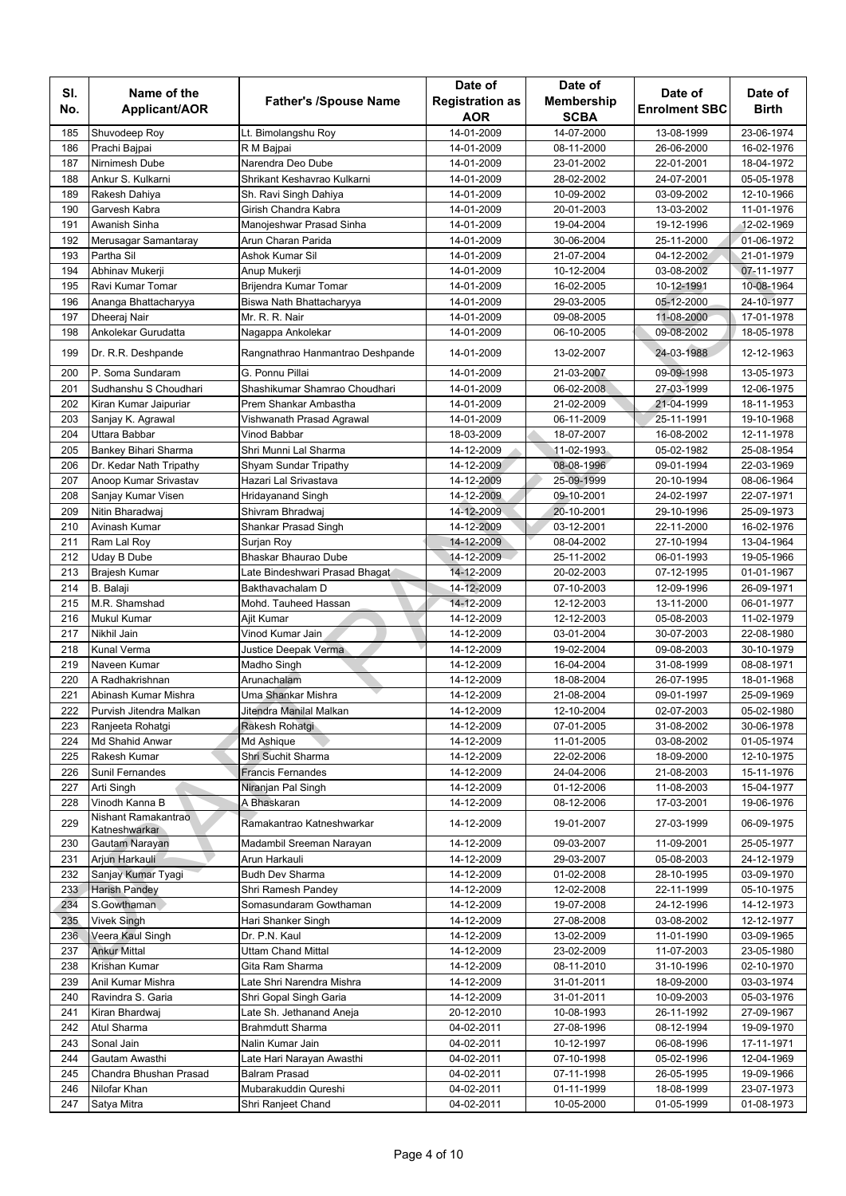| Sl. No. | Name of the Applicant/AOR | Father's /Spouse Name | Date of Registration as AOR | Date of Membership SCBA | Date of Enrolment SBC | Date of Birth |
|---|---|---|---|---|---|---|
| 185 | Shuvodeep Roy | Lt. Bimolangshu Roy | 14-01-2009 | 14-07-2000 | 13-08-1999 | 23-06-1974 |
| 186 | Prachi Bajpai | R M Bajpai | 14-01-2009 | 08-11-2000 | 26-06-2000 | 16-02-1976 |
| 187 | Nirnimesh Dube | Narendra Deo Dube | 14-01-2009 | 23-01-2002 | 22-01-2001 | 18-04-1972 |
| 188 | Ankur S. Kulkarni | Shrikant Keshavrao Kulkarni | 14-01-2009 | 28-02-2002 | 24-07-2001 | 05-05-1978 |
| 189 | Rakesh Dahiya | Sh. Ravi Singh Dahiya | 14-01-2009 | 10-09-2002 | 03-09-2002 | 12-10-1966 |
| 190 | Garvesh Kabra | Girish Chandra Kabra | 14-01-2009 | 20-01-2003 | 13-03-2002 | 11-01-1976 |
| 191 | Awanish Sinha | Manojeshwar Prasad Sinha | 14-01-2009 | 19-04-2004 | 19-12-1996 | 12-02-1969 |
| 192 | Merusagar Samantaray | Arun Charan Parida | 14-01-2009 | 30-06-2004 | 25-11-2000 | 01-06-1972 |
| 193 | Partha Sil | Ashok Kumar Sil | 14-01-2009 | 21-07-2004 | 04-12-2002 | 21-01-1979 |
| 194 | Abhinav Mukerji | Anup Mukerji | 14-01-2009 | 10-12-2004 | 03-08-2002 | 07-11-1977 |
| 195 | Ravi Kumar Tomar | Brijendra Kumar Tomar | 14-01-2009 | 16-02-2005 | 10-12-1991 | 10-08-1964 |
| 196 | Ananga Bhattacharyya | Biswa Nath Bhattacharyya | 14-01-2009 | 29-03-2005 | 05-12-2000 | 24-10-1977 |
| 197 | Dheeraj Nair | Mr. R. R. Nair | 14-01-2009 | 09-08-2005 | 11-08-2000 | 17-01-1978 |
| 198 | Ankolekar Gurudatta | Nagappa Ankolekar | 14-01-2009 | 06-10-2005 | 09-08-2002 | 18-05-1978 |
| 199 | Dr. R.R. Deshpande | Rangnathrao Hanmantrao Deshpande | 14-01-2009 | 13-02-2007 | 24-03-1988 | 12-12-1963 |
| 200 | P. Soma Sundaram | G. Ponnu Pillai | 14-01-2009 | 21-03-2007 | 09-09-1998 | 13-05-1973 |
| 201 | Sudhanshu S Choudhari | Shashikumar Shamrao Choudhari | 14-01-2009 | 06-02-2008 | 27-03-1999 | 12-06-1975 |
| 202 | Kiran Kumar Jaipuriar | Prem Shankar Ambastha | 14-01-2009 | 21-02-2009 | 21-04-1999 | 18-11-1953 |
| 203 | Sanjay K. Agrawal | Vishwanath Prasad Agrawal | 14-01-2009 | 06-11-2009 | 25-11-1991 | 19-10-1968 |
| 204 | Uttara Babbar | Vinod Babbar | 18-03-2009 | 18-07-2007 | 16-08-2002 | 12-11-1978 |
| 205 | Bankey Bihari Sharma | Shri Munni Lal Sharma | 14-12-2009 | 11-02-1993 | 05-02-1982 | 25-08-1954 |
| 206 | Dr. Kedar Nath Tripathy | Shyam Sundar Tripathy | 14-12-2009 | 08-08-1996 | 09-01-1994 | 22-03-1969 |
| 207 | Anoop Kumar Srivastav | Hazari Lal Srivastava | 14-12-2009 | 25-09-1999 | 20-10-1994 | 08-06-1964 |
| 208 | Sanjay Kumar Visen | Hridayanand Singh | 14-12-2009 | 09-10-2001 | 24-02-1997 | 22-07-1971 |
| 209 | Nitin Bharadwaj | Shivram Bhradwaj | 14-12-2009 | 20-10-2001 | 29-10-1996 | 25-09-1973 |
| 210 | Avinash Kumar | Shankar Prasad Singh | 14-12-2009 | 03-12-2001 | 22-11-2000 | 16-02-1976 |
| 211 | Ram Lal Roy | Surjan Roy | 14-12-2009 | 08-04-2002 | 27-10-1994 | 13-04-1964 |
| 212 | Uday B Dube | Bhaskar Bhaurao Dube | 14-12-2009 | 25-11-2002 | 06-01-1993 | 19-05-1966 |
| 213 | Brajesh Kumar | Late Bindeshwari Prasad Bhagat | 14-12-2009 | 20-02-2003 | 07-12-1995 | 01-01-1967 |
| 214 | B. Balaji | Bakthavachalam D | 14-12-2009 | 07-10-2003 | 12-09-1996 | 26-09-1971 |
| 215 | M.R. Shamshad | Mohd. Tauheed Hassan | 14-12-2009 | 12-12-2003 | 13-11-2000 | 06-01-1977 |
| 216 | Mukul Kumar | Ajit Kumar | 14-12-2009 | 12-12-2003 | 05-08-2003 | 11-02-1979 |
| 217 | Nikhil Jain | Vinod Kumar Jain | 14-12-2009 | 03-01-2004 | 30-07-2003 | 22-08-1980 |
| 218 | Kunal Verma | Justice Deepak Verma | 14-12-2009 | 19-02-2004 | 09-08-2003 | 30-10-1979 |
| 219 | Naveen Kumar | Madho Singh | 14-12-2009 | 16-04-2004 | 31-08-1999 | 08-08-1971 |
| 220 | A Radhakrishnan | Arunachalam | 14-12-2009 | 18-08-2004 | 26-07-1995 | 18-01-1968 |
| 221 | Abinash Kumar Mishra | Uma Shankar Mishra | 14-12-2009 | 21-08-2004 | 09-01-1997 | 25-09-1969 |
| 222 | Purvish Jitendra Malkan | Jitendra Manilal Malkan | 14-12-2009 | 12-10-2004 | 02-07-2003 | 05-02-1980 |
| 223 | Ranjeeta Rohatgi | Rakesh Rohatgi | 14-12-2009 | 07-01-2005 | 31-08-2002 | 30-06-1978 |
| 224 | Md Shahid Anwar | Md Ashique | 14-12-2009 | 11-01-2005 | 03-08-2002 | 01-05-1974 |
| 225 | Rakesh Kumar | Shri Suchit Sharma | 14-12-2009 | 22-02-2006 | 18-09-2000 | 12-10-1975 |
| 226 | Sunil Fernandes | Francis Fernandes | 14-12-2009 | 24-04-2006 | 21-08-2003 | 15-11-1976 |
| 227 | Arti Singh | Niranjan Pal Singh | 14-12-2009 | 01-12-2006 | 11-08-2003 | 15-04-1977 |
| 228 | Vinodh Kanna B | A Bhaskaran | 14-12-2009 | 08-12-2006 | 17-03-2001 | 19-06-1976 |
| 229 | Nishant Ramakantrao Katneshwarkar | Ramakantrao Katneshwarkar | 14-12-2009 | 19-01-2007 | 27-03-1999 | 06-09-1975 |
| 230 | Gautam Narayan | Madambil Sreeman Narayan | 14-12-2009 | 09-03-2007 | 11-09-2001 | 25-05-1977 |
| 231 | Arjun Harkauli | Arun Harkauli | 14-12-2009 | 29-03-2007 | 05-08-2003 | 24-12-1979 |
| 232 | Sanjay Kumar Tyagi | Budh Dev Sharma | 14-12-2009 | 01-02-2008 | 28-10-1995 | 03-09-1970 |
| 233 | Harish Pandey | Shri Ramesh Pandey | 14-12-2009 | 12-02-2008 | 22-11-1999 | 05-10-1975 |
| 234 | S.Gowthaman | Somasundaram Gowthaman | 14-12-2009 | 19-07-2008 | 24-12-1996 | 14-12-1973 |
| 235 | Vivek Singh | Hari Shanker Singh | 14-12-2009 | 27-08-2008 | 03-08-2002 | 12-12-1977 |
| 236 | Veera Kaul Singh | Dr. P.N. Kaul | 14-12-2009 | 13-02-2009 | 11-01-1990 | 03-09-1965 |
| 237 | Ankur Mittal | Uttam Chand Mittal | 14-12-2009 | 23-02-2009 | 11-07-2003 | 23-05-1980 |
| 238 | Krishan Kumar | Gita Ram Sharma | 14-12-2009 | 08-11-2010 | 31-10-1996 | 02-10-1970 |
| 239 | Anil Kumar Mishra | Late Shri Narendra Mishra | 14-12-2009 | 31-01-2011 | 18-09-2000 | 03-03-1974 |
| 240 | Ravindra S. Garia | Shri Gopal Singh Garia | 14-12-2009 | 31-01-2011 | 10-09-2003 | 05-03-1976 |
| 241 | Kiran Bhardwaj | Late Sh. Jethanand Aneja | 20-12-2010 | 10-08-1993 | 26-11-1992 | 27-09-1967 |
| 242 | Atul Sharma | Brahmdutt Sharma | 04-02-2011 | 27-08-1996 | 08-12-1994 | 19-09-1970 |
| 243 | Sonal Jain | Nalin Kumar Jain | 04-02-2011 | 10-12-1997 | 06-08-1996 | 17-11-1971 |
| 244 | Gautam Awasthi | Late Hari Narayan Awasthi | 04-02-2011 | 07-10-1998 | 05-02-1996 | 12-04-1969 |
| 245 | Chandra Bhushan Prasad | Balram Prasad | 04-02-2011 | 07-11-1998 | 26-05-1995 | 19-09-1966 |
| 246 | Nilofar Khan | Mubarakuddin Qureshi | 04-02-2011 | 01-11-1999 | 18-08-1999 | 23-07-1973 |
| 247 | Satya Mitra | Shri Ranjeet Chand | 04-02-2011 | 10-05-2000 | 01-05-1999 | 01-08-1973 |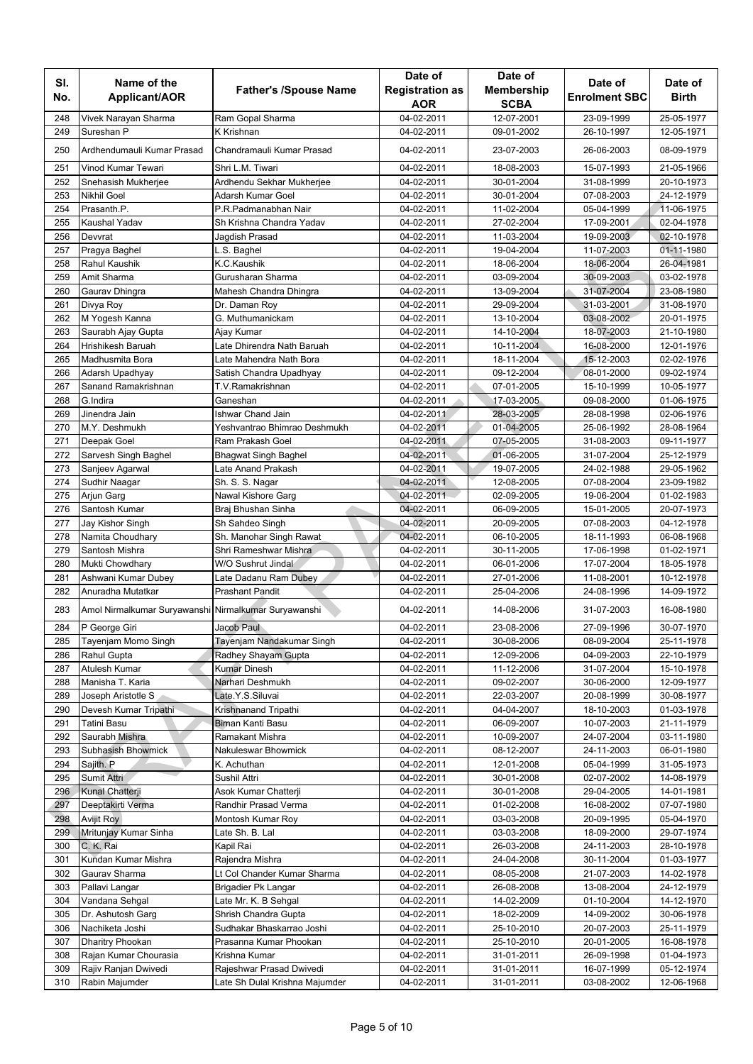| Sl. No. | Name of the Applicant/AOR | Father's /Spouse Name | Date of Registration as AOR | Date of Membership SCBA | Date of Enrolment SBC | Date of Birth |
|---|---|---|---|---|---|---|
| 248 | Vivek Narayan Sharma | Ram Gopal Sharma | 04-02-2011 | 12-07-2001 | 23-09-1999 | 25-05-1977 |
| 249 | Sureshan P | K Krishnan | 04-02-2011 | 09-01-2002 | 26-10-1997 | 12-05-1971 |
| 250 | Ardhendumauli Kumar Prasad | Chandramauli Kumar Prasad | 04-02-2011 | 23-07-2003 | 26-06-2003 | 08-09-1979 |
| 251 | Vinod Kumar Tewari | Shri L.M. Tiwari | 04-02-2011 | 18-08-2003 | 15-07-1993 | 21-05-1966 |
| 252 | Snehasish Mukherjee | Ardhendu Sekhar Mukherjee | 04-02-2011 | 30-01-2004 | 31-08-1999 | 20-10-1973 |
| 253 | Nikhil Goel | Adarsh Kumar Goel | 04-02-2011 | 30-01-2004 | 07-08-2003 | 24-12-1979 |
| 254 | Prasanth.P. | P.R.Padmanabhan Nair | 04-02-2011 | 11-02-2004 | 05-04-1999 | 11-06-1975 |
| 255 | Kaushal Yadav | Sh Krishna Chandra Yadav | 04-02-2011 | 27-02-2004 | 17-09-2001 | 02-04-1978 |
| 256 | Devvrat | Jagdish Prasad | 04-02-2011 | 11-03-2004 | 19-09-2003 | 02-10-1978 |
| 257 | Pragya Baghel | L.S. Baghel | 04-02-2011 | 19-04-2004 | 11-07-2003 | 01-11-1980 |
| 258 | Rahul Kaushik | K.C.Kaushik | 04-02-2011 | 18-06-2004 | 18-06-2004 | 26-04-1981 |
| 259 | Amit Sharma | Gurusharan Sharma | 04-02-2011 | 03-09-2004 | 30-09-2003 | 03-02-1978 |
| 260 | Gaurav Dhingra | Mahesh Chandra Dhingra | 04-02-2011 | 13-09-2004 | 31-07-2004 | 23-08-1980 |
| 261 | Divya Roy | Dr. Daman Roy | 04-02-2011 | 29-09-2004 | 31-03-2001 | 31-08-1970 |
| 262 | M Yogesh Kanna | G. Muthumanickam | 04-02-2011 | 13-10-2004 | 03-08-2002 | 20-01-1975 |
| 263 | Saurabh Ajay Gupta | Ajay Kumar | 04-02-2011 | 14-10-2004 | 18-07-2003 | 21-10-1980 |
| 264 | Hrishikesh Baruah | Late Dhirendra Nath Baruah | 04-02-2011 | 10-11-2004 | 16-08-2000 | 12-01-1976 |
| 265 | Madhusmita Bora | Late Mahendra Nath Bora | 04-02-2011 | 18-11-2004 | 15-12-2003 | 02-02-1976 |
| 266 | Adarsh Upadhyay | Satish Chandra Upadhyay | 04-02-2011 | 09-12-2004 | 08-01-2000 | 09-02-1974 |
| 267 | Sanand Ramakrishnan | T.V.Ramakrishnan | 04-02-2011 | 07-01-2005 | 15-10-1999 | 10-05-1977 |
| 268 | G.Indira | Ganeshan | 04-02-2011 | 17-03-2005 | 09-08-2000 | 01-06-1975 |
| 269 | Jinendra Jain | Ishwar Chand Jain | 04-02-2011 | 28-03-2005 | 28-08-1998 | 02-06-1976 |
| 270 | M.Y. Deshmukh | Yeshvantrao Bhimrao Deshmukh | 04-02-2011 | 01-04-2005 | 25-06-1992 | 28-08-1964 |
| 271 | Deepak Goel | Ram Prakash Goel | 04-02-2011 | 07-05-2005 | 31-08-2003 | 09-11-1977 |
| 272 | Sarvesh Singh Baghel | Bhagwat Singh Baghel | 04-02-2011 | 01-06-2005 | 31-07-2004 | 25-12-1979 |
| 273 | Sanjeev Agarwal | Late Anand Prakash | 04-02-2011 | 19-07-2005 | 24-02-1988 | 29-05-1962 |
| 274 | Sudhir Naagar | Sh. S. S. Nagar | 04-02-2011 | 12-08-2005 | 07-08-2004 | 23-09-1982 |
| 275 | Arjun Garg | Nawal Kishore Garg | 04-02-2011 | 02-09-2005 | 19-06-2004 | 01-02-1983 |
| 276 | Santosh Kumar | Braj Bhushan Sinha | 04-02-2011 | 06-09-2005 | 15-01-2005 | 20-07-1973 |
| 277 | Jay Kishor Singh | Sh Sahdeo Singh | 04-02-2011 | 20-09-2005 | 07-08-2003 | 04-12-1978 |
| 278 | Namita Choudhary | Sh. Manohar Singh Rawat | 04-02-2011 | 06-10-2005 | 18-11-1993 | 06-08-1968 |
| 279 | Santosh Mishra | Shri Rameshwar Mishra | 04-02-2011 | 30-11-2005 | 17-06-1998 | 01-02-1971 |
| 280 | Mukti Chowdhary | W/O Sushrut Jindal | 04-02-2011 | 06-01-2006 | 17-07-2004 | 18-05-1978 |
| 281 | Ashwani Kumar Dubey | Late Dadanu Ram Dubey | 04-02-2011 | 27-01-2006 | 11-08-2001 | 10-12-1978 |
| 282 | Anuradha Mutatkar | Prashant Pandit | 04-02-2011 | 25-04-2006 | 24-08-1996 | 14-09-1972 |
| 283 | Amol Nirmalkumar Suryawanshi | Nirmalkumar Suryawanshi | 04-02-2011 | 14-08-2006 | 31-07-2003 | 16-08-1980 |
| 284 | P George Giri | Jacob Paul | 04-02-2011 | 23-08-2006 | 27-09-1996 | 30-07-1970 |
| 285 | Tayenjam Momo Singh | Tayenjam Nandakumar Singh | 04-02-2011 | 30-08-2006 | 08-09-2004 | 25-11-1978 |
| 286 | Rahul Gupta | Radhey Shayam Gupta | 04-02-2011 | 12-09-2006 | 04-09-2003 | 22-10-1979 |
| 287 | Atulesh Kumar | Kumar Dinesh | 04-02-2011 | 11-12-2006 | 31-07-2004 | 15-10-1978 |
| 288 | Manisha T. Karia | Narhari Deshmukh | 04-02-2011 | 09-02-2007 | 30-06-2000 | 12-09-1977 |
| 289 | Joseph Aristotle S | Late.Y.S.Siluvai | 04-02-2011 | 22-03-2007 | 20-08-1999 | 30-08-1977 |
| 290 | Devesh Kumar Tripathi | Krishnanand Tripathi | 04-02-2011 | 04-04-2007 | 18-10-2003 | 01-03-1978 |
| 291 | Tatini Basu | Biman Kanti Basu | 04-02-2011 | 06-09-2007 | 10-07-2003 | 21-11-1979 |
| 292 | Saurabh Mishra | Ramakant Mishra | 04-02-2011 | 10-09-2007 | 24-07-2004 | 03-11-1980 |
| 293 | Subhasish Bhowmick | Nakuleswar Bhowmick | 04-02-2011 | 08-12-2007 | 24-11-2003 | 06-01-1980 |
| 294 | Sajith. P | K. Achuthan | 04-02-2011 | 12-01-2008 | 05-04-1999 | 31-05-1973 |
| 295 | Sumit Attri | Sushil Attri | 04-02-2011 | 30-01-2008 | 02-07-2002 | 14-08-1979 |
| 296 | Kunal Chatterji | Asok Kumar Chatterji | 04-02-2011 | 30-01-2008 | 29-04-2005 | 14-01-1981 |
| 297 | Deeptakirti Verma | Randhir Prasad Verma | 04-02-2011 | 01-02-2008 | 16-08-2002 | 07-07-1980 |
| 298 | Avijit Roy | Montosh Kumar Roy | 04-02-2011 | 03-03-2008 | 20-09-1995 | 05-04-1970 |
| 299 | Mritunjay Kumar Sinha | Late Sh. B. Lal | 04-02-2011 | 03-03-2008 | 18-09-2000 | 29-07-1974 |
| 300 | C. K. Rai | Kapil Rai | 04-02-2011 | 26-03-2008 | 24-11-2003 | 28-10-1978 |
| 301 | Kundan Kumar Mishra | Rajendra Mishra | 04-02-2011 | 24-04-2008 | 30-11-2004 | 01-03-1977 |
| 302 | Gaurav Sharma | Lt Col Chander Kumar Sharma | 04-02-2011 | 08-05-2008 | 21-07-2003 | 14-02-1978 |
| 303 | Pallavi Langar | Brigadier Pk Langar | 04-02-2011 | 26-08-2008 | 13-08-2004 | 24-12-1979 |
| 304 | Vandana Sehgal | Late Mr. K. B Sehgal | 04-02-2011 | 14-02-2009 | 01-10-2004 | 14-12-1970 |
| 305 | Dr. Ashutosh Garg | Shrish Chandra Gupta | 04-02-2011 | 18-02-2009 | 14-09-2002 | 30-06-1978 |
| 306 | Nachiketa Joshi | Sudhakar Bhaskarrao Joshi | 04-02-2011 | 25-10-2010 | 20-07-2003 | 25-11-1979 |
| 307 | Dharitry Phookan | Prasanna Kumar Phookan | 04-02-2011 | 25-10-2010 | 20-01-2005 | 16-08-1978 |
| 308 | Rajan Kumar Chourasia | Krishna Kumar | 04-02-2011 | 31-01-2011 | 26-09-1998 | 01-04-1973 |
| 309 | Rajiv Ranjan Dwivedi | Rajeshwar Prasad Dwivedi | 04-02-2011 | 31-01-2011 | 16-07-1999 | 05-12-1974 |
| 310 | Rabin Majumder | Late Sh Dulal Krishna Majumder | 04-02-2011 | 31-01-2011 | 03-08-2002 | 12-06-1968 |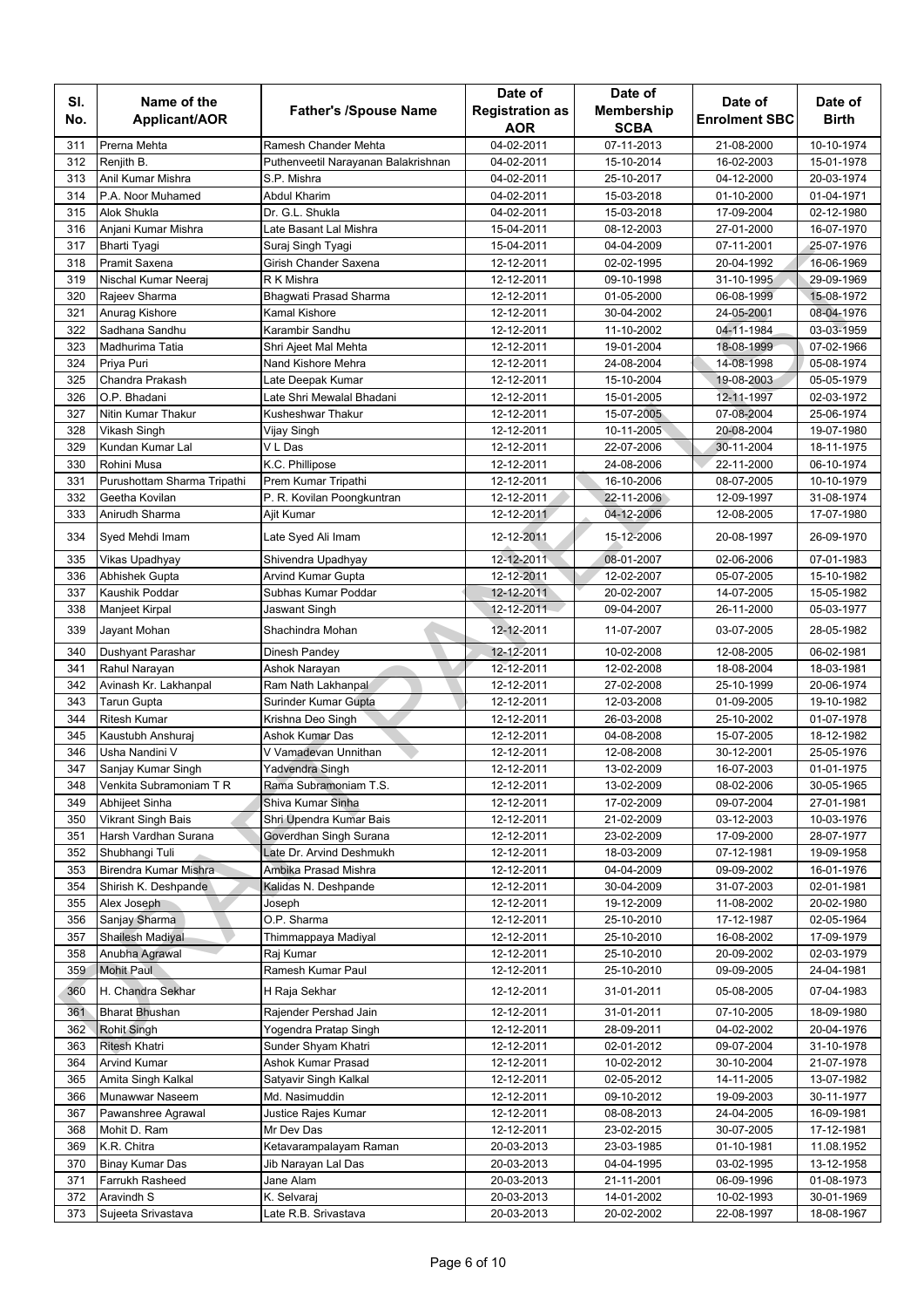| Sl. No. | Name of the Applicant/AOR | Father's /Spouse Name | Date of Registration as AOR | Date of Membership SCBA | Date of Enrolment SBC | Date of Birth |
|---|---|---|---|---|---|---|
| 311 | Prerna Mehta | Ramesh Chander Mehta | 04-02-2011 | 07-11-2013 | 21-08-2000 | 10-10-1974 |
| 312 | Renjith B. | Puthenveetil Narayanan Balakrishnan | 04-02-2011 | 15-10-2014 | 16-02-2003 | 15-01-1978 |
| 313 | Anil Kumar Mishra | S.P. Mishra | 04-02-2011 | 25-10-2017 | 04-12-2000 | 20-03-1974 |
| 314 | P.A. Noor Muhamed | Abdul Kharim | 04-02-2011 | 15-03-2018 | 01-10-2000 | 01-04-1971 |
| 315 | Alok Shukla | Dr. G.L. Shukla | 04-02-2011 | 15-03-2018 | 17-09-2004 | 02-12-1980 |
| 316 | Anjani Kumar Mishra | Late Basant Lal Mishra | 15-04-2011 | 08-12-2003 | 27-01-2000 | 16-07-1970 |
| 317 | Bharti Tyagi | Suraj Singh Tyagi | 15-04-2011 | 04-04-2009 | 07-11-2001 | 25-07-1976 |
| 318 | Pramit Saxena | Girish Chander Saxena | 12-12-2011 | 02-02-1995 | 20-04-1992 | 16-06-1969 |
| 319 | Nischal Kumar Neeraj | R K Mishra | 12-12-2011 | 09-10-1998 | 31-10-1995 | 29-09-1969 |
| 320 | Rajeev Sharma | Bhagwati Prasad Sharma | 12-12-2011 | 01-05-2000 | 06-08-1999 | 15-08-1972 |
| 321 | Anurag Kishore | Kamal Kishore | 12-12-2011 | 30-04-2002 | 24-05-2001 | 08-04-1976 |
| 322 | Sadhana Sandhu | Karambir Sandhu | 12-12-2011 | 11-10-2002 | 04-11-1984 | 03-03-1959 |
| 323 | Madhurima Tatia | Shri Ajeet Mal Mehta | 12-12-2011 | 19-01-2004 | 18-08-1999 | 07-02-1966 |
| 324 | Priya Puri | Nand Kishore Mehra | 12-12-2011 | 24-08-2004 | 14-08-1998 | 05-08-1974 |
| 325 | Chandra Prakash | Late Deepak Kumar | 12-12-2011 | 15-10-2004 | 19-08-2003 | 05-05-1979 |
| 326 | O.P. Bhadani | Late Shri Mewalal Bhadani | 12-12-2011 | 15-01-2005 | 12-11-1997 | 02-03-1972 |
| 327 | Nitin Kumar Thakur | Kusheshwar Thakur | 12-12-2011 | 15-07-2005 | 07-08-2004 | 25-06-1974 |
| 328 | Vikash Singh | Vijay Singh | 12-12-2011 | 10-11-2005 | 20-08-2004 | 19-07-1980 |
| 329 | Kundan Kumar Lal | V L Das | 12-12-2011 | 22-07-2006 | 30-11-2004 | 18-11-1975 |
| 330 | Rohini Musa | K.C. Phillipose | 12-12-2011 | 24-08-2006 | 22-11-2000 | 06-10-1974 |
| 331 | Purushottam Sharma Tripathi | Prem Kumar Tripathi | 12-12-2011 | 16-10-2006 | 08-07-2005 | 10-10-1979 |
| 332 | Geetha Kovilan | P. R. Kovilan Poongkuntran | 12-12-2011 | 22-11-2006 | 12-09-1997 | 31-08-1974 |
| 333 | Anirudh Sharma | Ajit Kumar | 12-12-2011 | 04-12-2006 | 12-08-2005 | 17-07-1980 |
| 334 | Syed Mehdi Imam | Late Syed Ali Imam | 12-12-2011 | 15-12-2006 | 20-08-1997 | 26-09-1970 |
| 335 | Vikas Upadhyay | Shivendra Upadhyay | 12-12-2011 | 08-01-2007 | 02-06-2006 | 07-01-1983 |
| 336 | Abhishek Gupta | Arvind Kumar Gupta | 12-12-2011 | 12-02-2007 | 05-07-2005 | 15-10-1982 |
| 337 | Kaushik Poddar | Subhas Kumar Poddar | 12-12-2011 | 20-02-2007 | 14-07-2005 | 15-05-1982 |
| 338 | Manjeet Kirpal | Jaswant Singh | 12-12-2011 | 09-04-2007 | 26-11-2000 | 05-03-1977 |
| 339 | Jayant Mohan | Shachindra Mohan | 12-12-2011 | 11-07-2007 | 03-07-2005 | 28-05-1982 |
| 340 | Dushyant Parashar | Dinesh Pandey | 12-12-2011 | 10-02-2008 | 12-08-2005 | 06-02-1981 |
| 341 | Rahul Narayan | Ashok Narayan | 12-12-2011 | 12-02-2008 | 18-08-2004 | 18-03-1981 |
| 342 | Avinash Kr. Lakhanpal | Ram Nath Lakhanpal | 12-12-2011 | 27-02-2008 | 25-10-1999 | 20-06-1974 |
| 343 | Tarun Gupta | Surinder Kumar Gupta | 12-12-2011 | 12-03-2008 | 01-09-2005 | 19-10-1982 |
| 344 | Ritesh Kumar | Krishna Deo Singh | 12-12-2011 | 26-03-2008 | 25-10-2002 | 01-07-1978 |
| 345 | Kaustubh Anshuraj | Ashok Kumar Das | 12-12-2011 | 04-08-2008 | 15-07-2005 | 18-12-1982 |
| 346 | Usha Nandini V | V Vamadevan Unnithan | 12-12-2011 | 12-08-2008 | 30-12-2001 | 25-05-1976 |
| 347 | Sanjay Kumar Singh | Yadvendra Singh | 12-12-2011 | 13-02-2009 | 16-07-2003 | 01-01-1975 |
| 348 | Venkita Subramoniam T R | Rama Subramoniam T.S. | 12-12-2011 | 13-02-2009 | 08-02-2006 | 30-05-1965 |
| 349 | Abhijeet Sinha | Shiva Kumar Sinha | 12-12-2011 | 17-02-2009 | 09-07-2004 | 27-01-1981 |
| 350 | Vikrant Singh Bais | Shri Upendra Kumar Bais | 12-12-2011 | 21-02-2009 | 03-12-2003 | 10-03-1976 |
| 351 | Harsh Vardhan Surana | Goverdhan Singh Surana | 12-12-2011 | 23-02-2009 | 17-09-2000 | 28-07-1977 |
| 352 | Shubhangi Tuli | Late Dr. Arvind Deshmukh | 12-12-2011 | 18-03-2009 | 07-12-1981 | 19-09-1958 |
| 353 | Birendra Kumar Mishra | Ambika Prasad Mishra | 12-12-2011 | 04-04-2009 | 09-09-2002 | 16-01-1976 |
| 354 | Shirish K. Deshpande | Kalidas N. Deshpande | 12-12-2011 | 30-04-2009 | 31-07-2003 | 02-01-1981 |
| 355 | Alex Joseph | Joseph | 12-12-2011 | 19-12-2009 | 11-08-2002 | 20-02-1980 |
| 356 | Sanjay Sharma | O.P. Sharma | 12-12-2011 | 25-10-2010 | 17-12-1987 | 02-05-1964 |
| 357 | Shailesh Madiyal | Thimmappaya Madiyal | 12-12-2011 | 25-10-2010 | 16-08-2002 | 17-09-1979 |
| 358 | Anubha Agrawal | Raj Kumar | 12-12-2011 | 25-10-2010 | 20-09-2002 | 02-03-1979 |
| 359 | Mohit Paul | Ramesh Kumar Paul | 12-12-2011 | 25-10-2010 | 09-09-2005 | 24-04-1981 |
| 360 | H. Chandra Sekhar | H Raja Sekhar | 12-12-2011 | 31-01-2011 | 05-08-2005 | 07-04-1983 |
| 361 | Bharat Bhushan | Rajender Pershad Jain | 12-12-2011 | 31-01-2011 | 07-10-2005 | 18-09-1980 |
| 362 | Rohit Singh | Yogendra Pratap Singh | 12-12-2011 | 28-09-2011 | 04-02-2002 | 20-04-1976 |
| 363 | Ritesh Khatri | Sunder Shyam Khatri | 12-12-2011 | 02-01-2012 | 09-07-2004 | 31-10-1978 |
| 364 | Arvind Kumar | Ashok Kumar Prasad | 12-12-2011 | 10-02-2012 | 30-10-2004 | 21-07-1978 |
| 365 | Amita Singh Kalkal | Satyavir Singh Kalkal | 12-12-2011 | 02-05-2012 | 14-11-2005 | 13-07-1982 |
| 366 | Munawwar Naseem | Md. Nasimuddin | 12-12-2011 | 09-10-2012 | 19-09-2003 | 30-11-1977 |
| 367 | Pawanshree Agrawal | Justice Rajes Kumar | 12-12-2011 | 08-08-2013 | 24-04-2005 | 16-09-1981 |
| 368 | Mohit D. Ram | Mr Dev Das | 12-12-2011 | 23-02-2015 | 30-07-2005 | 17-12-1981 |
| 369 | K.R. Chitra | Ketavarampalayam Raman | 20-03-2013 | 23-03-1985 | 01-10-1981 | 11.08.1952 |
| 370 | Binay Kumar Das | Jib Narayan Lal Das | 20-03-2013 | 04-04-1995 | 03-02-1995 | 13-12-1958 |
| 371 | Farrukh Rasheed | Jane Alam | 20-03-2013 | 21-11-2001 | 06-09-1996 | 01-08-1973 |
| 372 | Aravindh S | K. Selvaraj | 20-03-2013 | 14-01-2002 | 10-02-1993 | 30-01-1969 |
| 373 | Sujeeta Srivastava | Late R.B. Srivastava | 20-03-2013 | 20-02-2002 | 22-08-1997 | 18-08-1967 |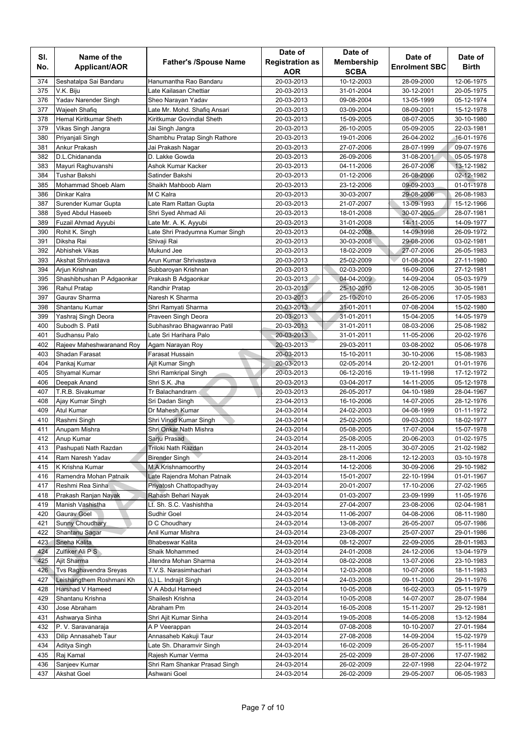| Sl. No. | Name of the Applicant/AOR | Father's /Spouse Name | Date of Registration as AOR | Date of Membership SCBA | Date of Enrolment SBC | Date of Birth |
|---|---|---|---|---|---|---|
| 374 | Seshatalpa Sai Bandaru | Hanumantha Rao Bandaru | 20-03-2013 | 10-12-2003 | 28-09-2000 | 12-06-1975 |
| 375 | V.K. Biju | Late Kailasan Chettiar | 20-03-2013 | 31-01-2004 | 30-12-2001 | 20-05-1975 |
| 376 | Yadav Narender Singh | Sheo Narayan Yadav | 20-03-2013 | 09-08-2004 | 13-05-1999 | 05-12-1974 |
| 377 | Wajeeh Shafiq | Late Mr. Mohd. Shafiq Ansari | 20-03-2013 | 03-09-2004 | 08-09-2001 | 15-12-1978 |
| 378 | Hemal Kiritkumar Sheth | Kiritkumar Govindlal Sheth | 20-03-2013 | 15-09-2005 | 08-07-2005 | 30-10-1980 |
| 379 | Vikas Singh Jangra | Jai Singh Jangra | 20-03-2013 | 26-10-2005 | 05-09-2005 | 22-03-1981 |
| 380 | Priyanjali Singh | Shambhu Pratap Singh Rathore | 20-03-2013 | 19-01-2006 | 26-04-2002 | 16-01-1976 |
| 381 | Ankur Prakash | Jai Prakash Nagar | 20-03-2013 | 27-07-2006 | 28-07-1999 | 09-07-1976 |
| 382 | D.L.Chidananda | D. Lakke Gowda | 20-03-2013 | 26-09-2006 | 31-08-2001 | 05-05-1978 |
| 383 | Mayuri Raghuvanshi | Ashok Kumar Kacker | 20-03-2013 | 04-11-2006 | 26-07-2006 | 13-12-1982 |
| 384 | Tushar Bakshi | Satinder Bakshi | 20-03-2013 | 01-12-2006 | 26-08-2006 | 02-12-1982 |
| 385 | Mohammad Shoeb Alam | Shaikh Mahboob Alam | 20-03-2013 | 23-12-2006 | 09-09-2003 | 01-01-1978 |
| 386 | Dinkar Kalra | M C Kalra | 20-03-2013 | 30-03-2007 | 29-08-2006 | 26-08-1983 |
| 387 | Surender Kumar Gupta | Late Ram Rattan Gupta | 20-03-2013 | 21-07-2007 | 13-09-1993 | 15-12-1966 |
| 388 | Syed Abdul Haseeb | Shri Syed Ahmad Ali | 20-03-2013 | 18-01-2008 | 30-07-2005 | 28-07-1981 |
| 389 | Fuzail Ahmad Ayyubi | Late Mr. A. K. Ayyubi | 20-03-2013 | 31-01-2008 | 14-11-2005 | 14-09-1977 |
| 390 | Rohit K. Singh | Late Shri Pradyumna Kumar Singh | 20-03-2013 | 04-02-2008 | 14-09-1998 | 26-09-1972 |
| 391 | Diksha Rai | Shivaji Rai | 20-03-2013 | 30-03-2008 | 29-08-2006 | 03-02-1981 |
| 392 | Abhishek Vikas | Mukund Jee | 20-03-2013 | 18-02-2009 | 27-07-2006 | 26-05-1983 |
| 393 | Akshat Shrivastava | Arun Kumar Shrivastava | 20-03-2013 | 25-02-2009 | 01-08-2004 | 27-11-1980 |
| 394 | Arjun Krishnan | Subbaroyan Krishnan | 20-03-2013 | 02-03-2009 | 16-09-2006 | 27-12-1981 |
| 395 | Shashibhushan P Adgaonkar | Prakash B Adgaonkar | 20-03-2013 | 04-04-2009 | 14-09-2004 | 05-03-1979 |
| 396 | Rahul Pratap | Randhir Pratap | 20-03-2013 | 25-10-2010 | 12-08-2005 | 30-05-1981 |
| 397 | Gaurav Sharma | Naresh K Sharma | 20-03-2013 | 25-10-2010 | 26-05-2006 | 17-05-1983 |
| 398 | Shantanu Kumar | Shri Ramyati Sharma | 20-03-2013 | 31-01-2011 | 07-08-2004 | 15-02-1980 |
| 399 | Yashraj Singh Deora | Praveen Singh Deora | 20-03-2013 | 31-01-2011 | 15-04-2005 | 14-05-1979 |
| 400 | Subodh S. Patil | Subhashrao Bhagwanrao Patil | 20-03-2013 | 31-01-2011 | 08-03-2006 | 25-08-1982 |
| 401 | Sudhansu Palo | Late Sri Harihara Palo | 20-03-2013 | 31-01-2011 | 11-05-2006 | 20-02-1976 |
| 402 | Rajeev Maheshwaranand Roy | Agam Narayan Roy | 20-03-2013 | 29-03-2011 | 03-08-2002 | 05-06-1978 |
| 403 | Shadan Farasat | Farasat Hussain | 20-03-2013 | 15-10-2011 | 30-10-2006 | 15-08-1983 |
| 404 | Pankaj Kumar | Ajit Kumar Singh | 20-03-2013 | 02-05-2014 | 20-12-2001 | 01-01-1976 |
| 405 | Shyamal Kumar | Shri Ramkripal Singh | 20-03-2013 | 06-12-2016 | 19-11-1998 | 17-12-1972 |
| 406 | Deepak Anand | Shri S.K. Jha | 20-03-2013 | 03-04-2017 | 14-11-2005 | 05-12-1978 |
| 407 | T.R.B. Sivakumar | Tr Balachandram | 20-03-2013 | 26-05-2017 | 04-10-1989 | 28-04-1967 |
| 408 | Ajay Kumar Singh | Sri Dadan Singh | 23-04-2013 | 16-10-2006 | 14-07-2005 | 28-12-1976 |
| 409 | Atul Kumar | Dr Mahesh Kumar | 24-03-2014 | 24-02-2003 | 04-08-1999 | 01-11-1972 |
| 410 | Rashmi Singh | Shri Vinod Kumar Singh | 24-03-2014 | 25-02-2005 | 09-03-2003 | 18-02-1977 |
| 411 | Anupam Mishra | Shri Onkar Nath Mishra | 24-03-2014 | 05-08-2005 | 17-07-2004 | 15-07-1978 |
| 412 | Anup Kumar | Sarju Prasad | 24-03-2014 | 25-08-2005 | 20-06-2003 | 01-02-1975 |
| 413 | Pashupati Nath Razdan | Triloki Nath Razdan | 24-03-2014 | 28-11-2005 | 30-07-2005 | 21-02-1982 |
| 414 | Ram Naresh Yadav | Birender Singh | 24-03-2014 | 28-11-2006 | 12-12-2003 | 03-10-1978 |
| 415 | K Krishna Kumar | M.A.Krishnamoorthy | 24-03-2014 | 14-12-2006 | 30-09-2006 | 29-10-1982 |
| 416 | Ramendra Mohan Patnaik | Late Rajendra Mohan Patnaik | 24-03-2014 | 15-01-2007 | 22-10-1994 | 01-01-1967 |
| 417 | Reshmi Rea Sinha | Priyatosh Chattopadhyay | 24-03-2014 | 20-01-2007 | 17-10-2006 | 27-02-1965 |
| 418 | Prakash Ranjan Nayak | Rahash Behari Nayak | 24-03-2014 | 01-03-2007 | 23-09-1999 | 11-05-1976 |
| 419 | Manish Vashistha | Lt. Sh. S.C. Vashishtha | 24-03-2014 | 27-04-2007 | 23-08-2006 | 02-04-1981 |
| 420 | Gaurav Goel | Sudhir Goel | 24-03-2014 | 11-06-2007 | 04-08-2006 | 08-11-1980 |
| 421 | Sunny Choudhary | D C Choudhary | 24-03-2014 | 13-08-2007 | 26-05-2007 | 05-07-1986 |
| 422 | Shantanu Sagar | Anil Kumar Mishra | 24-03-2014 | 23-08-2007 | 25-07-2007 | 29-01-1986 |
| 423 | Sneha Kalita | Bhabeswar Kalita | 24-03-2014 | 08-12-2007 | 22-09-2005 | 28-01-1983 |
| 424 | Zulfiker Ali P S | Shaik Mohammed | 24-03-2014 | 24-01-2008 | 24-12-2006 | 13-04-1979 |
| 425 | Ajit Sharma | Jitendra Mohan Sharma | 24-03-2014 | 08-02-2008 | 13-07-2006 | 23-10-1983 |
| 426 | Tvs Raghavendra Sreyas | T.V.S. Narasimhachari | 24-03-2014 | 12-03-2008 | 10-07-2006 | 18-11-1983 |
| 427 | Leishangthem Roshmani Kh | (L) L. Indrajit Singh | 24-03-2014 | 24-03-2008 | 09-11-2000 | 29-11-1976 |
| 428 | Harshad V Hameed | V A Abdul Hameed | 24-03-2014 | 10-05-2008 | 16-02-2003 | 05-11-1979 |
| 429 | Shantanu Krishna | Shailesh Krishna | 24-03-2014 | 10-05-2008 | 14-07-2007 | 28-07-1984 |
| 430 | Jose Abraham | Abraham Pm | 24-03-2014 | 16-05-2008 | 15-11-2007 | 29-12-1981 |
| 431 | Ashwarya Sinha | Shri Ajit Kumar Sinha | 24-03-2014 | 19-05-2008 | 14-05-2008 | 13-12-1984 |
| 432 | P. V. Saravanaraja | A P Veerappan | 24-03-2014 | 07-08-2008 | 10-10-2007 | 27-01-1984 |
| 433 | Dilip Annasaheb Taur | Annasaheb Kakuji Taur | 24-03-2014 | 27-08-2008 | 14-09-2004 | 15-02-1979 |
| 434 | Aditya Singh | Late Sh. Dharamvir Singh | 24-03-2014 | 16-02-2009 | 26-05-2007 | 15-11-1984 |
| 435 | Raj Kamal | Rajesh Kumar Verma | 24-03-2014 | 25-02-2009 | 28-07-2006 | 17-07-1982 |
| 436 | Sanjeev Kumar | Shri Ram Shankar Prasad Singh | 24-03-2014 | 26-02-2009 | 22-07-1998 | 22-04-1972 |
| 437 | Akshat Goel | Ashwani Goel | 24-03-2014 | 26-02-2009 | 29-05-2007 | 06-05-1983 |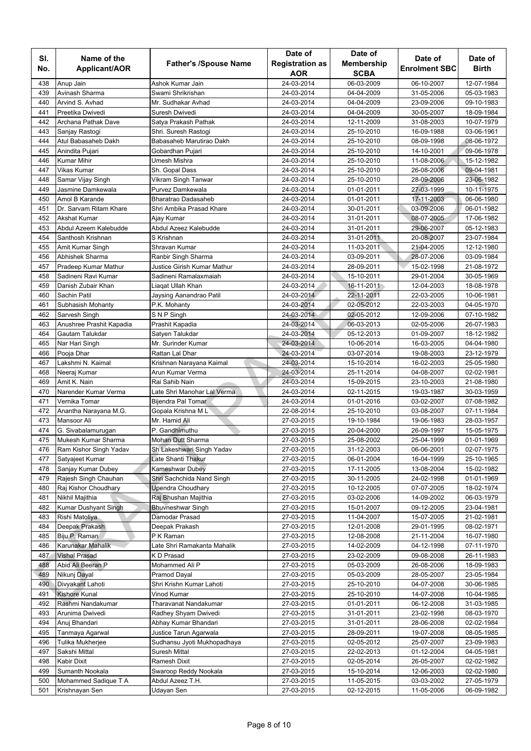| Sl. No. | Name of the Applicant/AOR | Father's /Spouse Name | Date of Registration as AOR | Date of Membership SCBA | Date of Enrolment SBC | Date of Birth |
|---|---|---|---|---|---|---|
| 438 | Anup Jain | Ashok Kumar Jain | 24-03-2014 | 06-03-2009 | 06-10-2007 | 12-07-1984 |
| 439 | Avinash Sharma | Swami Shrikrishan | 24-03-2014 | 04-04-2009 | 31-05-2006 | 05-03-1983 |
| 440 | Arvind S. Avhad | Mr. Sudhakar Avhad | 24-03-2014 | 04-04-2009 | 23-09-2006 | 09-10-1983 |
| 441 | Preetika Dwivedi | Suresh Dwivedi | 24-03-2014 | 04-04-2009 | 30-05-2007 | 18-09-1984 |
| 442 | Archana Pathak Dave | Satya Prakash Pathak | 24-03-2014 | 12-11-2009 | 31-08-2003 | 10-07-1979 |
| 443 | Sanjay Rastogi | Shri. Suresh Rastogi | 24-03-2014 | 25-10-2010 | 16-09-1988 | 03-06-1961 |
| 444 | Atul Babasaheb Dakh | Babasaheb Marutirao Dakh | 24-03-2014 | 25-10-2010 | 08-09-1998 | 08-06-1972 |
| 445 | Anindita Pujari | Gobardhan Pujari | 24-03-2014 | 25-10-2010 | 14-10-2001 | 09-06-1978 |
| 446 | Kumar Mihir | Umesh Mishra | 24-03-2014 | 25-10-2010 | 11-08-2006 | 15-12-1982 |
| 447 | Vikas Kumar | Sh. Gopal Dass | 24-03-2014 | 25-10-2010 | 26-08-2006 | 09-04-1981 |
| 448 | Samar Vijay Singh | Vikram Singh Tanwar | 24-03-2014 | 25-10-2010 | 28-09-2006 | 23-06-1982 |
| 449 | Jasmine Damkewala | Purvez Damkewala | 24-03-2014 | 01-01-2011 | 27-03-1999 | 10-11-1975 |
| 450 | Amol B Karande | Bharatrao Dadasaheb | 24-03-2014 | 01-01-2011 | 17-11-2003 | 06-06-1980 |
| 451 | Dr. Sarvam Ritam Khare | Shri Ambika Prasad Khare | 24-03-2014 | 30-01-2011 | 03-09-2006 | 06-01-1982 |
| 452 | Akshat Kumar | Ajay Kumar | 24-03-2014 | 31-01-2011 | 08-07-2005 | 17-06-1982 |
| 453 | Abdul Azeem Kalebudde | Abdul Azeez Kalebudde | 24-03-2014 | 31-01-2011 | 29-06-2007 | 05-12-1983 |
| 454 | Santhosh Krishnan | S Krishnan | 24-03-2014 | 31-01-2011 | 20-08-2007 | 23-07-1984 |
| 455 | Amit Kumar Singh | Shravan Kumar | 24-03-2014 | 11-03-2011 | 21-04-2005 | 12-12-1980 |
| 456 | Abhishek Sharma | Ranbir Singh Sharma | 24-03-2014 | 03-09-2011 | 28-07-2006 | 03-09-1984 |
| 457 | Pradeep Kumar Mathur | Justice Girish Kumar Mathur | 24-03-2014 | 28-09-2011 | 15-02-1998 | 21-08-1972 |
| 458 | Sadineni Ravi Kumar | Sadineni Ramalaxmaiah | 24-03-2014 | 15-10-2011 | 29-01-2004 | 30-05-1969 |
| 459 | Danish Zubair Khan | Liaqat Ullah Khan | 24-03-2014 | 16-11-2011 | 12-04-2003 | 18-08-1978 |
| 460 | Sachin Patil | Jaysing Aanandrao Patil | 24-03-2014 | 22-11-2011 | 22-03-2005 | 10-06-1981 |
| 461 | Subhasish Mohanty | P.K. Mohanty | 24-03-2014 | 02-05-2012 | 22-03-2003 | 04-05-1970 |
| 462 | Sarvesh Singh | S N P Singh | 24-03-2014 | 02-05-2012 | 12-09-2006 | 07-10-1982 |
| 463 | Anushree Prashit Kapadia | Prashit Kapadia | 24-03-2014 | 06-03-2013 | 02-05-2006 | 26-07-1983 |
| 464 | Gautam Talukdar | Satyen Talukdar | 24-03-2014 | 05-12-2013 | 01-09-2007 | 18-12-1982 |
| 465 | Nar Hari Singh | Mr. Surinder Kumar | 24-03-2014 | 10-06-2014 | 16-03-2005 | 04-04-1980 |
| 466 | Pooja Dhar | Rattan Lal Dhar | 24-03-2014 | 03-07-2014 | 19-08-2003 | 23-12-1979 |
| 467 | Lakshmi N. Kaimal | Krishnan Narayana Kaimal | 24-03-2014 | 15-10-2014 | 16-02-2003 | 25-05-1980 |
| 468 | Neeraj Kumar | Arun Kumar Verma | 24-03-2014 | 25-11-2014 | 04-08-2007 | 02-02-1981 |
| 469 | Amit K. Nain | Rai Sahib Nain | 24-03-2014 | 15-09-2015 | 23-10-2003 | 21-08-1980 |
| 470 | Narender Kumar Verma | Late Shri Manohar Lal Verma | 24-03-2014 | 02-11-2015 | 19-03-1987 | 30-03-1959 |
| 471 | Vernika Tomar | Bijendra Pal Tomar | 24-03-2014 | 01-01-2016 | 03-02-2007 | 07-08-1982 |
| 472 | Anantha Narayana M.G. | Gopala Krishna M L | 22-08-2014 | 25-10-2010 | 03-08-2007 | 07-11-1984 |
| 473 | Mansoor Ali | Mr. Hamid Ali | 27-03-2015 | 19-10-1984 | 19-06-1983 | 28-03-1957 |
| 474 | G. Sivabalamurugan | P. Gandhimuthu | 27-03-2015 | 20-04-2000 | 26-09-1997 | 15-05-1975 |
| 475 | Mukesh Kumar Sharma | Mohan Dutt Sharma | 27-03-2015 | 25-08-2002 | 25-04-1999 | 01-01-1969 |
| 476 | Ram Kishor Singh Yadav | Sh Lakeshwari Singh Yadav | 27-03-2015 | 31-12-2003 | 06-06-2001 | 02-07-1975 |
| 477 | Satyajeet Kumar | Late Shanti Thakur | 27-03-2015 | 06-01-2004 | 16-04-1999 | 25-10-1965 |
| 478 | Sanjay Kumar Dubey | Kameshwar Dubey | 27-03-2015 | 17-11-2005 | 13-08-2004 | 15-02-1982 |
| 479 | Rajesh Singh Chauhan | Shri Sachchida Nand Singh | 27-03-2015 | 30-11-2005 | 24-02-1998 | 01-01-1969 |
| 480 | Raj Kishor Choudhary | Upendra Choudhary | 27-03-2015 | 10-12-2005 | 07-07-2005 | 18-02-1974 |
| 481 | Nikhil Majithia | Raj Bhushan Majithia | 27-03-2015 | 03-02-2006 | 14-09-2002 | 06-03-1979 |
| 482 | Kumar Dushyant Singh | Bhuvneshwar Singh | 27-03-2015 | 15-01-2007 | 09-12-2005 | 23-04-1981 |
| 483 | Rishi Matoliya | Damodar Prasad | 27-03-2015 | 11-04-2007 | 15-07-2005 | 21-02-1981 |
| 484 | Deepak Prakash | Deepak Prakash | 27-03-2015 | 12-01-2008 | 29-01-1995 | 08-02-1971 |
| 485 | Biju P. Raman | P K Raman | 27-03-2015 | 12-08-2008 | 21-11-2004 | 16-07-1980 |
| 486 | Karunakar Mahalik | Late Shri Ramakanta Mahalik | 27-03-2015 | 14-02-2009 | 04-12-1998 | 07-11-1970 |
| 487 | Vishal Prasad | K D Prasad | 27-03-2015 | 23-02-2009 | 09-08-2008 | 26-11-1983 |
| 488 | Abid Ali Beeran P | Mohammed Ali P | 27-03-2015 | 05-03-2009 | 26-08-2006 | 18-09-1983 |
| 489 | Nikunj Dayal | Pramod Dayal | 27-03-2015 | 05-03-2009 | 28-05-2007 | 23-05-1984 |
| 490 | Divyakant Lahoti | Shri Krishn Kumar Lahoti | 27-03-2015 | 25-10-2010 | 04-07-2008 | 30-06-1985 |
| 491 | Kishore Kunal | Vinod Kumar | 27-03-2015 | 25-10-2010 | 14-07-2008 | 10-04-1985 |
| 492 | Rashmi Nandakumar | Tharavanat Nandakumar | 27-03-2015 | 01-01-2011 | 06-12-2008 | 31-03-1985 |
| 493 | Arunima Dwivedi | Radhey Shyam Dwivedi | 27-03-2015 | 31-01-2011 | 23-02-1998 | 08-03-1970 |
| 494 | Anuj Bhandari | Abhay Kumar Bhandari | 27-03-2015 | 31-01-2011 | 28-06-2008 | 02-02-1984 |
| 495 | Tanmaya Agarwal | Justice Tarun Agarwala | 27-03-2015 | 28-09-2011 | 19-07-2008 | 08-05-1985 |
| 496 | Tulika Mukherjee | Sudhansu Jyoti Mukhopadhaya | 27-03-2015 | 02-05-2012 | 25-07-2007 | 23-09-1983 |
| 497 | Sakshi Mittal | Suresh Mittal | 27-03-2015 | 22-02-2013 | 01-12-2004 | 04-05-1981 |
| 498 | Kabir Dixit | Ramesh Dixit | 27-03-2015 | 02-05-2014 | 26-05-2007 | 02-02-1982 |
| 499 | Sumanth Nookala | Swaroop Reddy Nookala | 27-03-2015 | 15-10-2014 | 12-06-2003 | 02-02-1980 |
| 500 | Mohammed Sadique T A | Abdul Azeez T.H. | 27-03-2015 | 11-05-2015 | 03-03-2002 | 27-05-1979 |
| 501 | Krishnayan Sen | Udayan Sen | 27-03-2015 | 02-12-2015 | 11-05-2006 | 06-09-1982 |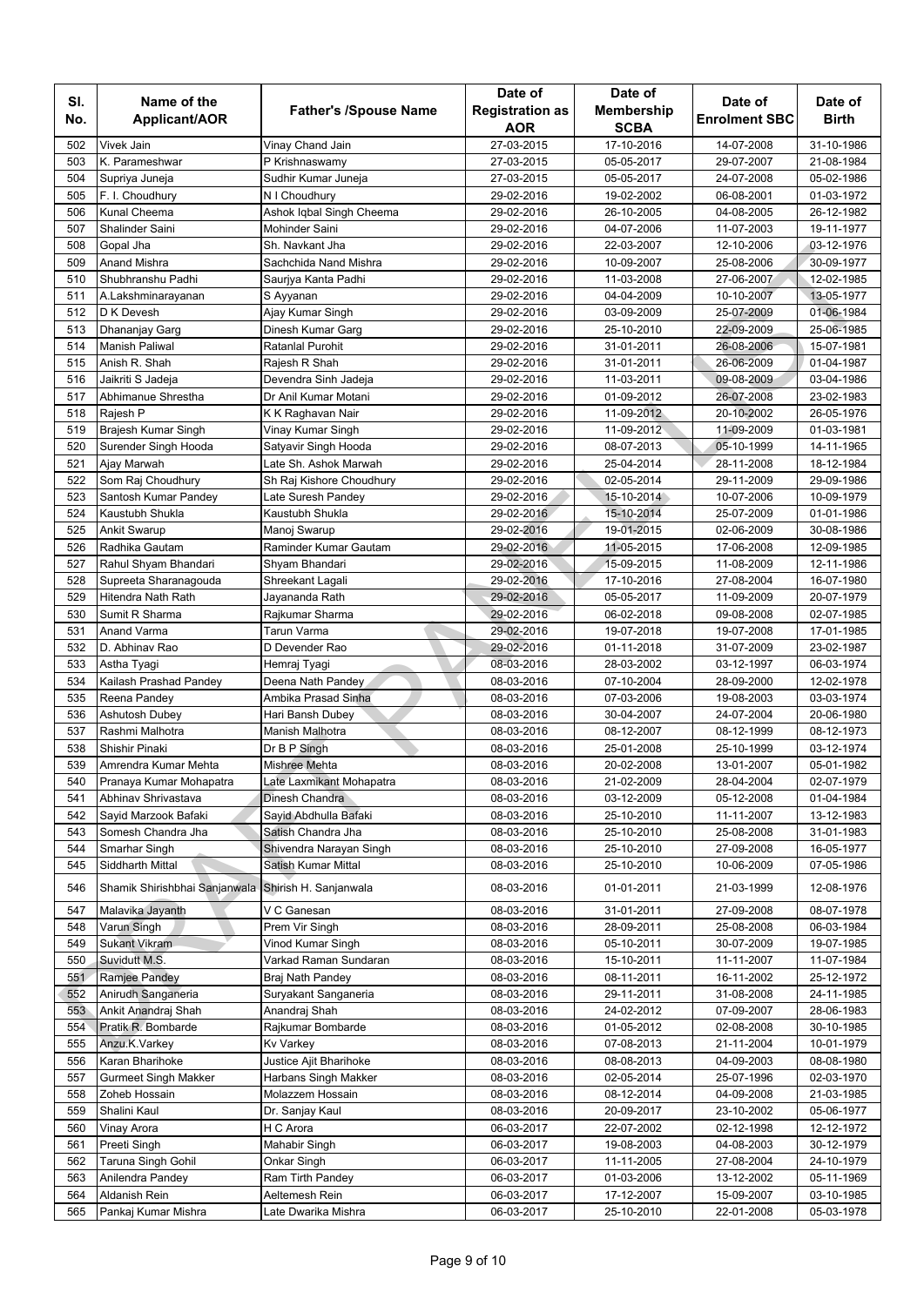| Sl. No. | Name of the Applicant/AOR | Father's /Spouse Name | Date of Registration as AOR | Date of Membership SCBA | Date of Enrolment SBC | Date of Birth |
|---|---|---|---|---|---|---|
| 502 | Vivek Jain | Vinay Chand Jain | 27-03-2015 | 17-10-2016 | 14-07-2008 | 31-10-1986 |
| 503 | K. Parameshwar | P Krishnaswamy | 27-03-2015 | 05-05-2017 | 29-07-2007 | 21-08-1984 |
| 504 | Supriya Juneja | Sudhir Kumar Juneja | 27-03-2015 | 05-05-2017 | 24-07-2008 | 05-02-1986 |
| 505 | F. I. Choudhury | N I Choudhury | 29-02-2016 | 19-02-2002 | 06-08-2001 | 01-03-1972 |
| 506 | Kunal Cheema | Ashok Iqbal Singh Cheema | 29-02-2016 | 26-10-2005 | 04-08-2005 | 26-12-1982 |
| 507 | Shalinder Saini | Mohinder Saini | 29-02-2016 | 04-07-2006 | 11-07-2003 | 19-11-1977 |
| 508 | Gopal Jha | Sh. Navkant Jha | 29-02-2016 | 22-03-2007 | 12-10-2006 | 03-12-1976 |
| 509 | Anand Mishra | Sachchida Nand Mishra | 29-02-2016 | 10-09-2007 | 25-08-2006 | 30-09-1977 |
| 510 | Shubhranshu Padhi | Saurjya Kanta Padhi | 29-02-2016 | 11-03-2008 | 27-06-2007 | 12-02-1985 |
| 511 | A.Lakshminarayanan | S Ayyanan | 29-02-2016 | 04-04-2009 | 10-10-2007 | 13-05-1977 |
| 512 | D K Devesh | Ajay Kumar Singh | 29-02-2016 | 03-09-2009 | 25-07-2009 | 01-06-1984 |
| 513 | Dhananjay Garg | Dinesh Kumar Garg | 29-02-2016 | 25-10-2010 | 22-09-2009 | 25-06-1985 |
| 514 | Manish Paliwal | Ratanlal Purohit | 29-02-2016 | 31-01-2011 | 26-08-2006 | 15-07-1981 |
| 515 | Anish R. Shah | Rajesh R Shah | 29-02-2016 | 31-01-2011 | 26-06-2009 | 01-04-1987 |
| 516 | Jaikriti S Jadeja | Devendra Sinh Jadeja | 29-02-2016 | 11-03-2011 | 09-08-2009 | 03-04-1986 |
| 517 | Abhimanue Shrestha | Dr Anil Kumar Motani | 29-02-2016 | 01-09-2012 | 26-07-2008 | 23-02-1983 |
| 518 | Rajesh P | K K Raghavan Nair | 29-02-2016 | 11-09-2012 | 20-10-2002 | 26-05-1976 |
| 519 | Brajesh Kumar Singh | Vinay Kumar Singh | 29-02-2016 | 11-09-2012 | 11-09-2009 | 01-03-1981 |
| 520 | Surender Singh Hooda | Satyavir Singh Hooda | 29-02-2016 | 08-07-2013 | 05-10-1999 | 14-11-1965 |
| 521 | Ajay Marwah | Late Sh. Ashok Marwah | 29-02-2016 | 25-04-2014 | 28-11-2008 | 18-12-1984 |
| 522 | Som Raj Choudhury | Sh Raj Kishore Choudhury | 29-02-2016 | 02-05-2014 | 29-11-2009 | 29-09-1986 |
| 523 | Santosh Kumar Pandey | Late Suresh Pandey | 29-02-2016 | 15-10-2014 | 10-07-2006 | 10-09-1979 |
| 524 | Kaustubh Shukla | Kaustubh Shukla | 29-02-2016 | 15-10-2014 | 25-07-2009 | 01-01-1986 |
| 525 | Ankit Swarup | Manoj Swarup | 29-02-2016 | 19-01-2015 | 02-06-2009 | 30-08-1986 |
| 526 | Radhika Gautam | Raminder Kumar Gautam | 29-02-2016 | 11-05-2015 | 17-06-2008 | 12-09-1985 |
| 527 | Rahul Shyam Bhandari | Shyam Bhandari | 29-02-2016 | 15-09-2015 | 11-08-2009 | 12-11-1986 |
| 528 | Supreeta Sharanagouda | Shreekant Lagali | 29-02-2016 | 17-10-2016 | 27-08-2004 | 16-07-1980 |
| 529 | Hitendra Nath Rath | Jayananda Rath | 29-02-2016 | 05-05-2017 | 11-09-2009 | 20-07-1979 |
| 530 | Sumit R Sharma | Rajkumar Sharma | 29-02-2016 | 06-02-2018 | 09-08-2008 | 02-07-1985 |
| 531 | Anand Varma | Tarun Varma | 29-02-2016 | 19-07-2018 | 19-07-2008 | 17-01-1985 |
| 532 | D. Abhinav Rao | D Devender Rao | 29-02-2016 | 01-11-2018 | 31-07-2009 | 23-02-1987 |
| 533 | Astha Tyagi | Hemraj Tyagi | 08-03-2016 | 28-03-2002 | 03-12-1997 | 06-03-1974 |
| 534 | Kailash Prashad Pandey | Deena Nath Pandey | 08-03-2016 | 07-10-2004 | 28-09-2000 | 12-02-1978 |
| 535 | Reena Pandey | Ambika Prasad Sinha | 08-03-2016 | 07-03-2006 | 19-08-2003 | 03-03-1974 |
| 536 | Ashutosh Dubey | Hari Bansh Dubey | 08-03-2016 | 30-04-2007 | 24-07-2004 | 20-06-1980 |
| 537 | Rashmi Malhotra | Manish Malhotra | 08-03-2016 | 08-12-2007 | 08-12-1999 | 08-12-1973 |
| 538 | Shishir Pinaki | Dr B P Singh | 08-03-2016 | 25-01-2008 | 25-10-1999 | 03-12-1974 |
| 539 | Amrendra Kumar Mehta | Mishree Mehta | 08-03-2016 | 20-02-2008 | 13-01-2007 | 05-01-1982 |
| 540 | Pranaya Kumar Mohapatra | Late Laxmikant Mohapatra | 08-03-2016 | 21-02-2009 | 28-04-2004 | 02-07-1979 |
| 541 | Abhinav Shrivastava | Dinesh Chandra | 08-03-2016 | 03-12-2009 | 05-12-2008 | 01-04-1984 |
| 542 | Sayid Marzook Bafaki | Sayid Abdhulla Bafaki | 08-03-2016 | 25-10-2010 | 11-11-2007 | 13-12-1983 |
| 543 | Somesh Chandra Jha | Satish Chandra Jha | 08-03-2016 | 25-10-2010 | 25-08-2008 | 31-01-1983 |
| 544 | Smarhar Singh | Shivendra Narayan Singh | 08-03-2016 | 25-10-2010 | 27-09-2008 | 16-05-1977 |
| 545 | Siddharth Mittal | Satish Kumar Mittal | 08-03-2016 | 25-10-2010 | 10-06-2009 | 07-05-1986 |
| 546 | Shamik Shirishbhai Sanjanwala | Shirish H. Sanjanwala | 08-03-2016 | 01-01-2011 | 21-03-1999 | 12-08-1976 |
| 547 | Malavika Jayanth | V C Ganesan | 08-03-2016 | 31-01-2011 | 27-09-2008 | 08-07-1978 |
| 548 | Varun Singh | Prem Vir Singh | 08-03-2016 | 28-09-2011 | 25-08-2008 | 06-03-1984 |
| 549 | Sukant Vikram | Vinod Kumar Singh | 08-03-2016 | 05-10-2011 | 30-07-2009 | 19-07-1985 |
| 550 | Suvidutt M.S. | Varkad Raman Sundaran | 08-03-2016 | 15-10-2011 | 11-11-2007 | 11-07-1984 |
| 551 | Ramjee Pandey | Braj Nath Pandey | 08-03-2016 | 08-11-2011 | 16-11-2002 | 25-12-1972 |
| 552 | Anirudh Sanganeria | Suryakant Sanganeria | 08-03-2016 | 29-11-2011 | 31-08-2008 | 24-11-1985 |
| 553 | Ankit Anandraj Shah | Anandraj Shah | 08-03-2016 | 24-02-2012 | 07-09-2007 | 28-06-1983 |
| 554 | Pratik R. Bombarde | Rajkumar Bombarde | 08-03-2016 | 01-05-2012 | 02-08-2008 | 30-10-1985 |
| 555 | Anzu.K.Varkey | Kv Varkey | 08-03-2016 | 07-08-2013 | 21-11-2004 | 10-01-1979 |
| 556 | Karan Bharihoke | Justice Ajit Bharihoke | 08-03-2016 | 08-08-2013 | 04-09-2003 | 08-08-1980 |
| 557 | Gurmeet Singh Makker | Harbans Singh Makker | 08-03-2016 | 02-05-2014 | 25-07-1996 | 02-03-1970 |
| 558 | Zoheb Hossain | Molazzem Hossain | 08-03-2016 | 08-12-2014 | 04-09-2008 | 21-03-1985 |
| 559 | Shalini Kaul | Dr. Sanjay Kaul | 08-03-2016 | 20-09-2017 | 23-10-2002 | 05-06-1977 |
| 560 | Vinay Arora | H C Arora | 06-03-2017 | 22-07-2002 | 02-12-1998 | 12-12-1972 |
| 561 | Preeti Singh | Mahabir Singh | 06-03-2017 | 19-08-2003 | 04-08-2003 | 30-12-1979 |
| 562 | Taruna Singh Gohil | Onkar Singh | 06-03-2017 | 11-11-2005 | 27-08-2004 | 24-10-1979 |
| 563 | Anilendra Pandey | Ram Tirth Pandey | 06-03-2017 | 01-03-2006 | 13-12-2002 | 05-11-1969 |
| 564 | Aldanish Rein | Aeltemesh Rein | 06-03-2017 | 17-12-2007 | 15-09-2007 | 03-10-1985 |
| 565 | Pankaj Kumar Mishra | Late Dwarika Mishra | 06-03-2017 | 25-10-2010 | 22-01-2008 | 05-03-1978 |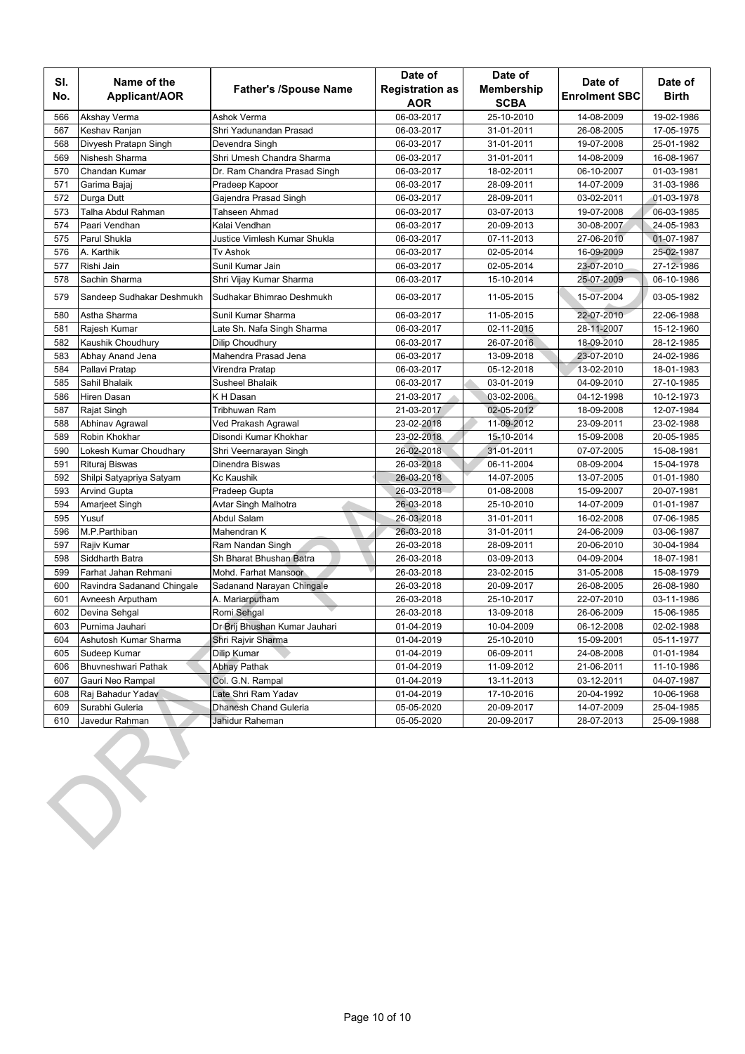| Sl. No. | Name of the Applicant/AOR | Father's /Spouse Name | Date of Registration as AOR | Date of Membership SCBA | Date of Enrolment SBC | Date of Birth |
|---|---|---|---|---|---|---|
| 566 | Akshay Verma | Ashok Verma | 06-03-2017 | 25-10-2010 | 14-08-2009 | 19-02-1986 |
| 567 | Keshav Ranjan | Shri Yadunandan Prasad | 06-03-2017 | 31-01-2011 | 26-08-2005 | 17-05-1975 |
| 568 | Divyesh Pratapn Singh | Devendra Singh | 06-03-2017 | 31-01-2011 | 19-07-2008 | 25-01-1982 |
| 569 | Nishesh Sharma | Shri Umesh Chandra Sharma | 06-03-2017 | 31-01-2011 | 14-08-2009 | 16-08-1967 |
| 570 | Chandan Kumar | Dr. Ram Chandra Prasad Singh | 06-03-2017 | 18-02-2011 | 06-10-2007 | 01-03-1981 |
| 571 | Garima Bajaj | Pradeep Kapoor | 06-03-2017 | 28-09-2011 | 14-07-2009 | 31-03-1986 |
| 572 | Durga Dutt | Gajendra Prasad Singh | 06-03-2017 | 28-09-2011 | 03-02-2011 | 01-03-1978 |
| 573 | Talha Abdul Rahman | Tahseen Ahmad | 06-03-2017 | 03-07-2013 | 19-07-2008 | 06-03-1985 |
| 574 | Paari Vendhan | Kalai Vendhan | 06-03-2017 | 20-09-2013 | 30-08-2007 | 24-05-1983 |
| 575 | Parul Shukla | Justice Vimlesh Kumar Shukla | 06-03-2017 | 07-11-2013 | 27-06-2010 | 01-07-1987 |
| 576 | A. Karthik | Tv Ashok | 06-03-2017 | 02-05-2014 | 16-09-2009 | 25-02-1987 |
| 577 | Rishi Jain | Sunil Kumar Jain | 06-03-2017 | 02-05-2014 | 23-07-2010 | 27-12-1986 |
| 578 | Sachin Sharma | Shri Vijay Kumar Sharma | 06-03-2017 | 15-10-2014 | 25-07-2009 | 06-10-1986 |
| 579 | Sandeep Sudhakar Deshmukh | Sudhakar Bhimrao Deshmukh | 06-03-2017 | 11-05-2015 | 15-07-2004 | 03-05-1982 |
| 580 | Astha Sharma | Sunil Kumar Sharma | 06-03-2017 | 11-05-2015 | 22-07-2010 | 22-06-1988 |
| 581 | Rajesh Kumar | Late Sh. Nafa Singh Sharma | 06-03-2017 | 02-11-2015 | 28-11-2007 | 15-12-1960 |
| 582 | Kaushik Choudhury | Dilip Choudhury | 06-03-2017 | 26-07-2016 | 18-09-2010 | 28-12-1985 |
| 583 | Abhay Anand Jena | Mahendra Prasad Jena | 06-03-2017 | 13-09-2018 | 23-07-2010 | 24-02-1986 |
| 584 | Pallavi Pratap | Virendra Pratap | 06-03-2017 | 05-12-2018 | 13-02-2010 | 18-01-1983 |
| 585 | Sahil Bhalaik | Susheel Bhalaik | 06-03-2017 | 03-01-2019 | 04-09-2010 | 27-10-1985 |
| 586 | Hiren Dasan | K H Dasan | 21-03-2017 | 03-02-2006 | 04-12-1998 | 10-12-1973 |
| 587 | Rajat Singh | Tribhuwan Ram | 21-03-2017 | 02-05-2012 | 18-09-2008 | 12-07-1984 |
| 588 | Abhinav Agrawal | Ved Prakash Agrawal | 23-02-2018 | 11-09-2012 | 23-09-2011 | 23-02-1988 |
| 589 | Robin Khokhar | Disondi Kumar Khokhar | 23-02-2018 | 15-10-2014 | 15-09-2008 | 20-05-1985 |
| 590 | Lokesh Kumar Choudhary | Shri Veernarayan Singh | 26-02-2018 | 31-01-2011 | 07-07-2005 | 15-08-1981 |
| 591 | Rituraj Biswas | Dinendra Biswas | 26-03-2018 | 06-11-2004 | 08-09-2004 | 15-04-1978 |
| 592 | Shilpi Satyapriya Satyam | Kc Kaushik | 26-03-2018 | 14-07-2005 | 13-07-2005 | 01-01-1980 |
| 593 | Arvind Gupta | Pradeep Gupta | 26-03-2018 | 01-08-2008 | 15-09-2007 | 20-07-1981 |
| 594 | Amarjeet Singh | Avtar Singh Malhotra | 26-03-2018 | 25-10-2010 | 14-07-2009 | 01-01-1987 |
| 595 | Yusuf | Abdul Salam | 26-03-2018 | 31-01-2011 | 16-02-2008 | 07-06-1985 |
| 596 | M.P.Parthiban | Mahendran K | 26-03-2018 | 31-01-2011 | 24-06-2009 | 03-06-1987 |
| 597 | Rajiv Kumar | Ram Nandan Singh | 26-03-2018 | 28-09-2011 | 20-06-2010 | 30-04-1984 |
| 598 | Siddharth Batra | Sh Bharat Bhushan Batra | 26-03-2018 | 03-09-2013 | 04-09-2004 | 18-07-1981 |
| 599 | Farhat Jahan Rehmani | Mohd. Farhat Mansoor | 26-03-2018 | 23-02-2015 | 31-05-2008 | 15-08-1979 |
| 600 | Ravindra Sadanand Chingale | Sadanand Narayan Chingale | 26-03-2018 | 20-09-2017 | 26-08-2005 | 26-08-1980 |
| 601 | Avneesh Arputham | A. Mariarputham | 26-03-2018 | 25-10-2017 | 22-07-2010 | 03-11-1986 |
| 602 | Devina Sehgal | Romi Sehgal | 26-03-2018 | 13-09-2018 | 26-06-2009 | 15-06-1985 |
| 603 | Purnima Jauhari | Dr Brij Bhushan Kumar Jauhari | 01-04-2019 | 10-04-2009 | 06-12-2008 | 02-02-1988 |
| 604 | Ashutosh Kumar Sharma | Shri Rajvir Sharma | 01-04-2019 | 25-10-2010 | 15-09-2001 | 05-11-1977 |
| 605 | Sudeep Kumar | Dilip Kumar | 01-04-2019 | 06-09-2011 | 24-08-2008 | 01-01-1984 |
| 606 | Bhuvneshwari Pathak | Abhay Pathak | 01-04-2019 | 11-09-2012 | 21-06-2011 | 11-10-1986 |
| 607 | Gauri Neo Rampal | Col. G.N. Rampal | 01-04-2019 | 13-11-2013 | 03-12-2011 | 04-07-1987 |
| 608 | Raj Bahadur Yadav | Late Shri Ram Yadav | 01-04-2019 | 17-10-2016 | 20-04-1992 | 10-06-1968 |
| 609 | Surabhi Guleria | Dhanesh Chand Guleria | 05-05-2020 | 20-09-2017 | 14-07-2009 | 25-04-1985 |
| 610 | Javedur Rahman | Jahidur Raheman | 05-05-2020 | 20-09-2017 | 28-07-2013 | 25-09-1988 |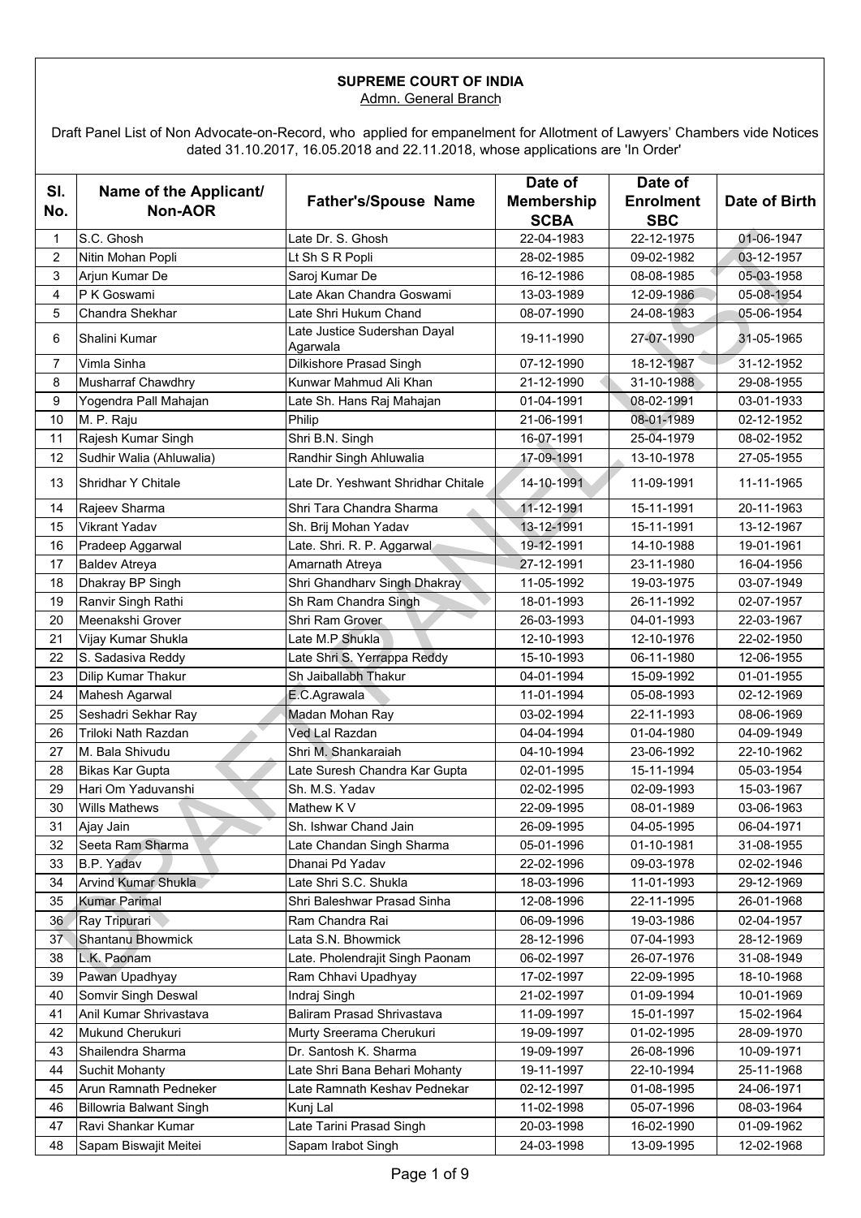**SUPREME COURT OF INDIA**
Admn. General Branch

Draft Panel List of Non Advocate-on-Record, who applied for empanelment for Allotment of Lawyers' Chambers vide Notices dated 31.10.2017, 16.05.2018 and 22.11.2018, whose applications are 'In Order'

| Sl. No. | Name of the Applicant/ Non-AOR | Father's/Spouse Name | Date of Membership SCBA | Date of Enrolment SBC | Date of Birth |
|---|---|---|---|---|---|
| 1 | S.C. Ghosh | Late Dr. S. Ghosh | 22-04-1983 | 22-12-1975 | 01-06-1947 |
| 2 | Nitin Mohan Popli | Lt Sh S R Popli | 28-02-1985 | 09-02-1982 | 03-12-1957 |
| 3 | Arjun Kumar De | Saroj Kumar De | 16-12-1986 | 08-08-1985 | 05-03-1958 |
| 4 | P K Goswami | Late Akan Chandra Goswami | 13-03-1989 | 12-09-1986 | 05-08-1954 |
| 5 | Chandra Shekhar | Late Shri Hukum Chand | 08-07-1990 | 24-08-1983 | 05-06-1954 |
| 6 | Shalini Kumar | Late Justice Sudershan Dayal Agarwala | 19-11-1990 | 27-07-1990 | 31-05-1965 |
| 7 | Vimla Sinha | Dilkishore Prasad Singh | 07-12-1990 | 18-12-1987 | 31-12-1952 |
| 8 | Musharraf Chawdhry | Kunwar Mahmud Ali Khan | 21-12-1990 | 31-10-1988 | 29-08-1955 |
| 9 | Yogendra Pall Mahajan | Late Sh. Hans Raj Mahajan | 01-04-1991 | 08-02-1991 | 03-01-1933 |
| 10 | M. P. Raju | Philip | 21-06-1991 | 08-01-1989 | 02-12-1952 |
| 11 | Rajesh Kumar Singh | Shri B.N. Singh | 16-07-1991 | 25-04-1979 | 08-02-1952 |
| 12 | Sudhir Walia (Ahluwalia) | Randhir Singh Ahluwalia | 17-09-1991 | 13-10-1978 | 27-05-1955 |
| 13 | Shridhar Y Chitale | Late Dr. Yeshwant Shridhar Chitale | 14-10-1991 | 11-09-1991 | 11-11-1965 |
| 14 | Rajeev Sharma | Shri Tara Chandra Sharma | 11-12-1991 | 15-11-1991 | 20-11-1963 |
| 15 | Vikrant Yadav | Sh. Brij Mohan Yadav | 13-12-1991 | 15-11-1991 | 13-12-1967 |
| 16 | Pradeep Aggarwal | Late. Shri. R. P. Aggarwal | 19-12-1991 | 14-10-1988 | 19-01-1961 |
| 17 | Baldev Atreya | Amarnath Atreya | 27-12-1991 | 23-11-1980 | 16-04-1956 |
| 18 | Dhakray BP Singh | Shri Ghandharv Singh Dhakray | 11-05-1992 | 19-03-1975 | 03-07-1949 |
| 19 | Ranvir Singh Rathi | Sh Ram Chandra Singh | 18-01-1993 | 26-11-1992 | 02-07-1957 |
| 20 | Meenakshi Grover | Shri Ram Grover | 26-03-1993 | 04-01-1993 | 22-03-1967 |
| 21 | Vijay Kumar Shukla | Late M.P Shukla | 12-10-1993 | 12-10-1976 | 22-02-1950 |
| 22 | S. Sadasiva Reddy | Late Shri S. Yerrappa Reddy | 15-10-1993 | 06-11-1980 | 12-06-1955 |
| 23 | Dilip Kumar Thakur | Sh Jaiballabh Thakur | 04-01-1994 | 15-09-1992 | 01-01-1955 |
| 24 | Mahesh Agarwal | E.C.Agrawala | 11-01-1994 | 05-08-1993 | 02-12-1969 |
| 25 | Seshadri Sekhar Ray | Madan Mohan Ray | 03-02-1994 | 22-11-1993 | 08-06-1969 |
| 26 | Triloki Nath Razdan | Ved Lal Razdan | 04-04-1994 | 01-04-1980 | 04-09-1949 |
| 27 | M. Bala Shivudu | Shri M. Shankaraiah | 04-10-1994 | 23-06-1992 | 22-10-1962 |
| 28 | Bikas Kar Gupta | Late Suresh Chandra Kar Gupta | 02-01-1995 | 15-11-1994 | 05-03-1954 |
| 29 | Hari Om Yaduvanshi | Sh. M.S. Yadav | 02-02-1995 | 02-09-1993 | 15-03-1967 |
| 30 | Wills Mathews | Mathew K V | 22-09-1995 | 08-01-1989 | 03-06-1963 |
| 31 | Ajay Jain | Sh. Ishwar Chand Jain | 26-09-1995 | 04-05-1995 | 06-04-1971 |
| 32 | Seeta Ram Sharma | Late Chandan Singh Sharma | 05-01-1996 | 01-10-1981 | 31-08-1955 |
| 33 | B.P. Yadav | Dhanai Pd Yadav | 22-02-1996 | 09-03-1978 | 02-02-1946 |
| 34 | Arvind Kumar Shukla | Late Shri S.C. Shukla | 18-03-1996 | 11-01-1993 | 29-12-1969 |
| 35 | Kumar Parimal | Shri Baleshwar Prasad Sinha | 12-08-1996 | 22-11-1995 | 26-01-1968 |
| 36 | Ray Tripurari | Ram Chandra Rai | 06-09-1996 | 19-03-1986 | 02-04-1957 |
| 37 | Shantanu Bhowmick | Lata S.N. Bhowmick | 28-12-1996 | 07-04-1993 | 28-12-1969 |
| 38 | L.K. Paonam | Late. Pholendrajit Singh Paonam | 06-02-1997 | 26-07-1976 | 31-08-1949 |
| 39 | Pawan Upadhyay | Ram Chhavi Upadhyay | 17-02-1997 | 22-09-1995 | 18-10-1968 |
| 40 | Somvir Singh Deswal | Indraj Singh | 21-02-1997 | 01-09-1994 | 10-01-1969 |
| 41 | Anil Kumar Shrivastava | Baliram Prasad Shrivastava | 11-09-1997 | 15-01-1997 | 15-02-1964 |
| 42 | Mukund Cherukuri | Murty Sreerama Cherukuri | 19-09-1997 | 01-02-1995 | 28-09-1970 |
| 43 | Shailendra Sharma | Dr. Santosh K. Sharma | 19-09-1997 | 26-08-1996 | 10-09-1971 |
| 44 | Suchit Mohanty | Late Shri Bana Behari Mohanty | 19-11-1997 | 22-10-1994 | 25-11-1968 |
| 45 | Arun Ramnath Pedneker | Late Ramnath Keshav Pednekar | 02-12-1997 | 01-08-1995 | 24-06-1971 |
| 46 | Billowria Balwant Singh | Kunj Lal | 11-02-1998 | 05-07-1996 | 08-03-1964 |
| 47 | Ravi Shankar Kumar | Late Tarini Prasad Singh | 20-03-1998 | 16-02-1990 | 01-09-1962 |
| 48 | Sapam Biswajit Meitei | Sapam Irabot Singh | 24-03-1998 | 13-09-1995 | 12-02-1968 |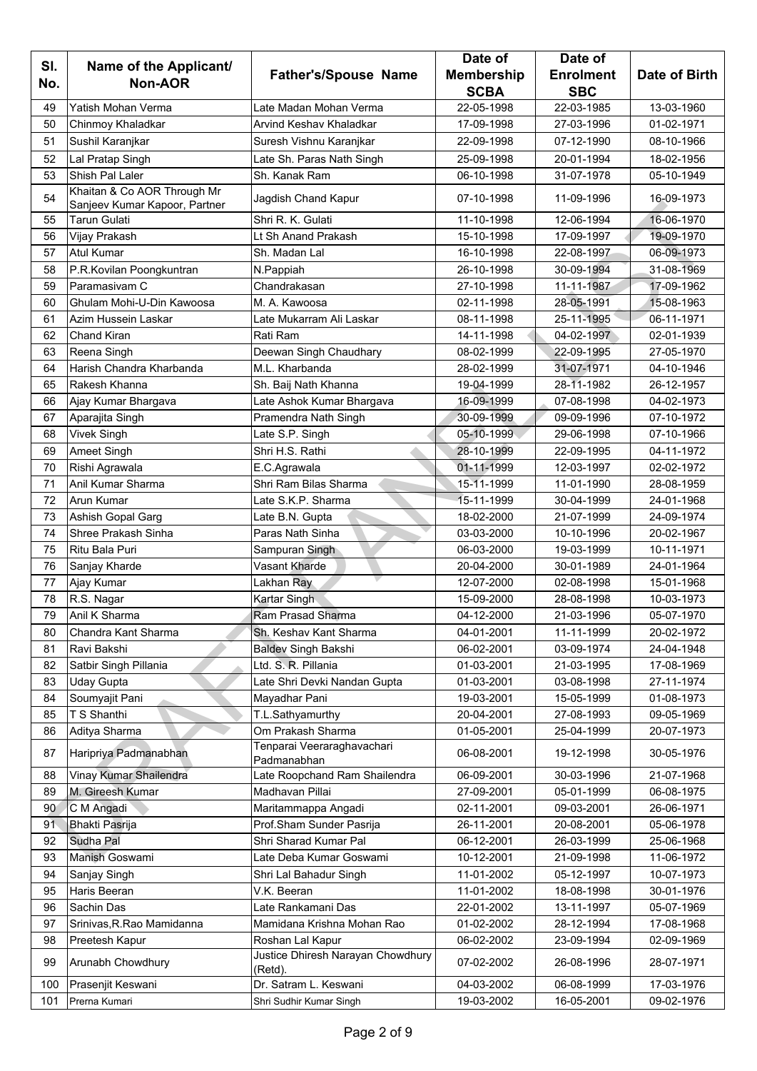| Sl. No. | Name of the Applicant/ Non-AOR | Father's/Spouse Name | Date of Membership SCBA | Date of Enrolment SBC | Date of Birth |
|---|---|---|---|---|---|
| 49 | Yatish Mohan Verma | Late Madan Mohan Verma | 22-05-1998 | 22-03-1985 | 13-03-1960 |
| 50 | Chinmoy Khaladkar | Arvind Keshav Khaladkar | 17-09-1998 | 27-03-1996 | 01-02-1971 |
| 51 | Sushil Karanjkar | Suresh Vishnu Karanjkar | 22-09-1998 | 07-12-1990 | 08-10-1966 |
| 52 | Lal Pratap Singh | Late Sh. Paras Nath Singh | 25-09-1998 | 20-01-1994 | 18-02-1956 |
| 53 | Shish Pal Laler | Sh. Kanak Ram | 06-10-1998 | 31-07-1978 | 05-10-1949 |
| 54 | Khaitan & Co AOR Through Mr Sanjeev Kumar Kapoor, Partner | Jagdish Chand Kapur | 07-10-1998 | 11-09-1996 | 16-09-1973 |
| 55 | Tarun Gulati | Shri R. K. Gulati | 11-10-1998 | 12-06-1994 | 16-06-1970 |
| 56 | Vijay Prakash | Lt Sh Anand Prakash | 15-10-1998 | 17-09-1997 | 19-09-1970 |
| 57 | Atul Kumar | Sh. Madan Lal | 16-10-1998 | 22-08-1997 | 06-09-1973 |
| 58 | P.R.Kovilan Poongkuntran | N.Pappiah | 26-10-1998 | 30-09-1994 | 31-08-1969 |
| 59 | Paramasivam C | Chandrakasan | 27-10-1998 | 11-11-1987 | 17-09-1962 |
| 60 | Ghulam Mohi-U-Din Kawoosa | M. A. Kawoosa | 02-11-1998 | 28-05-1991 | 15-08-1963 |
| 61 | Azim Hussein Laskar | Late Mukarram Ali Laskar | 08-11-1998 | 25-11-1995 | 06-11-1971 |
| 62 | Chand Kiran | Rati Ram | 14-11-1998 | 04-02-1997 | 02-01-1939 |
| 63 | Reena Singh | Deewan Singh Chaudhary | 08-02-1999 | 22-09-1995 | 27-05-1970 |
| 64 | Harish Chandra Kharbanda | M.L. Kharbanda | 28-02-1999 | 31-07-1971 | 04-10-1946 |
| 65 | Rakesh Khanna | Sh. Baij Nath Khanna | 19-04-1999 | 28-11-1982 | 26-12-1957 |
| 66 | Ajay Kumar Bhargava | Late Ashok Kumar Bhargava | 16-09-1999 | 07-08-1998 | 04-02-1973 |
| 67 | Aparajita Singh | Pramendra Nath Singh | 30-09-1999 | 09-09-1996 | 07-10-1972 |
| 68 | Vivek Singh | Late S.P. Singh | 05-10-1999 | 29-06-1998 | 07-10-1966 |
| 69 | Ameet Singh | Shri H.S. Rathi | 28-10-1999 | 22-09-1995 | 04-11-1972 |
| 70 | Rishi Agrawala | E.C.Agrawala | 01-11-1999 | 12-03-1997 | 02-02-1972 |
| 71 | Anil Kumar Sharma | Shri Ram Bilas Sharma | 15-11-1999 | 11-01-1990 | 28-08-1959 |
| 72 | Arun Kumar | Late S.K.P. Sharma | 15-11-1999 | 30-04-1999 | 24-01-1968 |
| 73 | Ashish Gopal Garg | Late B.N. Gupta | 18-02-2000 | 21-07-1999 | 24-09-1974 |
| 74 | Shree Prakash Sinha | Paras Nath Sinha | 03-03-2000 | 10-10-1996 | 20-02-1967 |
| 75 | Ritu Bala Puri | Sampuran Singh | 06-03-2000 | 19-03-1999 | 10-11-1971 |
| 76 | Sanjay Kharde | Vasant Kharde | 20-04-2000 | 30-01-1989 | 24-01-1964 |
| 77 | Ajay Kumar | Lakhan Ray | 12-07-2000 | 02-08-1998 | 15-01-1968 |
| 78 | R.S. Nagar | Kartar Singh | 15-09-2000 | 28-08-1998 | 10-03-1973 |
| 79 | Anil K Sharma | Ram Prasad Sharma | 04-12-2000 | 21-03-1996 | 05-07-1970 |
| 80 | Chandra Kant Sharma | Sh. Keshav Kant Sharma | 04-01-2001 | 11-11-1999 | 20-02-1972 |
| 81 | Ravi Bakshi | Baldev Singh Bakshi | 06-02-2001 | 03-09-1974 | 24-04-1948 |
| 82 | Satbir Singh Pillania | Ltd. S. R. Pillania | 01-03-2001 | 21-03-1995 | 17-08-1969 |
| 83 | Uday Gupta | Late Shri Devki Nandan Gupta | 01-03-2001 | 03-08-1998 | 27-11-1974 |
| 84 | Soumyajit Pani | Mayadhar Pani | 19-03-2001 | 15-05-1999 | 01-08-1973 |
| 85 | T S Shanthi | T.L.Sathyamurthy | 20-04-2001 | 27-08-1993 | 09-05-1969 |
| 86 | Aditya Sharma | Om Prakash Sharma | 01-05-2001 | 25-04-1999 | 20-07-1973 |
| 87 | Haripriya Padmanabhan | Tenparai Veeraraghavachari Padmanabhan | 06-08-2001 | 19-12-1998 | 30-05-1976 |
| 88 | Vinay Kumar Shailendra | Late Roopchand Ram Shailendra | 06-09-2001 | 30-03-1996 | 21-07-1968 |
| 89 | M. Gireesh Kumar | Madhavan Pillai | 27-09-2001 | 05-01-1999 | 06-08-1975 |
| 90 | C M Angadi | Maritammappa Angadi | 02-11-2001 | 09-03-2001 | 26-06-1971 |
| 91 | Bhakti Pasrija | Prof.Sham Sunder Pasrija | 26-11-2001 | 20-08-2001 | 05-06-1978 |
| 92 | Sudha Pal | Shri Sharad Kumar Pal | 06-12-2001 | 26-03-1999 | 25-06-1968 |
| 93 | Manish Goswami | Late Deba Kumar Goswami | 10-12-2001 | 21-09-1998 | 11-06-1972 |
| 94 | Sanjay Singh | Shri Lal Bahadur Singh | 11-01-2002 | 05-12-1997 | 10-07-1973 |
| 95 | Haris Beeran | V.K. Beeran | 11-01-2002 | 18-08-1998 | 30-01-1976 |
| 96 | Sachin Das | Late Rankamani Das | 22-01-2002 | 13-11-1997 | 05-07-1969 |
| 97 | Srinivas,R.Rao Mamidanna | Mamidana Krishna Mohan Rao | 01-02-2002 | 28-12-1994 | 17-08-1968 |
| 98 | Preetesh Kapur | Roshan Lal Kapur | 06-02-2002 | 23-09-1994 | 02-09-1969 |
| 99 | Arunabh Chowdhury | Justice Dhiresh Narayan Chowdhury (Retd). | 07-02-2002 | 26-08-1996 | 28-07-1971 |
| 100 | Prasenjit Keswani | Dr. Satram L. Keswani | 04-03-2002 | 06-08-1999 | 17-03-1976 |
| 101 | Prerna Kumari | Shri Sudhir Kumar Singh | 19-03-2002 | 16-05-2001 | 09-02-1976 |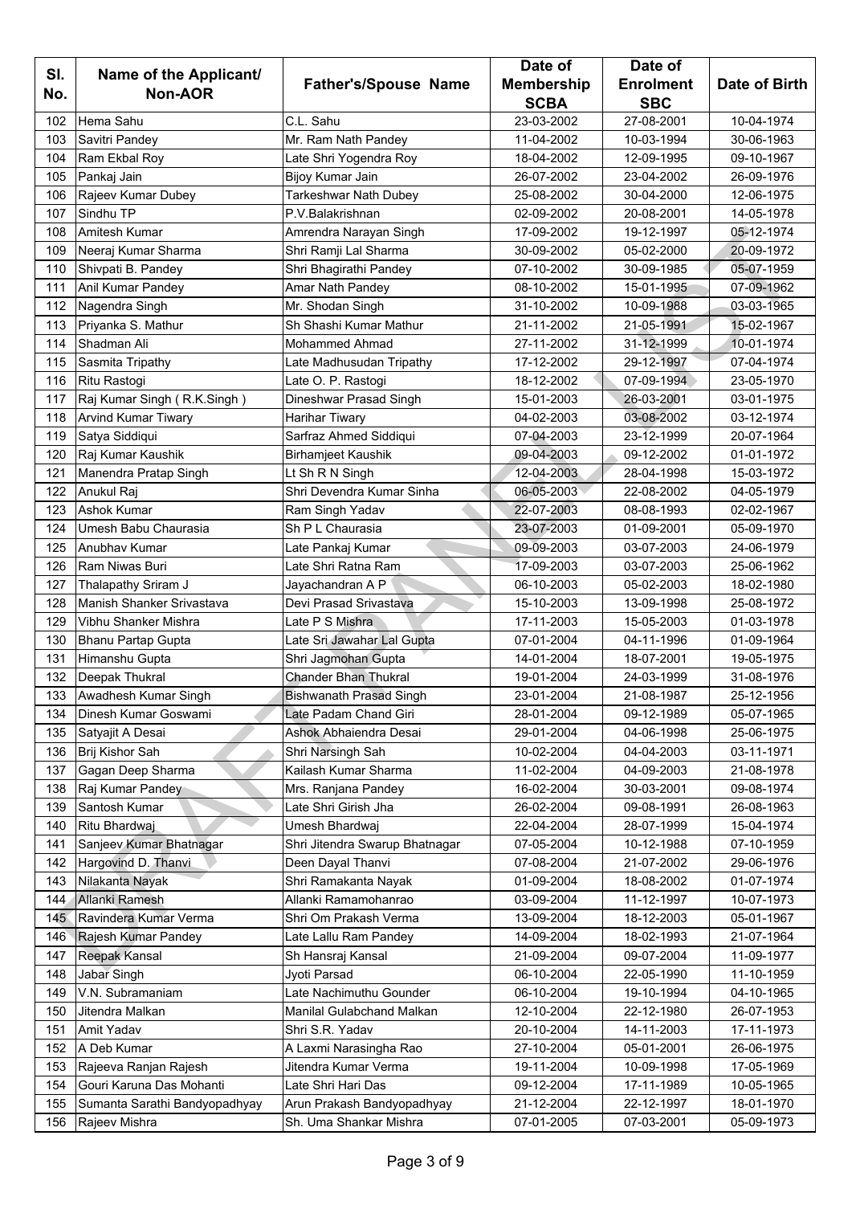| Sl. No. | Name of the Applicant/ Non-AOR | Father's/Spouse Name | Date of Membership SCBA | Date of Enrolment SBC | Date of Birth |
|---|---|---|---|---|---|
| 102 | Hema Sahu | C.L. Sahu | 23-03-2002 | 27-08-2001 | 10-04-1974 |
| 103 | Savitri Pandey | Mr. Ram Nath Pandey | 11-04-2002 | 10-03-1994 | 30-06-1963 |
| 104 | Ram Ekbal Roy | Late Shri Yogendra Roy | 18-04-2002 | 12-09-1995 | 09-10-1967 |
| 105 | Pankaj Jain | Bijoy Kumar Jain | 26-07-2002 | 23-04-2002 | 26-09-1976 |
| 106 | Rajeev Kumar Dubey | Tarkeshwar Nath Dubey | 25-08-2002 | 30-04-2000 | 12-06-1975 |
| 107 | Sindhu TP | P.V.Balakrishnan | 02-09-2002 | 20-08-2001 | 14-05-1978 |
| 108 | Amitesh Kumar | Amrendra Narayan Singh | 17-09-2002 | 19-12-1997 | 05-12-1974 |
| 109 | Neeraj Kumar Sharma | Shri Ramji Lal Sharma | 30-09-2002 | 05-02-2000 | 20-09-1972 |
| 110 | Shivpati B. Pandey | Shri Bhagirathi Pandey | 07-10-2002 | 30-09-1985 | 05-07-1959 |
| 111 | Anil Kumar Pandey | Amar Nath Pandey | 08-10-2002 | 15-01-1995 | 07-09-1962 |
| 112 | Nagendra Singh | Mr. Shodan Singh | 31-10-2002 | 10-09-1988 | 03-03-1965 |
| 113 | Priyanka S. Mathur | Sh Shashi Kumar Mathur | 21-11-2002 | 21-05-1991 | 15-02-1967 |
| 114 | Shadman Ali | Mohammed Ahmad | 27-11-2002 | 31-12-1999 | 10-01-1974 |
| 115 | Sasmita Tripathy | Late Madhusudan Tripathy | 17-12-2002 | 29-12-1997 | 07-04-1974 |
| 116 | Ritu Rastogi | Late O. P. Rastogi | 18-12-2002 | 07-09-1994 | 23-05-1970 |
| 117 | Raj Kumar Singh ( R.K.Singh ) | Dineshwar Prasad Singh | 15-01-2003 | 26-03-2001 | 03-01-1975 |
| 118 | Arvind Kumar Tiwary | Harihar Tiwary | 04-02-2003 | 03-08-2002 | 03-12-1974 |
| 119 | Satya Siddiqui | Sarfraz Ahmed Siddiqui | 07-04-2003 | 23-12-1999 | 20-07-1964 |
| 120 | Raj Kumar Kaushik | Birhamjeet Kaushik | 09-04-2003 | 09-12-2002 | 01-01-1972 |
| 121 | Manendra Pratap Singh | Lt Sh R N Singh | 12-04-2003 | 28-04-1998 | 15-03-1972 |
| 122 | Anukul Raj | Shri Devendra Kumar Sinha | 06-05-2003 | 22-08-2002 | 04-05-1979 |
| 123 | Ashok Kumar | Ram Singh Yadav | 22-07-2003 | 08-08-1993 | 02-02-1967 |
| 124 | Umesh Babu Chaurasia | Sh P L Chaurasia | 23-07-2003 | 01-09-2001 | 05-09-1970 |
| 125 | Anubhav Kumar | Late Pankaj Kumar | 09-09-2003 | 03-07-2003 | 24-06-1979 |
| 126 | Ram Niwas Buri | Late Shri Ratna Ram | 17-09-2003 | 03-07-2003 | 25-06-1962 |
| 127 | Thalapathy Sriram J | Jayachandran A P | 06-10-2003 | 05-02-2003 | 18-02-1980 |
| 128 | Manish Shanker Srivastava | Devi Prasad Srivastava | 15-10-2003 | 13-09-1998 | 25-08-1972 |
| 129 | Vibhu Shanker Mishra | Late P S Mishra | 17-11-2003 | 15-05-2003 | 01-03-1978 |
| 130 | Bhanu Partap Gupta | Late Sri Jawahar Lal Gupta | 07-01-2004 | 04-11-1996 | 01-09-1964 |
| 131 | Himanshu Gupta | Shri Jagmohan Gupta | 14-01-2004 | 18-07-2001 | 19-05-1975 |
| 132 | Deepak Thukral | Chander Bhan Thukral | 19-01-2004 | 24-03-1999 | 31-08-1976 |
| 133 | Awadhesh Kumar Singh | Bishwanath Prasad Singh | 23-01-2004 | 21-08-1987 | 25-12-1956 |
| 134 | Dinesh Kumar Goswami | Late Padam Chand Giri | 28-01-2004 | 09-12-1989 | 05-07-1965 |
| 135 | Satyajit A Desai | Ashok Abhaiendra Desai | 29-01-2004 | 04-06-1998 | 25-06-1975 |
| 136 | Brij Kishor Sah | Shri Narsingh Sah | 10-02-2004 | 04-04-2003 | 03-11-1971 |
| 137 | Gagan Deep Sharma | Kailash Kumar Sharma | 11-02-2004 | 04-09-2003 | 21-08-1978 |
| 138 | Raj Kumar Pandey | Mrs. Ranjana Pandey | 16-02-2004 | 30-03-2001 | 09-08-1974 |
| 139 | Santosh Kumar | Late Shri Girish Jha | 26-02-2004 | 09-08-1991 | 26-08-1963 |
| 140 | Ritu Bhardwaj | Umesh Bhardwaj | 22-04-2004 | 28-07-1999 | 15-04-1974 |
| 141 | Sanjeev Kumar Bhatnagar | Shri Jitendra Swarup Bhatnagar | 07-05-2004 | 10-12-1988 | 07-10-1959 |
| 142 | Hargovind D. Thanvi | Deen Dayal Thanvi | 07-08-2004 | 21-07-2002 | 29-06-1976 |
| 143 | Nilakanta Nayak | Shri Ramakanta Nayak | 01-09-2004 | 18-08-2002 | 01-07-1974 |
| 144 | Allanki Ramesh | Allanki Ramamohanrao | 03-09-2004 | 11-12-1997 | 10-07-1973 |
| 145 | Ravindera Kumar Verma | Shri Om Prakash Verma | 13-09-2004 | 18-12-2003 | 05-01-1967 |
| 146 | Rajesh Kumar Pandey | Late Lallu Ram Pandey | 14-09-2004 | 18-02-1993 | 21-07-1964 |
| 147 | Reepak Kansal | Sh Hansraj Kansal | 21-09-2004 | 09-07-2004 | 11-09-1977 |
| 148 | Jabar Singh | Jyoti Parsad | 06-10-2004 | 22-05-1990 | 11-10-1959 |
| 149 | V.N. Subramaniam | Late Nachimuthu Gounder | 06-10-2004 | 19-10-1994 | 04-10-1965 |
| 150 | Jitendra Malkan | Manilal Gulabchand Malkan | 12-10-2004 | 22-12-1980 | 26-07-1953 |
| 151 | Amit Yadav | Shri S.R. Yadav | 20-10-2004 | 14-11-2003 | 17-11-1973 |
| 152 | A Deb Kumar | A Laxmi Narasingha Rao | 27-10-2004 | 05-01-2001 | 26-06-1975 |
| 153 | Rajeeva Ranjan Rajesh | Jitendra Kumar Verma | 19-11-2004 | 10-09-1998 | 17-05-1969 |
| 154 | Gouri Karuna Das Mohanti | Late Shri Hari Das | 09-12-2004 | 17-11-1989 | 10-05-1965 |
| 155 | Sumanta Sarathi Bandyopadhyay | Arun Prakash Bandyopadhyay | 21-12-2004 | 22-12-1997 | 18-01-1970 |
| 156 | Rajeev Mishra | Sh. Uma Shankar Mishra | 07-01-2005 | 07-03-2001 | 05-09-1973 |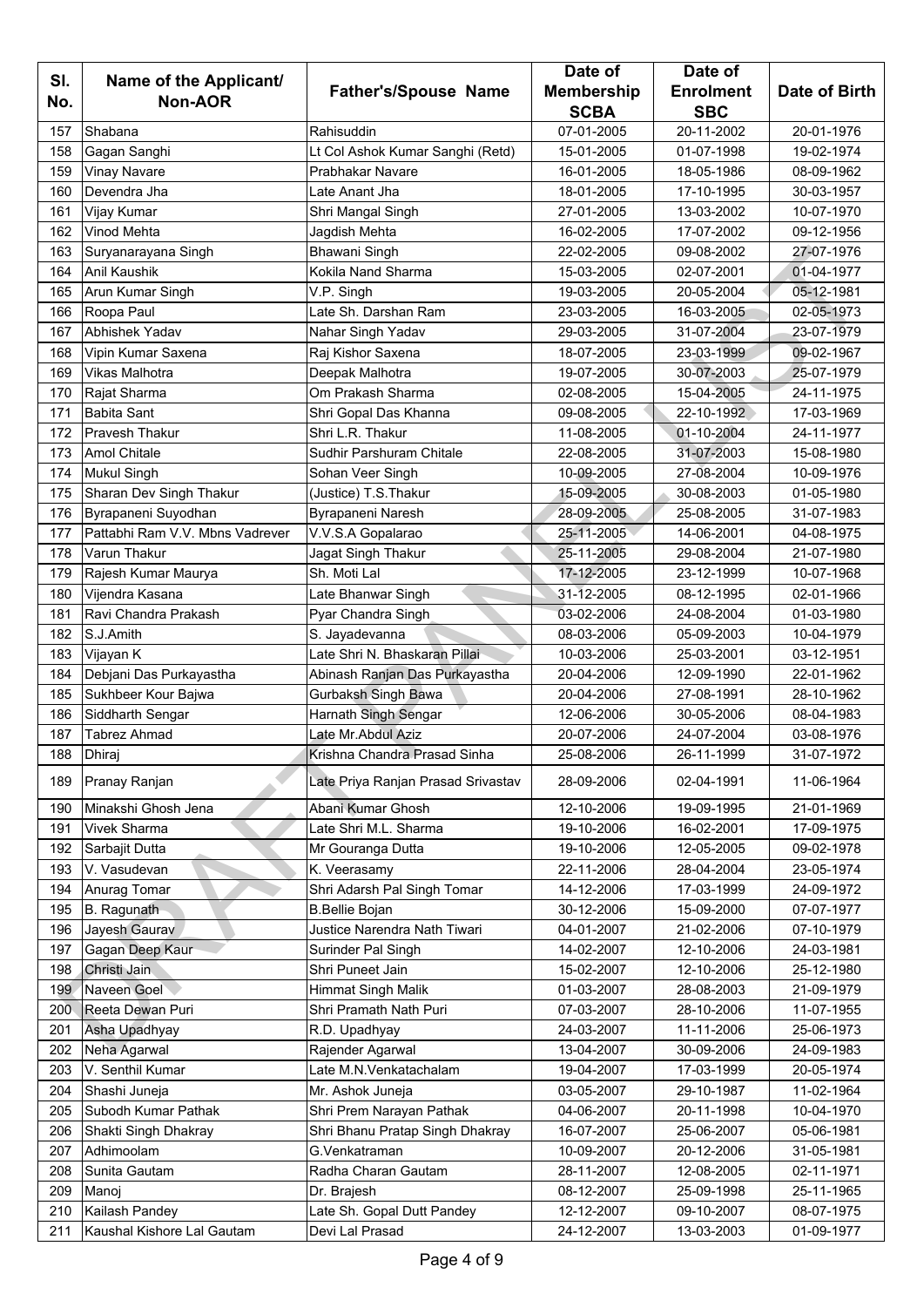| Sl. No. | Name of the Applicant/ Non-AOR | Father's/Spouse Name | Date of Membership SCBA | Date of Enrolment SBC | Date of Birth |
|---|---|---|---|---|---|
| 157 | Shabana | Rahisuddin | 07-01-2005 | 20-11-2002 | 20-01-1976 |
| 158 | Gagan Sanghi | Lt Col Ashok Kumar Sanghi (Retd) | 15-01-2005 | 01-07-1998 | 19-02-1974 |
| 159 | Vinay Navare | Prabhakar Navare | 16-01-2005 | 18-05-1986 | 08-09-1962 |
| 160 | Devendra Jha | Late Anant Jha | 18-01-2005 | 17-10-1995 | 30-03-1957 |
| 161 | Vijay Kumar | Shri Mangal Singh | 27-01-2005 | 13-03-2002 | 10-07-1970 |
| 162 | Vinod Mehta | Jagdish Mehta | 16-02-2005 | 17-07-2002 | 09-12-1956 |
| 163 | Suryanarayana Singh | Bhawani Singh | 22-02-2005 | 09-08-2002 | 27-07-1976 |
| 164 | Anil Kaushik | Kokila Nand Sharma | 15-03-2005 | 02-07-2001 | 01-04-1977 |
| 165 | Arun Kumar Singh | V.P. Singh | 19-03-2005 | 20-05-2004 | 05-12-1981 |
| 166 | Roopa Paul | Late Sh. Darshan Ram | 23-03-2005 | 16-03-2005 | 02-05-1973 |
| 167 | Abhishek Yadav | Nahar Singh Yadav | 29-03-2005 | 31-07-2004 | 23-07-1979 |
| 168 | Vipin Kumar Saxena | Raj Kishor Saxena | 18-07-2005 | 23-03-1999 | 09-02-1967 |
| 169 | Vikas Malhotra | Deepak Malhotra | 19-07-2005 | 30-07-2003 | 25-07-1979 |
| 170 | Rajat Sharma | Om Prakash Sharma | 02-08-2005 | 15-04-2005 | 24-11-1975 |
| 171 | Babita Sant | Shri Gopal Das Khanna | 09-08-2005 | 22-10-1992 | 17-03-1969 |
| 172 | Pravesh Thakur | Shri L.R. Thakur | 11-08-2005 | 01-10-2004 | 24-11-1977 |
| 173 | Amol Chitale | Sudhir Parshuram Chitale | 22-08-2005 | 31-07-2003 | 15-08-1980 |
| 174 | Mukul Singh | Sohan Veer Singh | 10-09-2005 | 27-08-2004 | 10-09-1976 |
| 175 | Sharan Dev Singh Thakur | (Justice) T.S.Thakur | 15-09-2005 | 30-08-2003 | 01-05-1980 |
| 176 | Byrapaneni Suyodhan | Byrapaneni Naresh | 28-09-2005 | 25-08-2005 | 31-07-1983 |
| 177 | Pattabhi Ram V.V. Mbns Vadrever | V.V.S.A Gopalarao | 25-11-2005 | 14-06-2001 | 04-08-1975 |
| 178 | Varun Thakur | Jagat Singh Thakur | 25-11-2005 | 29-08-2004 | 21-07-1980 |
| 179 | Rajesh Kumar Maurya | Sh. Moti Lal | 17-12-2005 | 23-12-1999 | 10-07-1968 |
| 180 | Vijendra Kasana | Late Bhanwar Singh | 31-12-2005 | 08-12-1995 | 02-01-1966 |
| 181 | Ravi Chandra Prakash | Pyar Chandra Singh | 03-02-2006 | 24-08-2004 | 01-03-1980 |
| 182 | S.J.Amith | S. Jayadevanna | 08-03-2006 | 05-09-2003 | 10-04-1979 |
| 183 | Vijayan K | Late Shri N. Bhaskaran Pillai | 10-03-2006 | 25-03-2001 | 03-12-1951 |
| 184 | Debjani Das Purkayastha | Abinash Ranjan Das Purkayastha | 20-04-2006 | 12-09-1990 | 22-01-1962 |
| 185 | Sukhbeer Kour Bajwa | Gurbaksh Singh Bawa | 20-04-2006 | 27-08-1991 | 28-10-1962 |
| 186 | Siddharth Sengar | Harnath Singh Sengar | 12-06-2006 | 30-05-2006 | 08-04-1983 |
| 187 | Tabrez Ahmad | Late Mr.Abdul Aziz | 20-07-2006 | 24-07-2004 | 03-08-1976 |
| 188 | Dhiraj | Krishna Chandra Prasad Sinha | 25-08-2006 | 26-11-1999 | 31-07-1972 |
| 189 | Pranay Ranjan | Late Priya Ranjan Prasad Srivastav | 28-09-2006 | 02-04-1991 | 11-06-1964 |
| 190 | Minakshi Ghosh Jena | Abani Kumar Ghosh | 12-10-2006 | 19-09-1995 | 21-01-1969 |
| 191 | Vivek Sharma | Late Shri M.L. Sharma | 19-10-2006 | 16-02-2001 | 17-09-1975 |
| 192 | Sarbajit Dutta | Mr Gouranga Dutta | 19-10-2006 | 12-05-2005 | 09-02-1978 |
| 193 | V. Vasudevan | K. Veerasamy | 22-11-2006 | 28-04-2004 | 23-05-1974 |
| 194 | Anurag Tomar | Shri Adarsh Pal Singh Tomar | 14-12-2006 | 17-03-1999 | 24-09-1972 |
| 195 | B. Ragunath | B.Bellie Bojan | 30-12-2006 | 15-09-2000 | 07-07-1977 |
| 196 | Jayesh Gaurav | Justice Narendra Nath Tiwari | 04-01-2007 | 21-02-2006 | 07-10-1979 |
| 197 | Gagan Deep Kaur | Surinder Pal Singh | 14-02-2007 | 12-10-2006 | 24-03-1981 |
| 198 | Christi Jain | Shri Puneet Jain | 15-02-2007 | 12-10-2006 | 25-12-1980 |
| 199 | Naveen Goel | Himmat Singh Malik | 01-03-2007 | 28-08-2003 | 21-09-1979 |
| 200 | Reeta Dewan Puri | Shri Pramath Nath Puri | 07-03-2007 | 28-10-2006 | 11-07-1955 |
| 201 | Asha Upadhyay | R.D. Upadhyay | 24-03-2007 | 11-11-2006 | 25-06-1973 |
| 202 | Neha Agarwal | Rajender Agarwal | 13-04-2007 | 30-09-2006 | 24-09-1983 |
| 203 | V. Senthil Kumar | Late M.N.Venkatachalam | 19-04-2007 | 17-03-1999 | 20-05-1974 |
| 204 | Shashi Juneja | Mr. Ashok Juneja | 03-05-2007 | 29-10-1987 | 11-02-1964 |
| 205 | Subodh Kumar Pathak | Shri Prem Narayan Pathak | 04-06-2007 | 20-11-1998 | 10-04-1970 |
| 206 | Shakti Singh Dhakray | Shri Bhanu Pratap Singh Dhakray | 16-07-2007 | 25-06-2007 | 05-06-1981 |
| 207 | Adhimoolam | G.Venkatraman | 10-09-2007 | 20-12-2006 | 31-05-1981 |
| 208 | Sunita Gautam | Radha Charan Gautam | 28-11-2007 | 12-08-2005 | 02-11-1971 |
| 209 | Manoj | Dr. Brajesh | 08-12-2007 | 25-09-1998 | 25-11-1965 |
| 210 | Kailash Pandey | Late Sh. Gopal Dutt Pandey | 12-12-2007 | 09-10-2007 | 08-07-1975 |
| 211 | Kaushal Kishore Lal Gautam | Devi Lal Prasad | 24-12-2007 | 13-03-2003 | 01-09-1977 |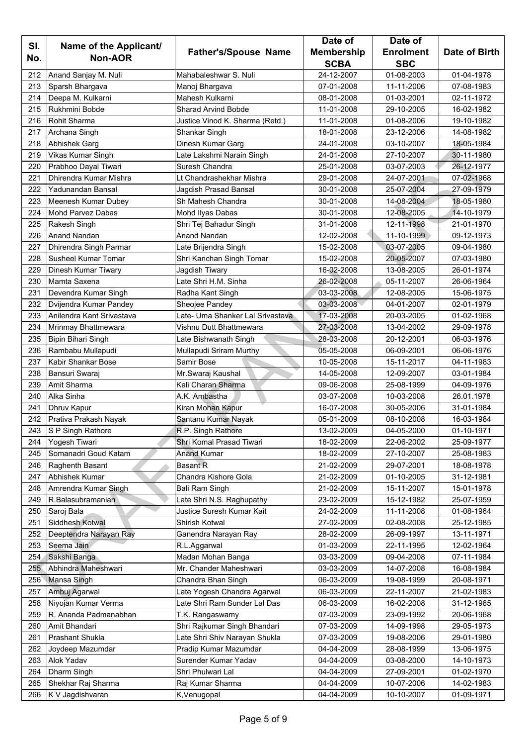| Sl. No. | Name of the Applicant/ Non-AOR | Father's/Spouse Name | Date of Membership SCBA | Date of Enrolment SBC | Date of Birth |
|---|---|---|---|---|---|
| 212 | Anand Sanjay M. Nuli | Mahabaleshwar S. Nuli | 24-12-2007 | 01-08-2003 | 01-04-1978 |
| 213 | Sparsh Bhargava | Manoj Bhargava | 07-01-2008 | 11-11-2006 | 07-08-1983 |
| 214 | Deepa M. Kulkarni | Mahesh Kulkarni | 08-01-2008 | 01-03-2001 | 02-11-1972 |
| 215 | Rukhmini Bobde | Sharad Arvind Bobde | 11-01-2008 | 29-10-2005 | 16-02-1982 |
| 216 | Rohit Sharma | Justice Vinod K. Sharma (Retd.) | 11-01-2008 | 01-08-2006 | 19-10-1982 |
| 217 | Archana Singh | Shankar Singh | 18-01-2008 | 23-12-2006 | 14-08-1982 |
| 218 | Abhishek Garg | Dinesh Kumar Garg | 24-01-2008 | 03-10-2007 | 18-05-1984 |
| 219 | Vikas Kumar Singh | Late Lakshmi Narain Singh | 24-01-2008 | 27-10-2007 | 30-11-1980 |
| 220 | Prabhoo Dayal Tiwari | Suresh Chandra | 25-01-2008 | 03-07-2003 | 26-12-1977 |
| 221 | Dhirendra Kumar Mishra | Lt Chandrashekhar Mishra | 29-01-2008 | 24-07-2001 | 07-02-1968 |
| 222 | Yadunandan Bansal | Jagdish Prasad Bansal | 30-01-2008 | 25-07-2004 | 27-09-1979 |
| 223 | Meenesh Kumar Dubey | Sh Mahesh Chandra | 30-01-2008 | 14-08-2004 | 18-05-1980 |
| 224 | Mohd Parvez Dabas | Mohd Ilyas Dabas | 30-01-2008 | 12-08-2005 | 14-10-1979 |
| 225 | Rakesh Singh | Shri Tej Bahadur Singh | 31-01-2008 | 12-11-1998 | 21-01-1970 |
| 226 | Anand Nandan | Anand Nandan | 12-02-2008 | 11-10-1999 | 09-12-1973 |
| 227 | Dhirendra Singh Parmar | Late Brijendra Singh | 15-02-2008 | 03-07-2005 | 09-04-1980 |
| 228 | Susheel Kumar Tomar | Shri Kanchan Singh Tomar | 15-02-2008 | 20-05-2007 | 07-03-1980 |
| 229 | Dinesh Kumar Tiwary | Jagdish Tiwary | 16-02-2008 | 13-08-2005 | 26-01-1974 |
| 230 | Mamta Saxena | Late Shri H.M. Sinha | 26-02-2008 | 05-11-2007 | 26-06-1964 |
| 231 | Devendra Kumar Singh | Radha Kant Singh | 03-03-2008 | 12-08-2005 | 15-06-1975 |
| 232 | Dvijendra Kumar Pandey | Sheojee Pandey | 03-03-2008 | 04-01-2007 | 02-01-1979 |
| 233 | Anilendra Kant Srivastava | Late- Uma Shanker Lal Srivastava | 17-03-2008 | 20-03-2005 | 01-02-1968 |
| 234 | Mrinmay Bhattmewara | Vishnu Dutt Bhattmewara | 27-03-2008 | 13-04-2002 | 29-09-1978 |
| 235 | Bipin Bihari Singh | Late Bishwanath Singh | 28-03-2008 | 20-12-2001 | 06-03-1976 |
| 236 | Rambabu Mullapudi | Mullapudi Sriram Murthy | 05-05-2008 | 06-09-2001 | 06-06-1976 |
| 237 | Kabir Shankar Bose | Samir Bose | 10-05-2008 | 15-11-2017 | 04-11-1983 |
| 238 | Bansuri Swaraj | Mr.Swaraj Kaushal | 14-05-2008 | 12-09-2007 | 03-01-1984 |
| 239 | Amit Sharma | Kali Charan Sharma | 09-06-2008 | 25-08-1999 | 04-09-1976 |
| 240 | Alka Sinha | A.K. Ambastha | 03-07-2008 | 10-03-2008 | 26.01.1978 |
| 241 | Dhruv Kapur | Kiran Mohan Kapur | 16-07-2008 | 30-05-2006 | 31-01-1984 |
| 242 | Prativa Prakash Nayak | Santanu Kumar Nayak | 05-01-2009 | 08-10-2008 | 16-03-1984 |
| 243 | S P Singh Rathore | R.P. Singh Rathore | 13-02-2009 | 04-05-2000 | 01-10-1971 |
| 244 | Yogesh Tiwari | Shri Komal Prasad Tiwari | 18-02-2009 | 22-06-2002 | 25-09-1977 |
| 245 | Somanadri Goud Katam | Anand Kumar | 18-02-2009 | 27-10-2007 | 25-08-1983 |
| 246 | Raghenth Basant | Basant R | 21-02-2009 | 29-07-2001 | 18-08-1978 |
| 247 | Abhishek Kumar | Chandra Kishore Gola | 21-02-2009 | 01-10-2005 | 31-12-1981 |
| 248 | Amrendra Kumar Singh | Bali Ram Singh | 21-02-2009 | 15-11-2007 | 15-01-1978 |
| 249 | R.Balasubramanian | Late Shri N.S. Raghupathy | 23-02-2009 | 15-12-1982 | 25-07-1959 |
| 250 | Saroj Bala | Justice Suresh Kumar Kait | 24-02-2009 | 11-11-2008 | 01-08-1964 |
| 251 | Siddhesh Kotwal | Shirish Kotwal | 27-02-2009 | 02-08-2008 | 25-12-1985 |
| 252 | Deeptendra Narayan Ray | Ganendra Narayan Ray | 28-02-2009 | 26-09-1997 | 13-11-1971 |
| 253 | Seema Jain | R.L.Aggarwal | 01-03-2009 | 22-11-1995 | 12-02-1964 |
| 254 | Sakshi Banga | Madan Mohan Banga | 03-03-2009 | 09-04-2008 | 07-11-1984 |
| 255 | Abhindra Maheshwari | Mr. Chander Maheshwari | 03-03-2009 | 14-07-2008 | 16-08-1984 |
| 256 | Mansa Singh | Chandra Bhan Singh | 06-03-2009 | 19-08-1999 | 20-08-1971 |
| 257 | Ambuj Agarwal | Late Yogesh Chandra Agarwal | 06-03-2009 | 22-11-2007 | 21-02-1983 |
| 258 | Niyojan Kumar Verma | Late Shri Ram Sunder Lal Das | 06-03-2009 | 16-02-2008 | 31-12-1965 |
| 259 | R. Ananda Padmanabhan | T.K. Rangaswamy | 07-03-2009 | 23-09-1992 | 20-06-1968 |
| 260 | Amit Bhandari | Shri Rajkumar Singh Bhandari | 07-03-2009 | 14-09-1998 | 29-05-1973 |
| 261 | Prashant Shukla | Late Shri Shiv Narayan Shukla | 07-03-2009 | 19-08-2006 | 29-01-1980 |
| 262 | Joydeep Mazumdar | Pradip Kumar Mazumdar | 04-04-2009 | 28-08-1999 | 13-06-1975 |
| 263 | Alok Yadav | Surender Kumar Yadav | 04-04-2009 | 03-08-2000 | 14-10-1973 |
| 264 | Dharm Singh | Shri Phulwari Lal | 04-04-2009 | 27-09-2001 | 01-02-1970 |
| 265 | Shekhar Raj Sharma | Raj Kumar Sharma | 04-04-2009 | 10-07-2006 | 14-02-1983 |
| 266 | K V Jagdishvaran | K,Venugopal | 04-04-2009 | 10-10-2007 | 01-09-1971 |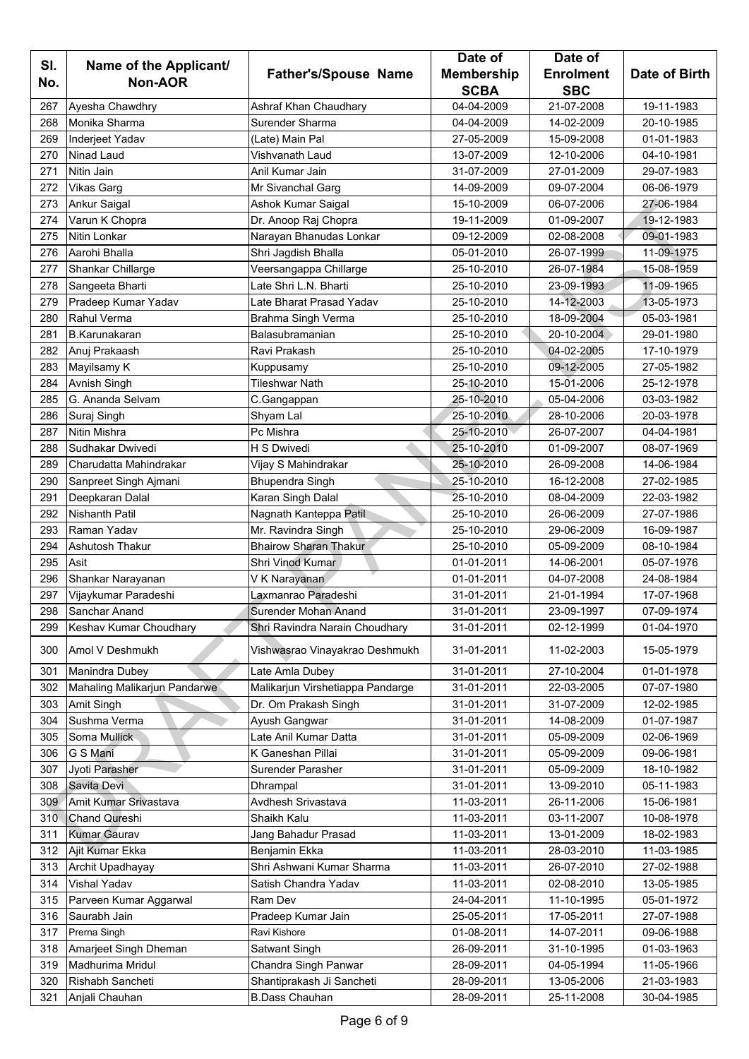| Sl. No. | Name of the Applicant/ Non-AOR | Father's/Spouse Name | Date of Membership SCBA | Date of Enrolment SBC | Date of Birth |
|---|---|---|---|---|---|
| 267 | Ayesha Chawdhry | Ashraf Khan Chaudhary | 04-04-2009 | 21-07-2008 | 19-11-1983 |
| 268 | Monika Sharma | Surender Sharma | 04-04-2009 | 14-02-2009 | 20-10-1985 |
| 269 | Inderjeet Yadav | (Late) Main Pal | 27-05-2009 | 15-09-2008 | 01-01-1983 |
| 270 | Ninad Laud | Vishvanath Laud | 13-07-2009 | 12-10-2006 | 04-10-1981 |
| 271 | Nitin Jain | Anil Kumar Jain | 31-07-2009 | 27-01-2009 | 29-07-1983 |
| 272 | Vikas Garg | Mr Sivanchal Garg | 14-09-2009 | 09-07-2004 | 06-06-1979 |
| 273 | Ankur Saigal | Ashok Kumar Saigal | 15-10-2009 | 06-07-2006 | 27-06-1984 |
| 274 | Varun K Chopra | Dr. Anoop Raj Chopra | 19-11-2009 | 01-09-2007 | 19-12-1983 |
| 275 | Nitin Lonkar | Narayan Bhanudas Lonkar | 09-12-2009 | 02-08-2008 | 09-01-1983 |
| 276 | Aarohi Bhalla | Shri Jagdish Bhalla | 05-01-2010 | 26-07-1999 | 11-09-1975 |
| 277 | Shankar Chillarge | Veersangappa Chillarge | 25-10-2010 | 26-07-1984 | 15-08-1959 |
| 278 | Sangeeta Bharti | Late Shri L.N. Bharti | 25-10-2010 | 23-09-1993 | 11-09-1965 |
| 279 | Pradeep Kumar Yadav | Late Bharat Prasad Yadav | 25-10-2010 | 14-12-2003 | 13-05-1973 |
| 280 | Rahul Verma | Brahma Singh Verma | 25-10-2010 | 18-09-2004 | 05-03-1981 |
| 281 | B.Karunakaran | Balasubramanian | 25-10-2010 | 20-10-2004 | 29-01-1980 |
| 282 | Anuj Prakaash | Ravi Prakash | 25-10-2010 | 04-02-2005 | 17-10-1979 |
| 283 | Mayilsamy K | Kuppusamy | 25-10-2010 | 09-12-2005 | 27-05-1982 |
| 284 | Avnish Singh | Tileshwar Nath | 25-10-2010 | 15-01-2006 | 25-12-1978 |
| 285 | G. Ananda Selvam | C.Gangappan | 25-10-2010 | 05-04-2006 | 03-03-1982 |
| 286 | Suraj Singh | Shyam Lal | 25-10-2010 | 28-10-2006 | 20-03-1978 |
| 287 | Nitin Mishra | Pc Mishra | 25-10-2010 | 26-07-2007 | 04-04-1981 |
| 288 | Sudhakar Dwivedi | H S Dwivedi | 25-10-2010 | 01-09-2007 | 08-07-1969 |
| 289 | Charudatta Mahindrakar | Vijay S Mahindrakar | 25-10-2010 | 26-09-2008 | 14-06-1984 |
| 290 | Sanpreet Singh Ajmani | Bhupendra Singh | 25-10-2010 | 16-12-2008 | 27-02-1985 |
| 291 | Deepkaran Dalal | Karan Singh Dalal | 25-10-2010 | 08-04-2009 | 22-03-1982 |
| 292 | Nishanth Patil | Nagnath Kanteppa Patil | 25-10-2010 | 26-06-2009 | 27-07-1986 |
| 293 | Raman Yadav | Mr. Ravindra Singh | 25-10-2010 | 29-06-2009 | 16-09-1987 |
| 294 | Ashutosh Thakur | Bhairow Sharan Thakur | 25-10-2010 | 05-09-2009 | 08-10-1984 |
| 295 | Asit | Shri Vinod Kumar | 01-01-2011 | 14-06-2001 | 05-07-1976 |
| 296 | Shankar Narayanan | V K Narayanan | 01-01-2011 | 04-07-2008 | 24-08-1984 |
| 297 | Vijaykumar Paradeshi | Laxmanrao Paradeshi | 31-01-2011 | 21-01-1994 | 17-07-1968 |
| 298 | Sanchar Anand | Surender Mohan Anand | 31-01-2011 | 23-09-1997 | 07-09-1974 |
| 299 | Keshav Kumar Choudhary | Shri Ravindra Narain Choudhary | 31-01-2011 | 02-12-1999 | 01-04-1970 |
| 300 | Amol V Deshmukh | Vishwasrao Vinayakrao Deshmukh | 31-01-2011 | 11-02-2003 | 15-05-1979 |
| 301 | Manindra Dubey | Late Amla Dubey | 31-01-2011 | 27-10-2004 | 01-01-1978 |
| 302 | Mahaling Malikarjun Pandarwe | Malikarjun Virshetiappa Pandarge | 31-01-2011 | 22-03-2005 | 07-07-1980 |
| 303 | Amit Singh | Dr. Om Prakash Singh | 31-01-2011 | 31-07-2009 | 12-02-1985 |
| 304 | Sushma Verma | Ayush Gangwar | 31-01-2011 | 14-08-2009 | 01-07-1987 |
| 305 | Soma Mullick | Late Anil Kumar Datta | 31-01-2011 | 05-09-2009 | 02-06-1969 |
| 306 | G S Mani | K Ganeshan Pillai | 31-01-2011 | 05-09-2009 | 09-06-1981 |
| 307 | Jyoti Parasher | Surender Parasher | 31-01-2011 | 05-09-2009 | 18-10-1982 |
| 308 | Savita Devi | Dhrampal | 31-01-2011 | 13-09-2010 | 05-11-1983 |
| 309 | Amit Kumar Srivastava | Avdhesh Srivastava | 11-03-2011 | 26-11-2006 | 15-06-1981 |
| 310 | Chand Qureshi | Shaikh Kalu | 11-03-2011 | 03-11-2007 | 10-08-1978 |
| 311 | Kumar Gaurav | Jang Bahadur Prasad | 11-03-2011 | 13-01-2009 | 18-02-1983 |
| 312 | Ajit Kumar Ekka | Benjamin Ekka | 11-03-2011 | 28-03-2010 | 11-03-1985 |
| 313 | Archit Upadhayay | Shri Ashwani Kumar Sharma | 11-03-2011 | 26-07-2010 | 27-02-1988 |
| 314 | Vishal Yadav | Satish Chandra Yadav | 11-03-2011 | 02-08-2010 | 13-05-1985 |
| 315 | Parveen Kumar Aggarwal | Ram Dev | 24-04-2011 | 11-10-1995 | 05-01-1972 |
| 316 | Saurabh Jain | Pradeep Kumar Jain | 25-05-2011 | 17-05-2011 | 27-07-1988 |
| 317 | Prerna Singh | Ravi Kishore | 01-08-2011 | 14-07-2011 | 09-06-1988 |
| 318 | Amarjeet Singh Dheman | Satwant Singh | 26-09-2011 | 31-10-1995 | 01-03-1963 |
| 319 | Madhurima Mridul | Chandra Singh Panwar | 28-09-2011 | 04-05-1994 | 11-05-1966 |
| 320 | Rishabh Sancheti | Shantiprakash Ji Sancheti | 28-09-2011 | 13-05-2006 | 21-03-1983 |
| 321 | Anjali Chauhan | B.Dass Chauhan | 28-09-2011 | 25-11-2008 | 30-04-1985 |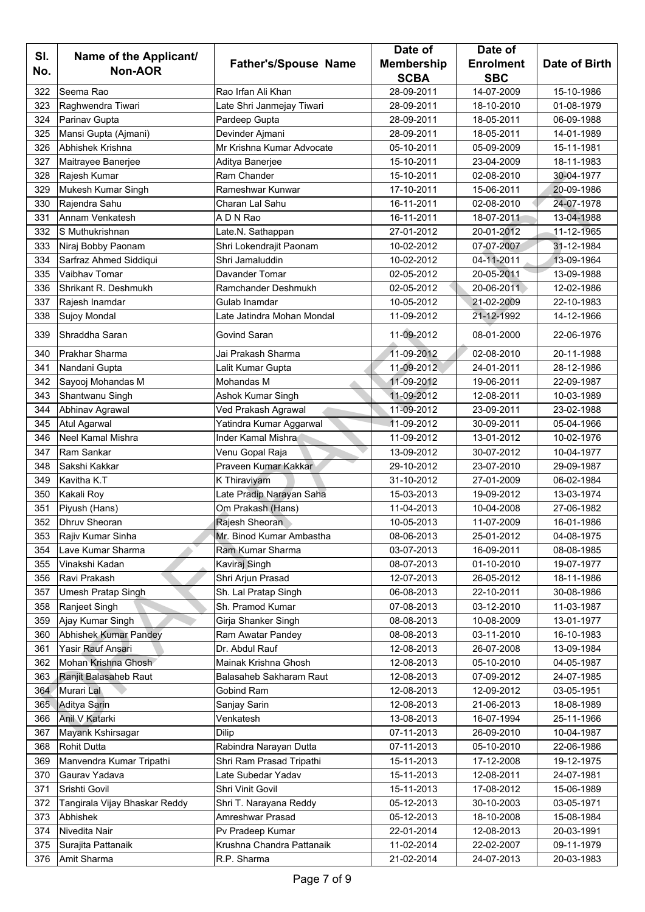| Sl. No. | Name of the Applicant/ Non-AOR | Father's/Spouse Name | Date of Membership SCBA | Date of Enrolment SBC | Date of Birth |
|---|---|---|---|---|---|
| 322 | Seema Rao | Rao Irfan Ali Khan | 28-09-2011 | 14-07-2009 | 15-10-1986 |
| 323 | Raghwendra Tiwari | Late Shri Janmejay Tiwari | 28-09-2011 | 18-10-2010 | 01-08-1979 |
| 324 | Parinav Gupta | Pardeep Gupta | 28-09-2011 | 18-05-2011 | 06-09-1988 |
| 325 | Mansi Gupta (Ajmani) | Devinder Ajmani | 28-09-2011 | 18-05-2011 | 14-01-1989 |
| 326 | Abhishek Krishna | Mr Krishna Kumar Advocate | 05-10-2011 | 05-09-2009 | 15-11-1981 |
| 327 | Maitrayee Banerjee | Aditya Banerjee | 15-10-2011 | 23-04-2009 | 18-11-1983 |
| 328 | Rajesh Kumar | Ram Chander | 15-10-2011 | 02-08-2010 | 30-04-1977 |
| 329 | Mukesh Kumar Singh | Rameshwar Kunwar | 17-10-2011 | 15-06-2011 | 20-09-1986 |
| 330 | Rajendra Sahu | Charan Lal Sahu | 16-11-2011 | 02-08-2010 | 24-07-1978 |
| 331 | Annam Venkatesh | A D N Rao | 16-11-2011 | 18-07-2011 | 13-04-1988 |
| 332 | S Muthukrishnan | Late.N. Sathappan | 27-01-2012 | 20-01-2012 | 11-12-1965 |
| 333 | Niraj Bobby Paonam | Shri Lokendrajit Paonam | 10-02-2012 | 07-07-2007 | 31-12-1984 |
| 334 | Sarfraz Ahmed Siddiqui | Shri Jamaluddin | 10-02-2012 | 04-11-2011 | 13-09-1964 |
| 335 | Vaibhav Tomar | Davander Tomar | 02-05-2012 | 20-05-2011 | 13-09-1988 |
| 336 | Shrikant R. Deshmukh | Ramchander Deshmukh | 02-05-2012 | 20-06-2011 | 12-02-1986 |
| 337 | Rajesh Inamdar | Gulab Inamdar | 10-05-2012 | 21-02-2009 | 22-10-1983 |
| 338 | Sujoy Mondal | Late Jatindra Mohan Mondal | 11-09-2012 | 21-12-1992 | 14-12-1966 |
| 339 | Shraddha Saran | Govind Saran | 11-09-2012 | 08-01-2000 | 22-06-1976 |
| 340 | Prakhar Sharma | Jai Prakash Sharma | 11-09-2012 | 02-08-2010 | 20-11-1988 |
| 341 | Nandani Gupta | Lalit Kumar Gupta | 11-09-2012 | 24-01-2011 | 28-12-1986 |
| 342 | Sayooj Mohandas M | Mohandas M | 11-09-2012 | 19-06-2011 | 22-09-1987 |
| 343 | Shantwanu Singh | Ashok Kumar Singh | 11-09-2012 | 12-08-2011 | 10-03-1989 |
| 344 | Abhinav Agrawal | Ved Prakash Agrawal | 11-09-2012 | 23-09-2011 | 23-02-1988 |
| 345 | Atul Agarwal | Yatindra Kumar Aggarwal | 11-09-2012 | 30-09-2011 | 05-04-1966 |
| 346 | Neel Kamal Mishra | Inder Kamal Mishra | 11-09-2012 | 13-01-2012 | 10-02-1976 |
| 347 | Ram Sankar | Venu Gopal Raja | 13-09-2012 | 30-07-2012 | 10-04-1977 |
| 348 | Sakshi Kakkar | Praveen Kumar Kakkar | 29-10-2012 | 23-07-2010 | 29-09-1987 |
| 349 | Kavitha K.T | K Thiraviyam | 31-10-2012 | 27-01-2009 | 06-02-1984 |
| 350 | Kakali Roy | Late Pradip Narayan Saha | 15-03-2013 | 19-09-2012 | 13-03-1974 |
| 351 | Piyush (Hans) | Om Prakash (Hans) | 11-04-2013 | 10-04-2008 | 27-06-1982 |
| 352 | Dhruv Sheoran | Rajesh Sheoran | 10-05-2013 | 11-07-2009 | 16-01-1986 |
| 353 | Rajiv Kumar Sinha | Mr. Binod Kumar Ambastha | 08-06-2013 | 25-01-2012 | 04-08-1975 |
| 354 | Lave Kumar Sharma | Ram Kumar Sharma | 03-07-2013 | 16-09-2011 | 08-08-1985 |
| 355 | Vinakshi Kadan | Kaviraj Singh | 08-07-2013 | 01-10-2010 | 19-07-1977 |
| 356 | Ravi Prakash | Shri Arjun Prasad | 12-07-2013 | 26-05-2012 | 18-11-1986 |
| 357 | Umesh Pratap Singh | Sh. Lal Pratap Singh | 06-08-2013 | 22-10-2011 | 30-08-1986 |
| 358 | Ranjeet Singh | Sh. Pramod Kumar | 07-08-2013 | 03-12-2010 | 11-03-1987 |
| 359 | Ajay Kumar Singh | Girja Shanker Singh | 08-08-2013 | 10-08-2009 | 13-01-1977 |
| 360 | Abhishek Kumar Pandey | Ram Awatar Pandey | 08-08-2013 | 03-11-2010 | 16-10-1983 |
| 361 | Yasir Rauf Ansari | Dr. Abdul Rauf | 12-08-2013 | 26-07-2008 | 13-09-1984 |
| 362 | Mohan Krishna Ghosh | Mainak Krishna Ghosh | 12-08-2013 | 05-10-2010 | 04-05-1987 |
| 363 | Ranjit Balasaheb Raut | Balasaheb Sakharam Raut | 12-08-2013 | 07-09-2012 | 24-07-1985 |
| 364 | Murari Lal | Gobind Ram | 12-08-2013 | 12-09-2012 | 03-05-1951 |
| 365 | Aditya Sarin | Sanjay Sarin | 12-08-2013 | 21-06-2013 | 18-08-1989 |
| 366 | Anil V Katarki | Venkatesh | 13-08-2013 | 16-07-1994 | 25-11-1966 |
| 367 | Mayank Kshirsagar | Dilip | 07-11-2013 | 26-09-2010 | 10-04-1987 |
| 368 | Rohit Dutta | Rabindra Narayan Dutta | 07-11-2013 | 05-10-2010 | 22-06-1986 |
| 369 | Manvendra Kumar Tripathi | Shri Ram Prasad Tripathi | 15-11-2013 | 17-12-2008 | 19-12-1975 |
| 370 | Gaurav Yadava | Late Subedar Yadav | 15-11-2013 | 12-08-2011 | 24-07-1981 |
| 371 | Srishti Govil | Shri Vinit Govil | 15-11-2013 | 17-08-2012 | 15-06-1989 |
| 372 | Tangirala Vijay Bhaskar Reddy | Shri T. Narayana Reddy | 05-12-2013 | 30-10-2003 | 03-05-1971 |
| 373 | Abhishek | Amreshwar Prasad | 05-12-2013 | 18-10-2008 | 15-08-1984 |
| 374 | Nivedita Nair | Pv Pradeep Kumar | 22-01-2014 | 12-08-2013 | 20-03-1991 |
| 375 | Surajita Pattanaik | Krushna Chandra Pattanaik | 11-02-2014 | 22-02-2007 | 09-11-1979 |
| 376 | Amit Sharma | R.P. Sharma | 21-02-2014 | 24-07-2013 | 20-03-1983 |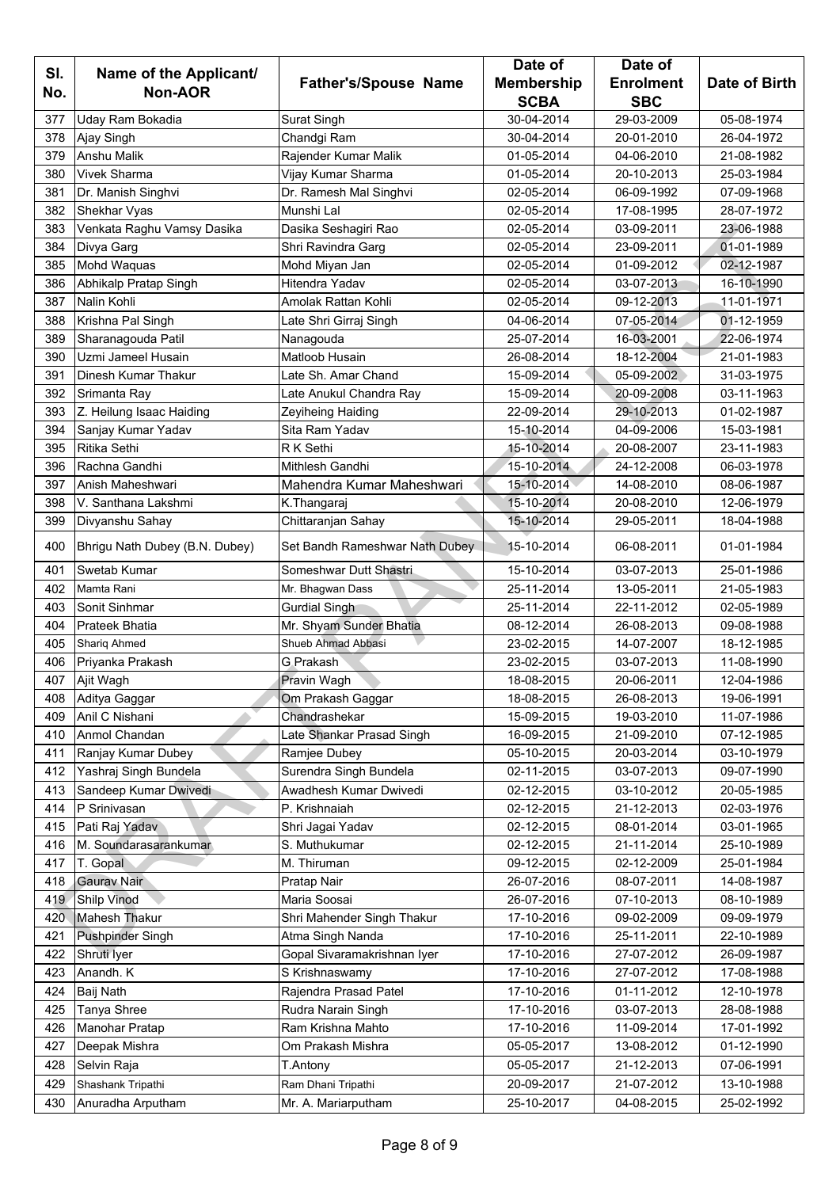| Sl. No. | Name of the Applicant/ Non-AOR | Father's/Spouse Name | Date of Membership SCBA | Date of Enrolment SBC | Date of Birth |
|---|---|---|---|---|---|
| 377 | Uday Ram Bokadia | Surat Singh | 30-04-2014 | 29-03-2009 | 05-08-1974 |
| 378 | Ajay Singh | Chandgi Ram | 30-04-2014 | 20-01-2010 | 26-04-1972 |
| 379 | Anshu Malik | Rajender Kumar Malik | 01-05-2014 | 04-06-2010 | 21-08-1982 |
| 380 | Vivek Sharma | Vijay Kumar Sharma | 01-05-2014 | 20-10-2013 | 25-03-1984 |
| 381 | Dr. Manish Singhvi | Dr. Ramesh Mal Singhvi | 02-05-2014 | 06-09-1992 | 07-09-1968 |
| 382 | Shekhar Vyas | Munshi Lal | 02-05-2014 | 17-08-1995 | 28-07-1972 |
| 383 | Venkata Raghu Vamsy Dasika | Dasika Seshagiri Rao | 02-05-2014 | 03-09-2011 | 23-06-1988 |
| 384 | Divya Garg | Shri Ravindra Garg | 02-05-2014 | 23-09-2011 | 01-01-1989 |
| 385 | Mohd Waquas | Mohd Miyan Jan | 02-05-2014 | 01-09-2012 | 02-12-1987 |
| 386 | Abhikalp Pratap Singh | Hitendra Yadav | 02-05-2014 | 03-07-2013 | 16-10-1990 |
| 387 | Nalin Kohli | Amolak Rattan Kohli | 02-05-2014 | 09-12-2013 | 11-01-1971 |
| 388 | Krishna Pal Singh | Late Shri Girraj Singh | 04-06-2014 | 07-05-2014 | 01-12-1959 |
| 389 | Sharanagouda Patil | Nanagouda | 25-07-2014 | 16-03-2001 | 22-06-1974 |
| 390 | Uzmi Jameel Husain | Matloob Husain | 26-08-2014 | 18-12-2004 | 21-01-1983 |
| 391 | Dinesh Kumar Thakur | Late Sh. Amar Chand | 15-09-2014 | 05-09-2002 | 31-03-1975 |
| 392 | Srimanta Ray | Late Anukul Chandra Ray | 15-09-2014 | 20-09-2008 | 03-11-1963 |
| 393 | Z. Heilung Isaac Haiding | Zeyiheing Haiding | 22-09-2014 | 29-10-2013 | 01-02-1987 |
| 394 | Sanjay Kumar Yadav | Sita Ram Yadav | 15-10-2014 | 04-09-2006 | 15-03-1981 |
| 395 | Ritika Sethi | R K Sethi | 15-10-2014 | 20-08-2007 | 23-11-1983 |
| 396 | Rachna Gandhi | Mithlesh Gandhi | 15-10-2014 | 24-12-2008 | 06-03-1978 |
| 397 | Anish Maheshwari | Mahendra Kumar Maheshwari | 15-10-2014 | 14-08-2010 | 08-06-1987 |
| 398 | V. Santhana Lakshmi | K.Thangaraj | 15-10-2014 | 20-08-2010 | 12-06-1979 |
| 399 | Divyanshu Sahay | Chittaranjan Sahay | 15-10-2014 | 29-05-2011 | 18-04-1988 |
| 400 | Bhrigu Nath Dubey (B.N. Dubey) | Set Bandh Rameshwar Nath Dubey | 15-10-2014 | 06-08-2011 | 01-01-1984 |
| 401 | Swetab Kumar | Someshwar Dutt Shastri | 15-10-2014 | 03-07-2013 | 25-01-1986 |
| 402 | Mamta Rani | Mr. Bhagwan Dass | 25-11-2014 | 13-05-2011 | 21-05-1983 |
| 403 | Sonit Sinhmar | Gurdial Singh | 25-11-2014 | 22-11-2012 | 02-05-1989 |
| 404 | Prateek Bhatia | Mr. Shyam Sunder Bhatia | 08-12-2014 | 26-08-2013 | 09-08-1988 |
| 405 | Shariq Ahmed | Shueb Ahmad Abbasi | 23-02-2015 | 14-07-2007 | 18-12-1985 |
| 406 | Priyanka Prakash | G Prakash | 23-02-2015 | 03-07-2013 | 11-08-1990 |
| 407 | Ajit Wagh | Pravin Wagh | 18-08-2015 | 20-06-2011 | 12-04-1986 |
| 408 | Aditya Gaggar | Om Prakash Gaggar | 18-08-2015 | 26-08-2013 | 19-06-1991 |
| 409 | Anil C Nishani | Chandrashekar | 15-09-2015 | 19-03-2010 | 11-07-1986 |
| 410 | Anmol Chandan | Late Shankar Prasad Singh | 16-09-2015 | 21-09-2010 | 07-12-1985 |
| 411 | Ranjay Kumar Dubey | Ramjee Dubey | 05-10-2015 | 20-03-2014 | 03-10-1979 |
| 412 | Yashraj Singh Bundela | Surendra Singh Bundela | 02-11-2015 | 03-07-2013 | 09-07-1990 |
| 413 | Sandeep Kumar Dwivedi | Awadhesh Kumar Dwivedi | 02-12-2015 | 03-10-2012 | 20-05-1985 |
| 414 | P Srinivasan | P. Krishnaiah | 02-12-2015 | 21-12-2013 | 02-03-1976 |
| 415 | Pati Raj Yadav | Shri Jagai Yadav | 02-12-2015 | 08-01-2014 | 03-01-1965 |
| 416 | M. Soundarasarankumar | S. Muthukumar | 02-12-2015 | 21-11-2014 | 25-10-1989 |
| 417 | T. Gopal | M. Thiruman | 09-12-2015 | 02-12-2009 | 25-01-1984 |
| 418 | Gaurav Nair | Pratap Nair | 26-07-2016 | 08-07-2011 | 14-08-1987 |
| 419 | Shilp Vinod | Maria Soosai | 26-07-2016 | 07-10-2013 | 08-10-1989 |
| 420 | Mahesh Thakur | Shri Mahender Singh Thakur | 17-10-2016 | 09-02-2009 | 09-09-1979 |
| 421 | Pushpinder Singh | Atma Singh Nanda | 17-10-2016 | 25-11-2011 | 22-10-1989 |
| 422 | Shruti Iyer | Gopal Sivaramakrishnan Iyer | 17-10-2016 | 27-07-2012 | 26-09-1987 |
| 423 | Anandh. K | S Krishnaswamy | 17-10-2016 | 27-07-2012 | 17-08-1988 |
| 424 | Baij Nath | Rajendra Prasad Patel | 17-10-2016 | 01-11-2012 | 12-10-1978 |
| 425 | Tanya Shree | Rudra Narain Singh | 17-10-2016 | 03-07-2013 | 28-08-1988 |
| 426 | Manohar Pratap | Ram Krishna Mahto | 17-10-2016 | 11-09-2014 | 17-01-1992 |
| 427 | Deepak Mishra | Om Prakash Mishra | 05-05-2017 | 13-08-2012 | 01-12-1990 |
| 428 | Selvin Raja | T.Antony | 05-05-2017 | 21-12-2013 | 07-06-1991 |
| 429 | Shashank Tripathi | Ram Dhani Tripathi | 20-09-2017 | 21-07-2012 | 13-10-1988 |
| 430 | Anuradha Arputham | Mr. A. Mariarputham | 25-10-2017 | 04-08-2015 | 25-02-1992 |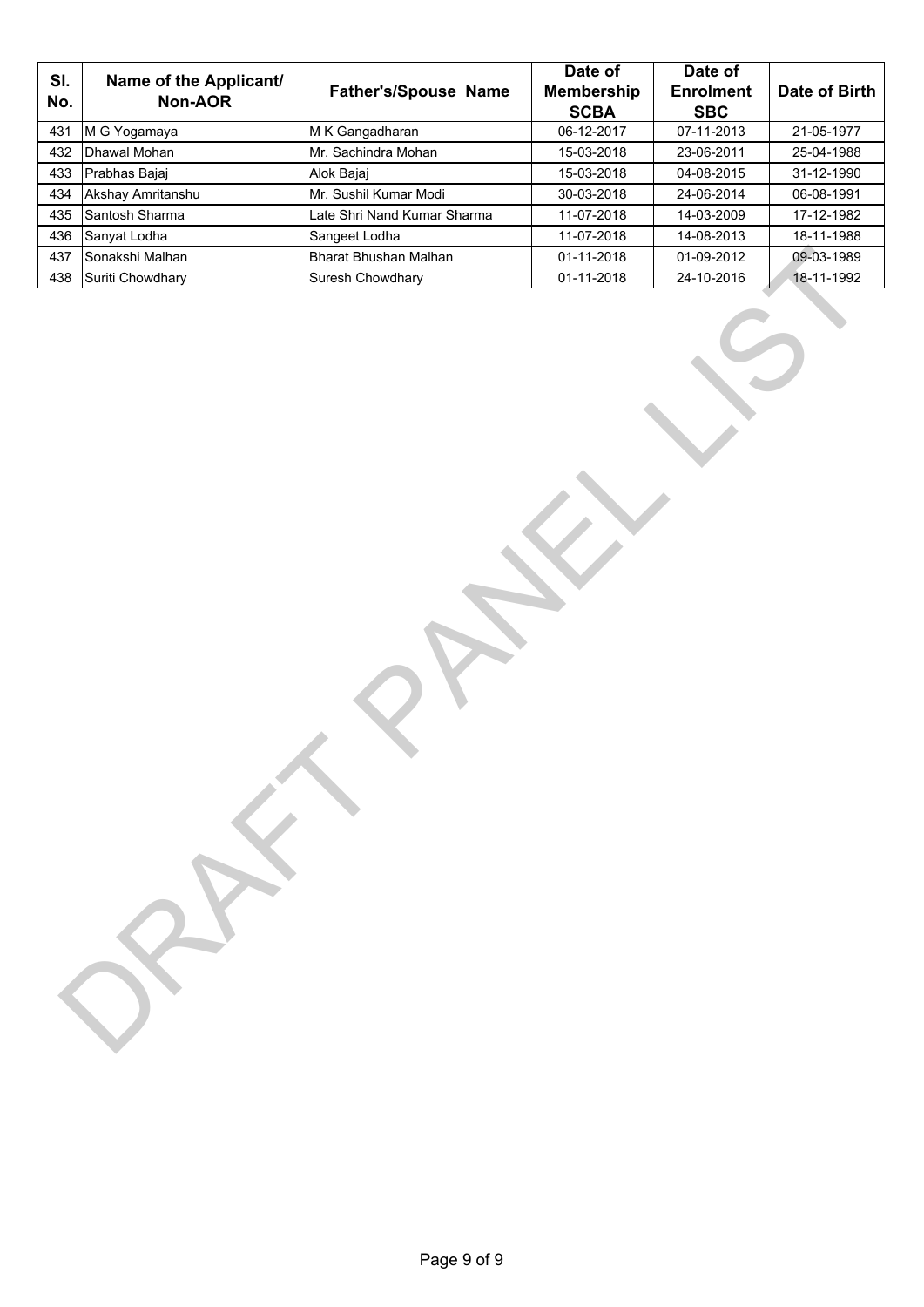| Sl. No. | Name of the Applicant/ Non-AOR | Father's/Spouse Name | Date of Membership SCBA | Date of Enrolment SBC | Date of Birth |
|---|---|---|---|---|---|
| 431 | M G Yogamaya | M K Gangadharan | 06-12-2017 | 07-11-2013 | 21-05-1977 |
| 432 | Dhawal Mohan | Mr. Sachindra Mohan | 15-03-2018 | 23-06-2011 | 25-04-1988 |
| 433 | Prabhas Bajaj | Alok Bajaj | 15-03-2018 | 04-08-2015 | 31-12-1990 |
| 434 | Akshay Amritanshu | Mr. Sushil Kumar Modi | 30-03-2018 | 24-06-2014 | 06-08-1991 |
| 435 | Santosh Sharma | Late Shri Nand Kumar Sharma | 11-07-2018 | 14-03-2009 | 17-12-1982 |
| 436 | Sanyat Lodha | Sangeet Lodha | 11-07-2018 | 14-08-2013 | 18-11-1988 |
| 437 | Sonakshi Malhan | Bharat Bhushan Malhan | 01-11-2018 | 01-09-2012 | 09-03-1989 |
| 438 | Suriti Chowdhary | Suresh Chowdhary | 01-11-2018 | 24-10-2016 | 18-11-1992 |

DRAFT PANEL LIST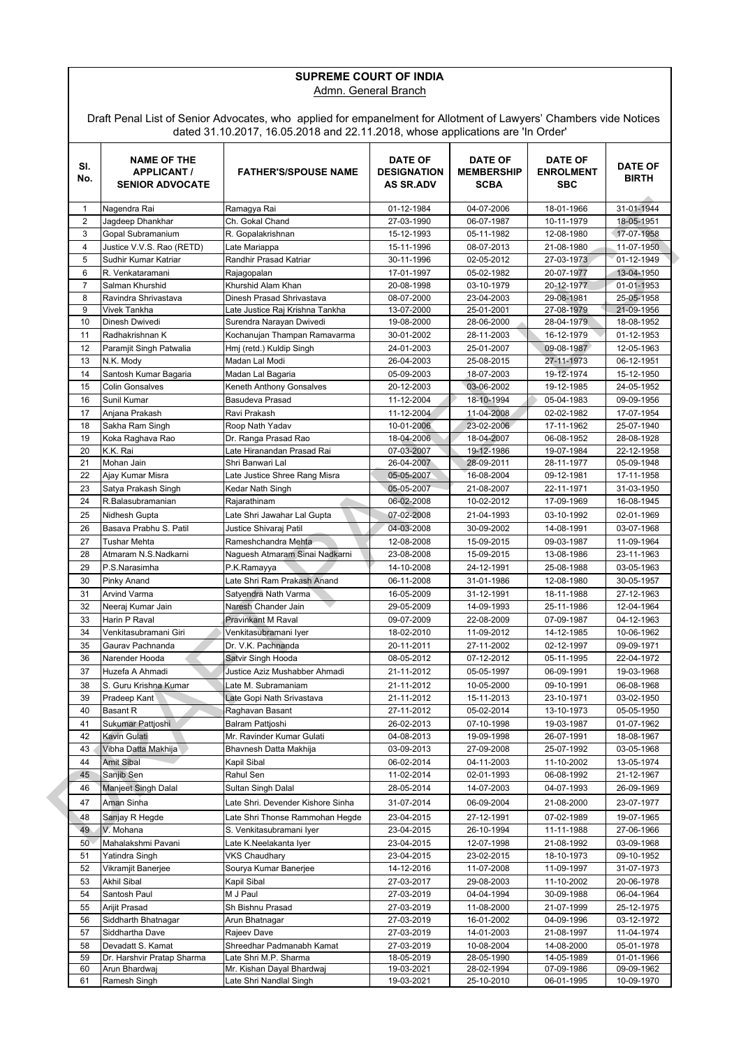# SUPREME COURT OF INDIA

Admn. General Branch

Draft Penal List of Senior Advocates, who applied for empanelment for Allotment of Lawyers' Chambers vide Notices dated 31.10.2017, 16.05.2018 and 22.11.2018, whose applications are 'In Order'

| Sl. No. | NAME OF THE APPLICANT / SENIOR ADVOCATE | FATHER'S/SPOUSE NAME | DATE OF DESIGNATION AS SR.ADV | DATE OF MEMBERSHIP SCBA | DATE OF ENROLMENT SBC | DATE OF BIRTH |
|---|---|---|---|---|---|---|
| 1 | Nagendra Rai | Ramagya Rai | 01-12-1984 | 04-07-2006 | 18-01-1966 | 31-01-1944 |
| 2 | Jagdeep Dhankhar | Ch. Gokal Chand | 27-03-1990 | 06-07-1987 | 10-11-1979 | 18-05-1951 |
| 3 | Gopal Subramanium | R. Gopalakrishnan | 15-12-1993 | 05-11-1982 | 12-08-1980 | 17-07-1958 |
| 4 | Justice V.V.S. Rao (RETD) | Late Mariappa | 15-11-1996 | 08-07-2013 | 21-08-1980 | 11-07-1950 |
| 5 | Sudhir Kumar Katriar | Randhir Prasad Katriar | 30-11-1996 | 02-05-2012 | 27-03-1973 | 01-12-1949 |
| 6 | R. Venkataramani | Rajagopalan | 17-01-1997 | 05-02-1982 | 20-07-1977 | 13-04-1950 |
| 7 | Salman Khurshid | Khurshid Alam Khan | 20-08-1998 | 03-10-1979 | 20-12-1977 | 01-01-1953 |
| 8 | Ravindra Shrivastava | Dinesh Prasad Shrivastava | 08-07-2000 | 23-04-2003 | 29-08-1981 | 25-05-1958 |
| 9 | Vivek Tankha | Late Justice Raj Krishna Tankha | 13-07-2000 | 25-01-2001 | 27-08-1979 | 21-09-1956 |
| 10 | Dinesh Dwivedi | Surendra Narayan Dwivedi | 19-08-2000 | 28-06-2000 | 28-04-1979 | 18-08-1952 |
| 11 | Radhakrishnan K | Kochanujan Thampan Ramavarma | 30-01-2002 | 28-11-2003 | 16-12-1979 | 01-12-1953 |
| 12 | Paramjit Singh Patwalia | Hmj (retd.) Kuldip Singh | 24-01-2003 | 25-01-2007 | 09-08-1987 | 12-05-1963 |
| 13 | N.K. Mody | Madan Lal Modi | 26-04-2003 | 25-08-2015 | 27-11-1973 | 06-12-1951 |
| 14 | Santosh Kumar Bagaria | Madan Lal Bagaria | 05-09-2003 | 18-07-2003 | 19-12-1974 | 15-12-1950 |
| 15 | Colin Gonsalves | Keneth Anthony Gonsalves | 20-12-2003 | 03-06-2002 | 19-12-1985 | 24-05-1952 |
| 16 | Sunil Kumar | Basudeva Prasad | 11-12-2004 | 18-10-1994 | 05-04-1983 | 09-09-1956 |
| 17 | Anjana Prakash | Ravi Prakash | 11-12-2004 | 11-04-2008 | 02-02-1982 | 17-07-1954 |
| 18 | Sakha Ram Singh | Roop Nath Yadav | 10-01-2006 | 23-02-2006 | 17-11-1962 | 25-07-1940 |
| 19 | Koka Raghava Rao | Dr. Ranga Prasad Rao | 18-04-2006 | 18-04-2007 | 06-08-1952 | 28-08-1928 |
| 20 | K.K. Rai | Late Hiranandan Prasad Rai | 07-03-2007 | 19-12-1986 | 19-07-1984 | 22-12-1958 |
| 21 | Mohan Jain | Shri Banwari Lal | 26-04-2007 | 28-09-2011 | 28-11-1977 | 05-09-1948 |
| 22 | Ajay Kumar Misra | Late Justice Shree Rang Misra | 05-05-2007 | 16-08-2004 | 09-12-1981 | 17-11-1958 |
| 23 | Satya Prakash Singh | Kedar Nath Singh | 05-05-2007 | 21-08-2007 | 22-11-1971 | 31-03-1950 |
| 24 | R.Balasubramanian | Rajarathinam | 06-02-2008 | 10-02-2012 | 17-09-1969 | 16-08-1945 |
| 25 | Nidhesh Gupta | Late Shri Jawahar Lal Gupta | 07-02-2008 | 21-04-1993 | 03-10-1992 | 02-01-1969 |
| 26 | Basava Prabhu S. Patil | Justice Shivaraj Patil | 04-03-2008 | 30-09-2002 | 14-08-1991 | 03-07-1968 |
| 27 | Tushar Mehta | Rameshchandra Mehta | 12-08-2008 | 15-09-2015 | 09-03-1987 | 11-09-1964 |
| 28 | Atmaram N.S.Nadkarni | Naguesh Atmaram Sinai Nadkarni | 23-08-2008 | 15-09-2015 | 13-08-1986 | 23-11-1963 |
| 29 | P.S.Narasimha | P.K.Ramayya | 14-10-2008 | 24-12-1991 | 25-08-1988 | 03-05-1963 |
| 30 | Pinky Anand | Late Shri Ram Prakash Anand | 06-11-2008 | 31-01-1986 | 12-08-1980 | 30-05-1957 |
| 31 | Arvind Varma | Satyendra Nath Varma | 16-05-2009 | 31-12-1991 | 18-11-1988 | 27-12-1963 |
| 32 | Neeraj Kumar Jain | Naresh Chander Jain | 29-05-2009 | 14-09-1993 | 25-11-1986 | 12-04-1964 |
| 33 | Harin P Raval | Pravinkant M Raval | 09-07-2009 | 22-08-2009 | 07-09-1987 | 04-12-1963 |
| 34 | Venkitasubramani Giri | Venkitasubramani Iyer | 18-02-2010 | 11-09-2012 | 14-12-1985 | 10-06-1962 |
| 35 | Gaurav Pachnanda | Dr. V.K. Pachnanda | 20-11-2011 | 27-11-2002 | 02-12-1997 | 09-09-1971 |
| 36 | Narender Hooda | Satvir Singh Hooda | 08-05-2012 | 07-12-2012 | 05-11-1995 | 22-04-1972 |
| 37 | Huzefa A Ahmadi | Justice Aziz Mushabber Ahmadi | 21-11-2012 | 05-05-1997 | 06-09-1991 | 19-03-1968 |
| 38 | S. Guru Krishna Kumar | Late M. Subramaniam | 21-11-2012 | 10-05-2000 | 09-10-1991 | 06-08-1968 |
| 39 | Pradeep Kant | Late Gopi Nath Srivastava | 21-11-2012 | 15-11-2013 | 23-10-1971 | 03-02-1950 |
| 40 | Basant R | Raghavan Basant | 27-11-2012 | 05-02-2014 | 13-10-1973 | 05-05-1950 |
| 41 | Sukumar Pattjoshi | Balram Pattjoshi | 26-02-2013 | 07-10-1998 | 19-03-1987 | 01-07-1962 |
| 42 | Kavin Gulati | Mr. Ravinder Kumar Gulati | 04-08-2013 | 19-09-1998 | 26-07-1991 | 18-08-1967 |
| 43 | Vibha Datta Makhija | Bhavnesh Datta Makhija | 03-09-2013 | 27-09-2008 | 25-07-1992 | 03-05-1968 |
| 44 | Amit Sibal | Kapil Sibal | 06-02-2014 | 04-11-2003 | 11-10-2002 | 13-05-1974 |
| 45 | Sanjib Sen | Rahul Sen | 11-02-2014 | 02-01-1993 | 06-08-1992 | 21-12-1967 |
| 46 | Manjeet Singh Dalal | Sultan Singh Dalal | 28-05-2014 | 14-07-2003 | 04-07-1993 | 26-09-1969 |
| 47 | Aman Sinha | Late Shri. Devender Kishore Sinha | 31-07-2014 | 06-09-2004 | 21-08-2000 | 23-07-1977 |
| 48 | Sanjay R Hegde | Late Shri Thonse Rammohan Hegde | 23-04-2015 | 27-12-1991 | 07-02-1989 | 19-07-1965 |
| 49 | V. Mohana | S. Venkitasubramani Iyer | 23-04-2015 | 26-10-1994 | 11-11-1988 | 27-06-1966 |
| 50 | Mahalakshmi Pavani | Late K.Neelakanta Iyer | 23-04-2015 | 12-07-1998 | 21-08-1992 | 03-09-1968 |
| 51 | Yatindra Singh | VKS Chaudhary | 23-04-2015 | 23-02-2015 | 18-10-1973 | 09-10-1952 |
| 52 | Vikramjit Banerjee | Sourya Kumar Banerjee | 14-12-2016 | 11-07-2008 | 11-09-1997 | 31-07-1973 |
| 53 | Akhil Sibal | Kapil Sibal | 27-03-2017 | 29-08-2003 | 11-10-2002 | 20-06-1978 |
| 54 | Santosh Paul | M J Paul | 27-03-2019 | 04-04-1994 | 30-09-1988 | 06-04-1964 |
| 55 | Arijit Prasad | Sh Bishnu Prasad | 27-03-2019 | 11-08-2000 | 21-07-1999 | 25-12-1975 |
| 56 | Siddharth Bhatnagar | Arun Bhatnagar | 27-03-2019 | 16-01-2002 | 04-09-1996 | 03-12-1972 |
| 57 | Siddhartha Dave | Rajeev Dave | 27-03-2019 | 14-01-2003 | 21-08-1997 | 11-04-1974 |
| 58 | Devadatt S. Kamat | Shreedhar Padmanabh Kamat | 27-03-2019 | 10-08-2004 | 14-08-2000 | 05-01-1978 |
| 59 | Dr. Harshvir Pratap Sharma | Late Shri M.P. Sharma | 18-05-2019 | 28-05-1990 | 14-05-1989 | 01-01-1966 |
| 60 | Arun Bhardwaj | Mr. Kishan Dayal Bhardwaj | 19-03-2021 | 28-02-1994 | 07-09-1986 | 09-09-1962 |
| 61 | Ramesh Singh | Late Shri Nandlal Singh | 19-03-2021 | 25-10-2010 | 06-01-1995 | 10-09-1970 |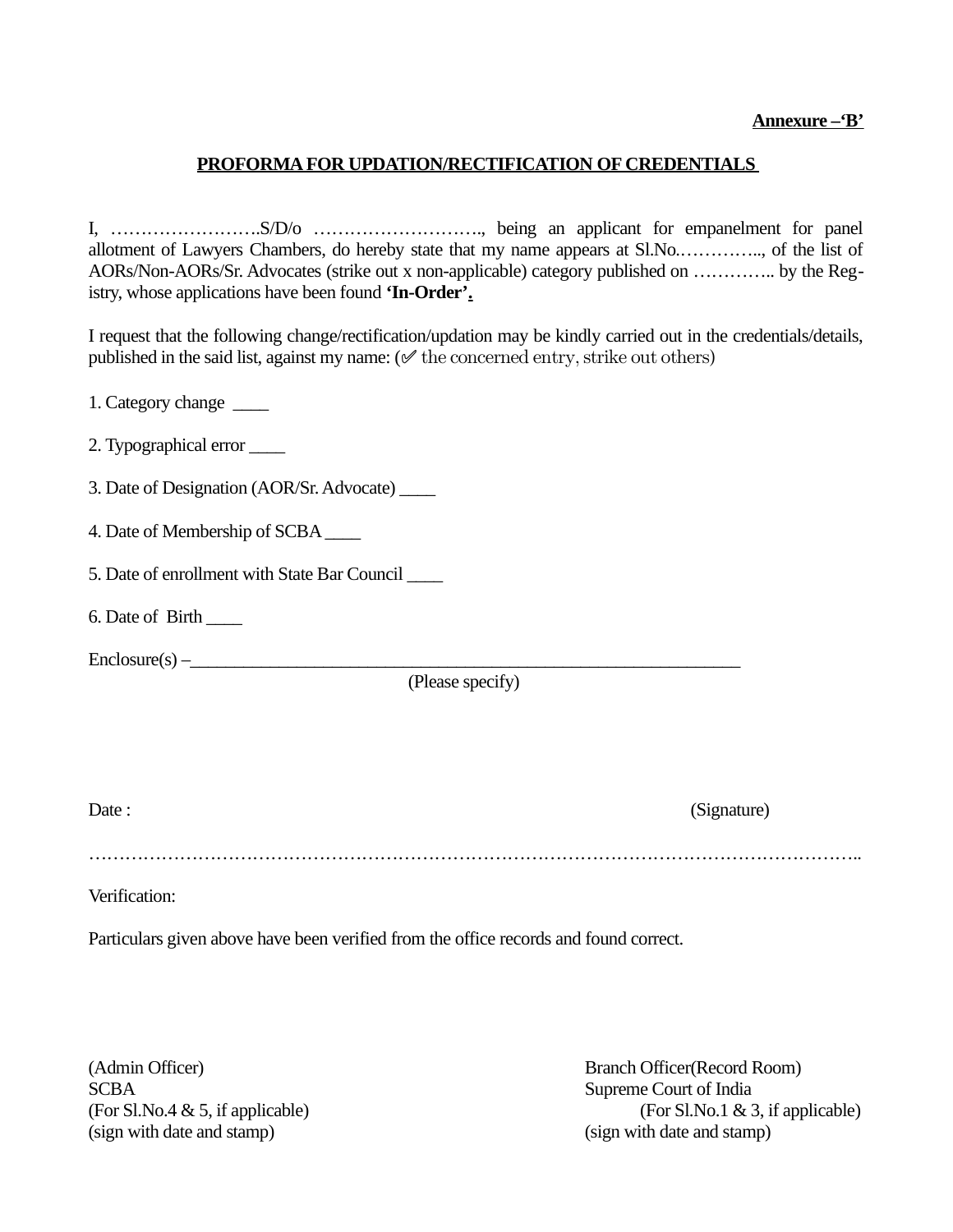**Annexure –'B'**

**PROFORMA FOR UPDATION/RECTIFICATION OF CREDENTIALS**

I, …………………….S/D/o ………………………., being an applicant for empanelment for panel allotment of Lawyers Chambers, do hereby state that my name appears at Sl.No..………….., of the list of AORs/Non-AORs/Sr. Advocates (strike out x non-applicable) category published on ………….. by the Registry, whose applications have been found **'In-Order'.**

I request that the following change/rectification/updation may be kindly carried out in the credentials/details, published in the said list, against my name: (✐ the concerned entry, strike out others)

1. Category change ____

2. Typographical error ____

3. Date of Designation (AOR/Sr. Advocate) ____

4. Date of Membership of SCBA ____

5. Date of enrollment with State Bar Council ____

6. Date of Birth ____

Enclosure(s) –_______________________________________________________________

(Please specify)

Date : (Signature)

……………………………………………………………………………………………………………..

Verification:

Particulars given above have been verified from the office records and found correct.

(Admin Officer)
SCBA
(For Sl.No.4 & 5, if applicable)
(sign with date and stamp)

Branch Officer(Record Room)
Supreme Court of India
(For Sl.No.1 & 3, if applicable)
(sign with date and stamp)